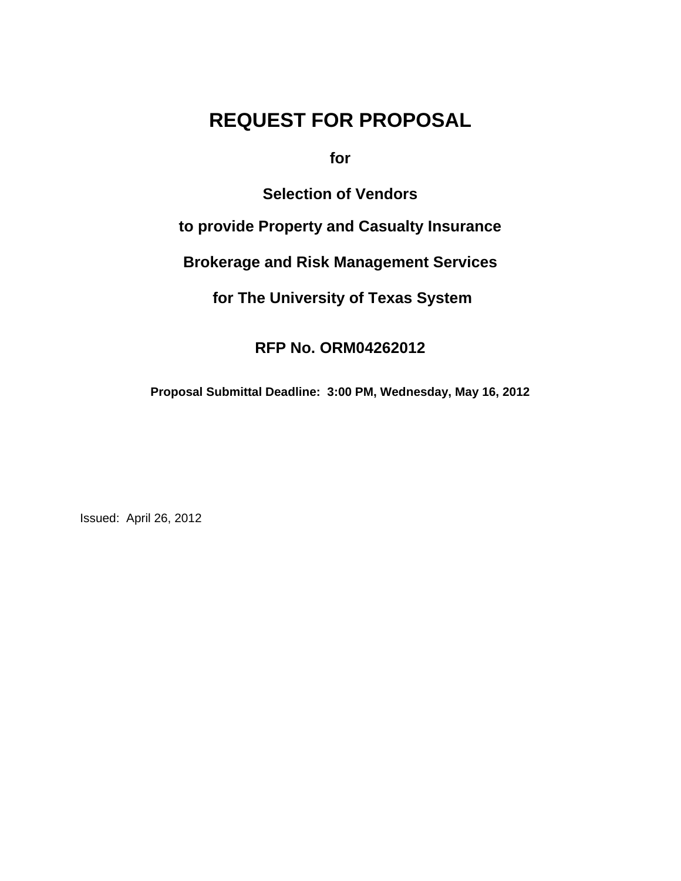# REQUEST FOR PROPOSAL

**for**

**Selection of Vendors**

**to provide Property and Casualty Insurance**

**Brokerage and Risk Management Services**

**for The University of Texas System**

**RFP No. ORM04262012**

**Proposal Submittal Deadline: 3:00 PM, Wednesday, May 16, 2012**

Issued: April 26, 2012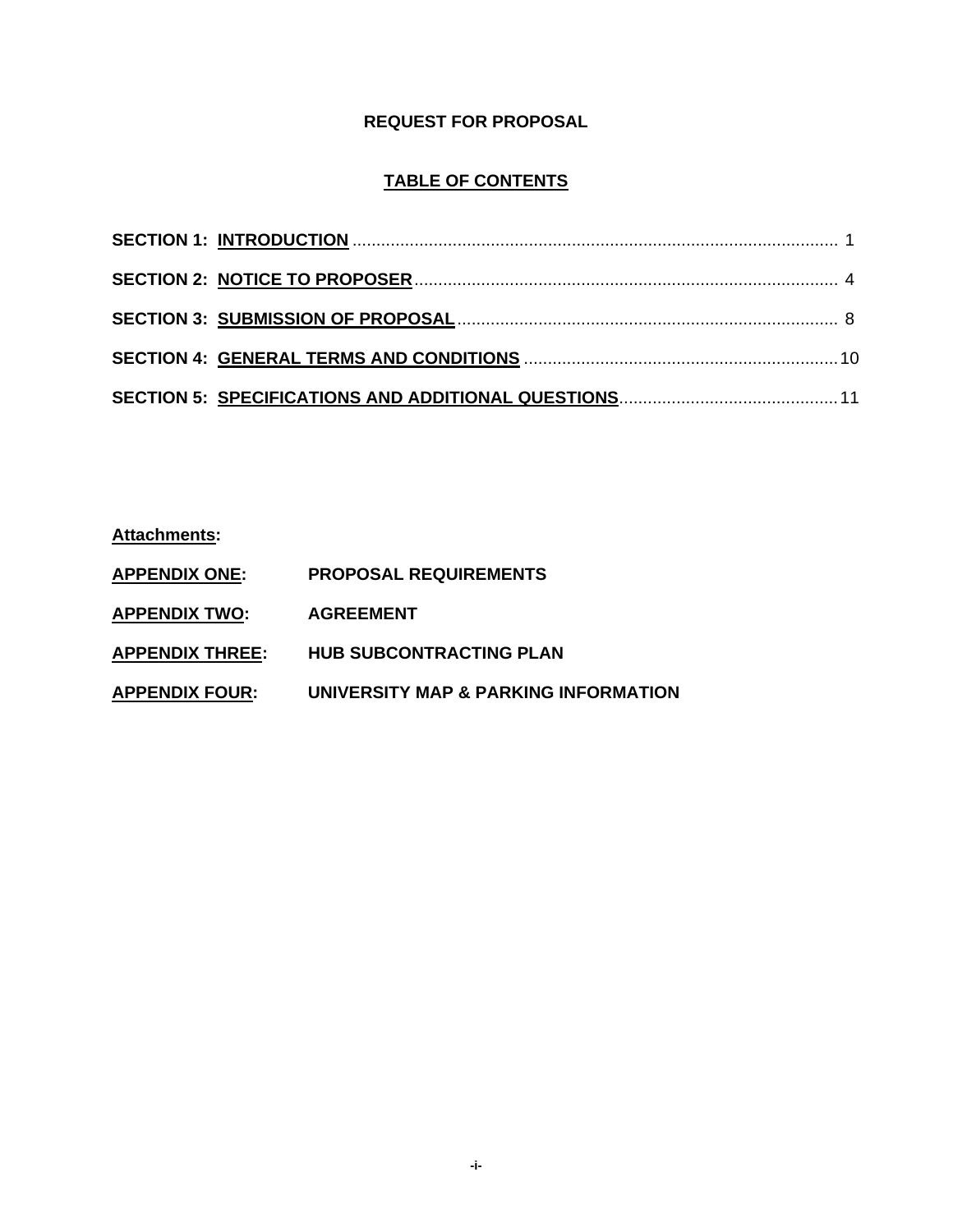# REQUEST FOR PROPOSAL

## TABLE OF CONTENTS

**SECTION 1: INTRODUCTION** ........................................ 1

**SECTION 2: NOTICE TO PROPOSER** ........................................ 4

**SECTION 3: SUBMISSION OF PROPOSAL** ........................................ 8

**SECTION 4: GENERAL TERMS AND CONDITIONS** ........................................ 10

**SECTION 5: SPECIFICATIONS AND ADDITIONAL QUESTIONS** ........................................ 11

**Attachments:**

**APPENDIX ONE:** **PROPOSAL REQUIREMENTS**

**APPENDIX TWO:** **AGREEMENT**

**APPENDIX THREE:** **HUB SUBCONTRACTING PLAN**

**APPENDIX FOUR:** **UNIVERSITY MAP & PARKING INFORMATION**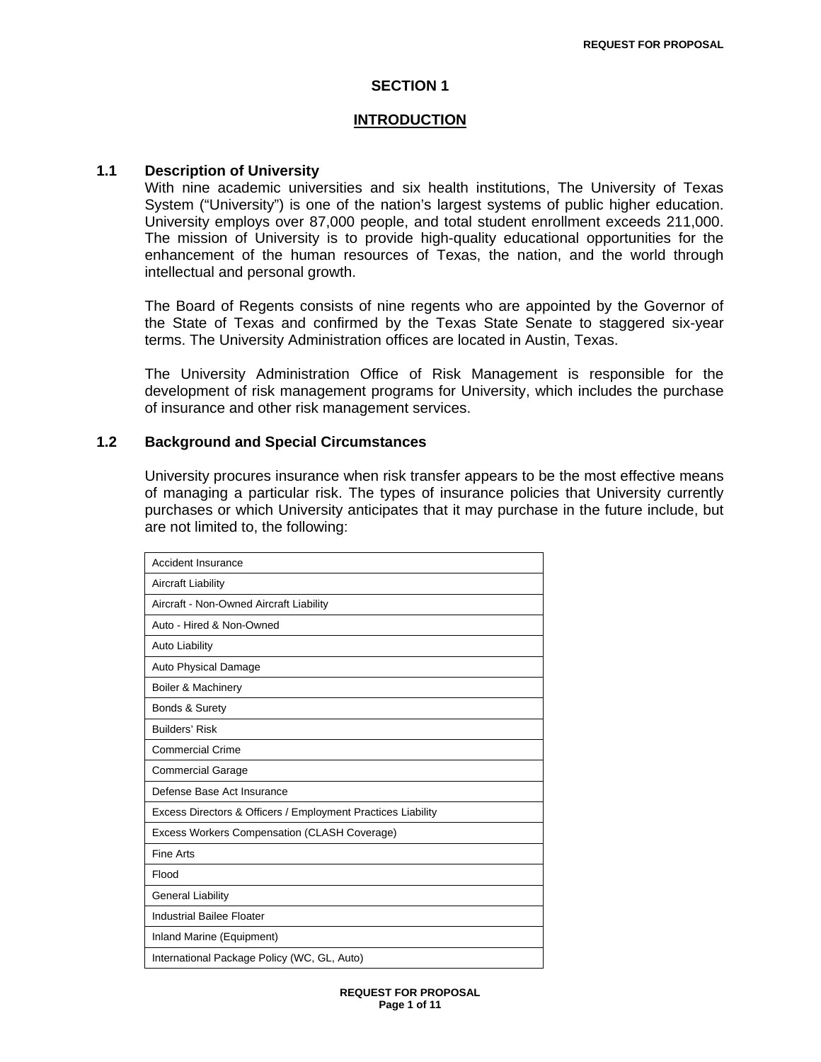# SECTION 1

## INTRODUCTION

### 1.1 Description of University

With nine academic universities and six health institutions, The University of Texas System ("University") is one of the nation's largest systems of public higher education. University employs over 87,000 people, and total student enrollment exceeds 211,000. The mission of University is to provide high-quality educational opportunities for the enhancement of the human resources of Texas, the nation, and the world through intellectual and personal growth.

The Board of Regents consists of nine regents who are appointed by the Governor of the State of Texas and confirmed by the Texas State Senate to staggered six-year terms. The University Administration offices are located in Austin, Texas.

The University Administration Office of Risk Management is responsible for the development of risk management programs for University, which includes the purchase of insurance and other risk management services.

### 1.2 Background and Special Circumstances

University procures insurance when risk transfer appears to be the most effective means of managing a particular risk. The types of insurance policies that University currently purchases or which University anticipates that it may purchase in the future include, but are not limited to, the following:

| Accident Insurance |
|---|
| Aircraft Liability |
| Aircraft - Non-Owned Aircraft Liability |
| Auto - Hired & Non-Owned |
| Auto Liability |
| Auto Physical Damage |
| Boiler & Machinery |
| Bonds & Surety |
| Builders' Risk |
| Commercial Crime |
| Commercial Garage |
| Defense Base Act Insurance |
| Excess Directors & Officers / Employment Practices Liability |
| Excess Workers Compensation (CLASH Coverage) |
| Fine Arts |
| Flood |
| General Liability |
| Industrial Bailee Floater |
| Inland Marine (Equipment) |
| International Package Policy (WC, GL, Auto) |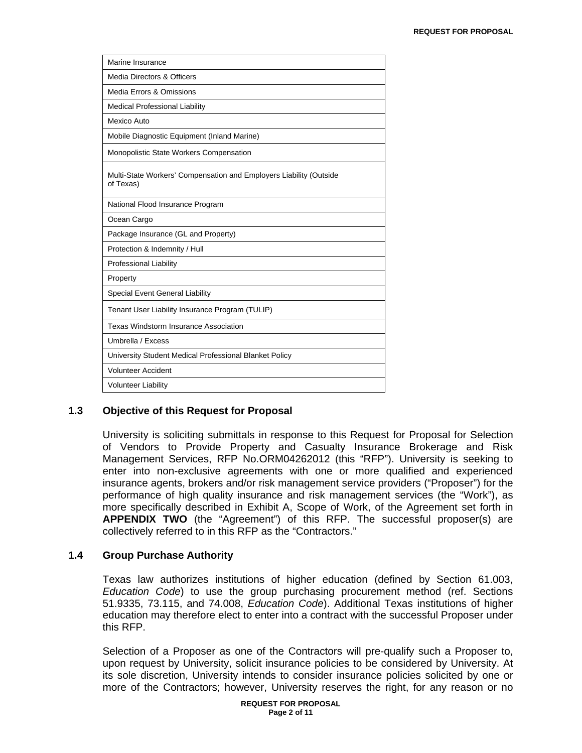| Marine Insurance |
|---|
| Media Directors & Officers |
| Media Errors & Omissions |
| Medical Professional Liability |
| Mexico Auto |
| Mobile Diagnostic Equipment (Inland Marine) |
| Monopolistic State Workers Compensation |
| Multi-State Workers' Compensation and Employers Liability (Outside of Texas) |
| National Flood Insurance Program |
| Ocean Cargo |
| Package Insurance (GL and Property) |
| Protection & Indemnity / Hull |
| Professional Liability |
| Property |
| Special Event General Liability |
| Tenant User Liability Insurance Program (TULIP) |
| Texas Windstorm Insurance Association |
| Umbrella / Excess |
| University Student Medical Professional Blanket Policy |
| Volunteer Accident |
| Volunteer Liability |

### 1.3 Objective of this Request for Proposal

University is soliciting submittals in response to this Request for Proposal for Selection of Vendors to Provide Property and Casualty Insurance Brokerage and Risk Management Services, RFP No.ORM04262012 (this "RFP"). University is seeking to enter into non-exclusive agreements with one or more qualified and experienced insurance agents, brokers and/or risk management service providers ("Proposer") for the performance of high quality insurance and risk management services (the "Work"), as more specifically described in Exhibit A, Scope of Work, of the Agreement set forth in **APPENDIX TWO** (the "Agreement") of this RFP. The successful proposer(s) are collectively referred to in this RFP as the "Contractors."

### 1.4 Group Purchase Authority

Texas law authorizes institutions of higher education (defined by Section 61.003, *Education Code*) to use the group purchasing procurement method (ref. Sections 51.9335, 73.115, and 74.008, *Education Code*). Additional Texas institutions of higher education may therefore elect to enter into a contract with the successful Proposer under this RFP.

Selection of a Proposer as one of the Contractors will pre-qualify such a Proposer to, upon request by University, solicit insurance policies to be considered by University. At its sole discretion, University intends to consider insurance policies solicited by one or more of the Contractors; however, University reserves the right, for any reason or no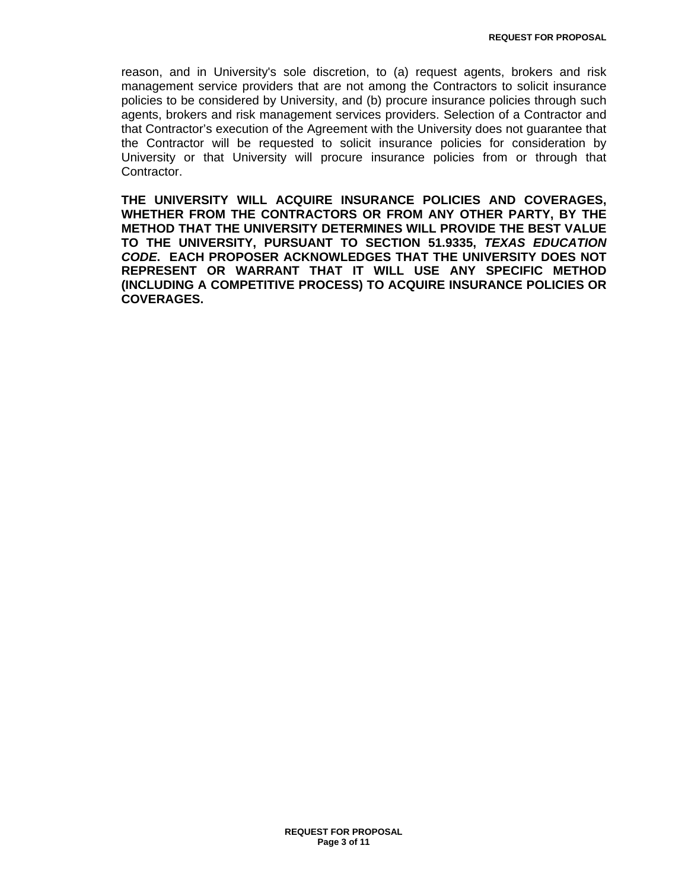reason, and in University's sole discretion, to (a) request agents, brokers and risk management service providers that are not among the Contractors to solicit insurance policies to be considered by University, and (b) procure insurance policies through such agents, brokers and risk management services providers. Selection of a Contractor and that Contractor's execution of the Agreement with the University does not guarantee that the Contractor will be requested to solicit insurance policies for consideration by University or that University will procure insurance policies from or through that Contractor.

**THE UNIVERSITY WILL ACQUIRE INSURANCE POLICIES AND COVERAGES, WHETHER FROM THE CONTRACTORS OR FROM ANY OTHER PARTY, BY THE METHOD THAT THE UNIVERSITY DETERMINES WILL PROVIDE THE BEST VALUE TO THE UNIVERSITY, PURSUANT TO SECTION 51.9335, *TEXAS EDUCATION CODE*. EACH PROPOSER ACKNOWLEDGES THAT THE UNIVERSITY DOES NOT REPRESENT OR WARRANT THAT IT WILL USE ANY SPECIFIC METHOD (INCLUDING A COMPETITIVE PROCESS) TO ACQUIRE INSURANCE POLICIES OR COVERAGES.**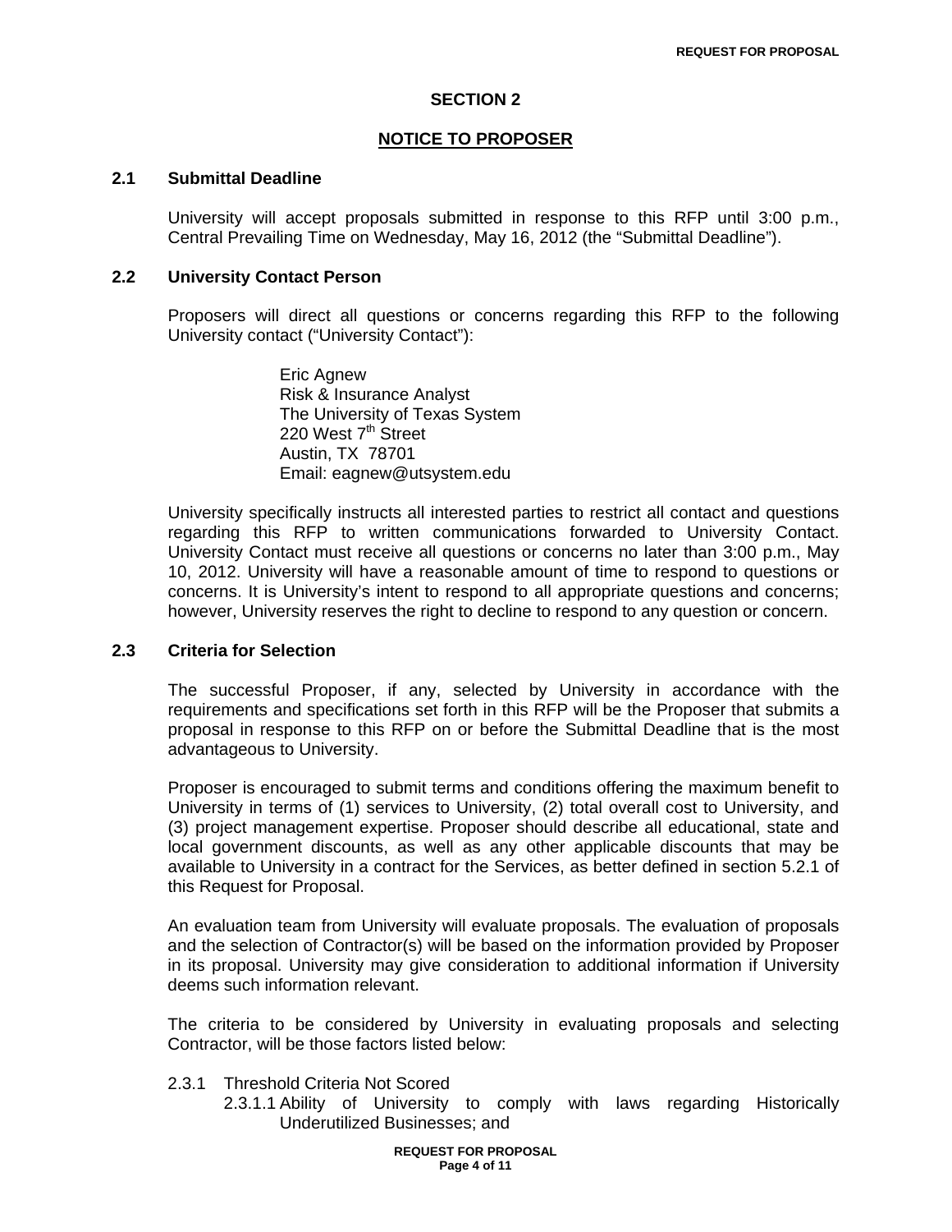## SECTION 2

## NOTICE TO PROPOSER

### 2.1 Submittal Deadline

University will accept proposals submitted in response to this RFP until 3:00 p.m., Central Prevailing Time on Wednesday, May 16, 2012 (the "Submittal Deadline").

### 2.2 University Contact Person

Proposers will direct all questions or concerns regarding this RFP to the following University contact ("University Contact"):

Eric Agnew
Risk & Insurance Analyst
The University of Texas System
220 West 7th Street
Austin, TX 78701
Email: eagnew@utsystem.edu

University specifically instructs all interested parties to restrict all contact and questions regarding this RFP to written communications forwarded to University Contact. University Contact must receive all questions or concerns no later than 3:00 p.m., May 10, 2012. University will have a reasonable amount of time to respond to questions or concerns. It is University's intent to respond to all appropriate questions and concerns; however, University reserves the right to decline to respond to any question or concern.

### 2.3 Criteria for Selection

The successful Proposer, if any, selected by University in accordance with the requirements and specifications set forth in this RFP will be the Proposer that submits a proposal in response to this RFP on or before the Submittal Deadline that is the most advantageous to University.

Proposer is encouraged to submit terms and conditions offering the maximum benefit to University in terms of (1) services to University, (2) total overall cost to University, and (3) project management expertise. Proposer should describe all educational, state and local government discounts, as well as any other applicable discounts that may be available to University in a contract for the Services, as better defined in section 5.2.1 of this Request for Proposal.

An evaluation team from University will evaluate proposals. The evaluation of proposals and the selection of Contractor(s) will be based on the information provided by Proposer in its proposal. University may give consideration to additional information if University deems such information relevant.

The criteria to be considered by University in evaluating proposals and selecting Contractor, will be those factors listed below:

2.3.1 Threshold Criteria Not Scored

2.3.1.1 Ability of University to comply with laws regarding Historically Underutilized Businesses; and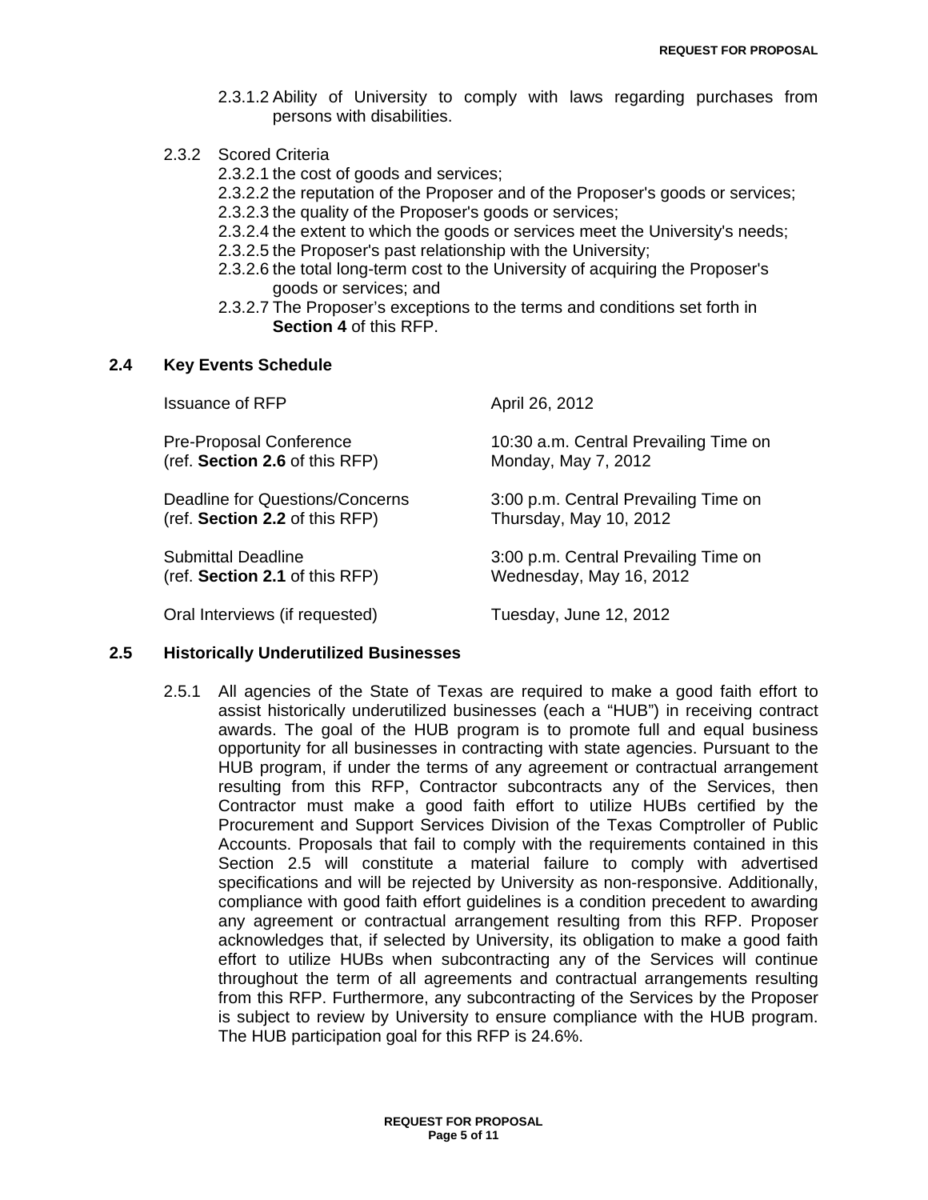2.3.1.2 Ability of University to comply with laws regarding purchases from persons with disabilities.

2.3.2 Scored Criteria

2.3.2.1 the cost of goods and services;

2.3.2.2 the reputation of the Proposer and of the Proposer's goods or services;

2.3.2.3 the quality of the Proposer's goods or services;

2.3.2.4 the extent to which the goods or services meet the University's needs;

2.3.2.5 the Proposer's past relationship with the University;

2.3.2.6 the total long-term cost to the University of acquiring the Proposer's goods or services; and

2.3.2.7 The Proposer's exceptions to the terms and conditions set forth in **Section 4** of this RFP.

## 2.4 Key Events Schedule

| | |
|---|---|
| Issuance of RFP | April 26, 2012 |
| Pre-Proposal Conference (ref. **Section 2.6** of this RFP) | 10:30 a.m. Central Prevailing Time on Monday, May 7, 2012 |
| Deadline for Questions/Concerns (ref. **Section 2.2** of this RFP) | 3:00 p.m. Central Prevailing Time on Thursday, May 10, 2012 |
| Submittal Deadline (ref. **Section 2.1** of this RFP) | 3:00 p.m. Central Prevailing Time on Wednesday, May 16, 2012 |
| Oral Interviews (if requested) | Tuesday, June 12, 2012 |

## 2.5 Historically Underutilized Businesses

2.5.1 All agencies of the State of Texas are required to make a good faith effort to assist historically underutilized businesses (each a "HUB") in receiving contract awards. The goal of the HUB program is to promote full and equal business opportunity for all businesses in contracting with state agencies. Pursuant to the HUB program, if under the terms of any agreement or contractual arrangement resulting from this RFP, Contractor subcontracts any of the Services, then Contractor must make a good faith effort to utilize HUBs certified by the Procurement and Support Services Division of the Texas Comptroller of Public Accounts. Proposals that fail to comply with the requirements contained in this Section 2.5 will constitute a material failure to comply with advertised specifications and will be rejected by University as non-responsive. Additionally, compliance with good faith effort guidelines is a condition precedent to awarding any agreement or contractual arrangement resulting from this RFP. Proposer acknowledges that, if selected by University, its obligation to make a good faith effort to utilize HUBs when subcontracting any of the Services will continue throughout the term of all agreements and contractual arrangements resulting from this RFP. Furthermore, any subcontracting of the Services by the Proposer is subject to review by University to ensure compliance with the HUB program. The HUB participation goal for this RFP is 24.6%.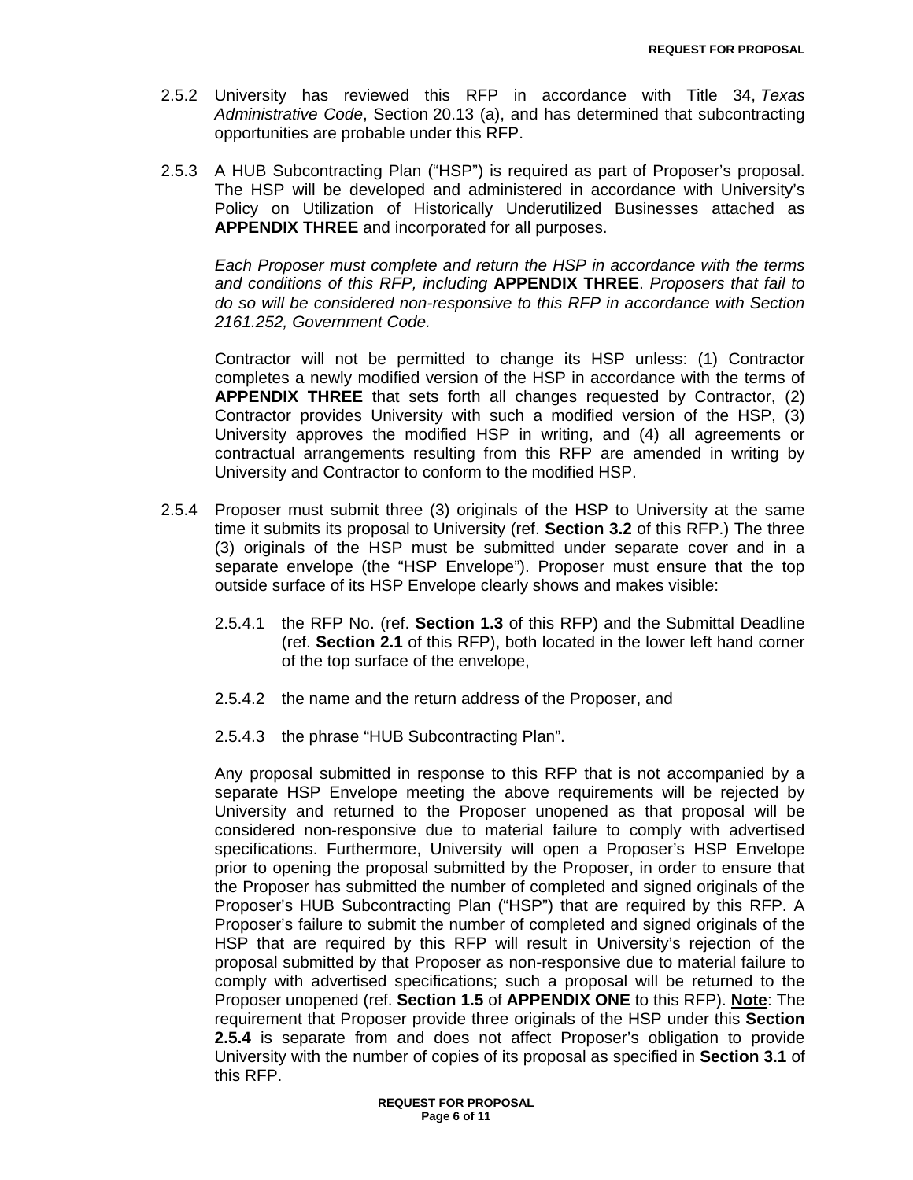2.5.2 University has reviewed this RFP in accordance with Title 34, *Texas Administrative Code*, Section 20.13 (a), and has determined that subcontracting opportunities are probable under this RFP.

2.5.3 A HUB Subcontracting Plan ("HSP") is required as part of Proposer's proposal. The HSP will be developed and administered in accordance with University's Policy on Utilization of Historically Underutilized Businesses attached as **APPENDIX THREE** and incorporated for all purposes.

*Each Proposer must complete and return the HSP in accordance with the terms and conditions of this RFP, including* **APPENDIX THREE**. *Proposers that fail to do so will be considered non-responsive to this RFP in accordance with Section 2161.252, Government Code.*

Contractor will not be permitted to change its HSP unless: (1) Contractor completes a newly modified version of the HSP in accordance with the terms of **APPENDIX THREE** that sets forth all changes requested by Contractor, (2) Contractor provides University with such a modified version of the HSP, (3) University approves the modified HSP in writing, and (4) all agreements or contractual arrangements resulting from this RFP are amended in writing by University and Contractor to conform to the modified HSP.

2.5.4 Proposer must submit three (3) originals of the HSP to University at the same time it submits its proposal to University (ref. **Section 3.2** of this RFP.) The three (3) originals of the HSP must be submitted under separate cover and in a separate envelope (the "HSP Envelope"). Proposer must ensure that the top outside surface of its HSP Envelope clearly shows and makes visible:

2.5.4.1 the RFP No. (ref. **Section 1.3** of this RFP) and the Submittal Deadline (ref. **Section 2.1** of this RFP), both located in the lower left hand corner of the top surface of the envelope,

2.5.4.2 the name and the return address of the Proposer, and

2.5.4.3 the phrase "HUB Subcontracting Plan".

Any proposal submitted in response to this RFP that is not accompanied by a separate HSP Envelope meeting the above requirements will be rejected by University and returned to the Proposer unopened as that proposal will be considered non-responsive due to material failure to comply with advertised specifications. Furthermore, University will open a Proposer's HSP Envelope prior to opening the proposal submitted by the Proposer, in order to ensure that the Proposer has submitted the number of completed and signed originals of the Proposer's HUB Subcontracting Plan ("HSP") that are required by this RFP. A Proposer's failure to submit the number of completed and signed originals of the HSP that are required by this RFP will result in University's rejection of the proposal submitted by that Proposer as non-responsive due to material failure to comply with advertised specifications; such a proposal will be returned to the Proposer unopened (ref. **Section 1.5** of **APPENDIX ONE** to this RFP). **Note**: The requirement that Proposer provide three originals of the HSP under this **Section 2.5.4** is separate from and does not affect Proposer's obligation to provide University with the number of copies of its proposal as specified in **Section 3.1** of this RFP.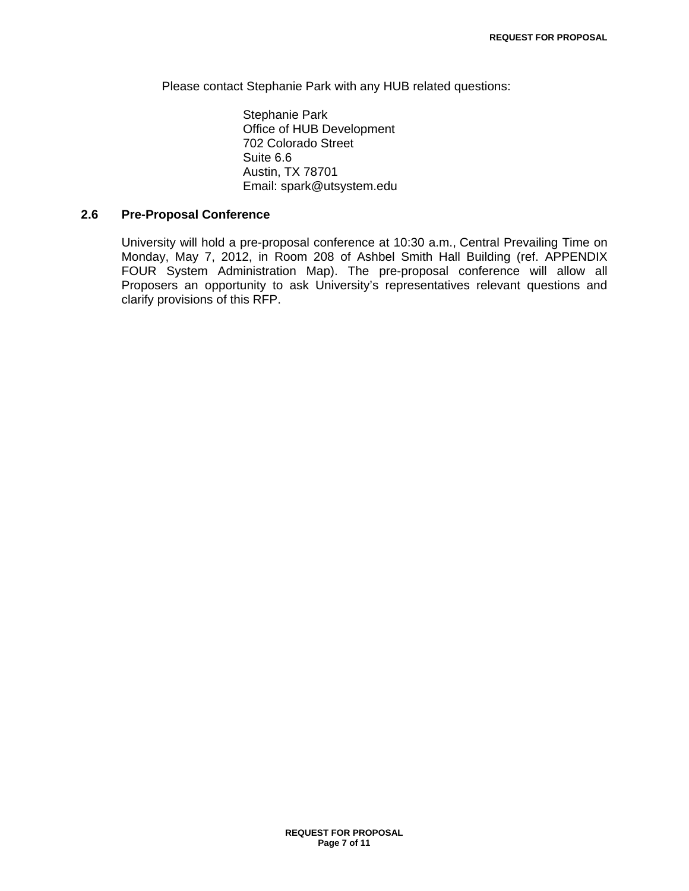Please contact Stephanie Park with any HUB related questions:

Stephanie Park
Office of HUB Development
702 Colorado Street
Suite 6.6
Austin, TX 78701
Email: spark@utsystem.edu

### 2.6 Pre-Proposal Conference

University will hold a pre-proposal conference at 10:30 a.m., Central Prevailing Time on Monday, May 7, 2012, in Room 208 of Ashbel Smith Hall Building (ref. APPENDIX FOUR System Administration Map). The pre-proposal conference will allow all Proposers an opportunity to ask University's representatives relevant questions and clarify provisions of this RFP.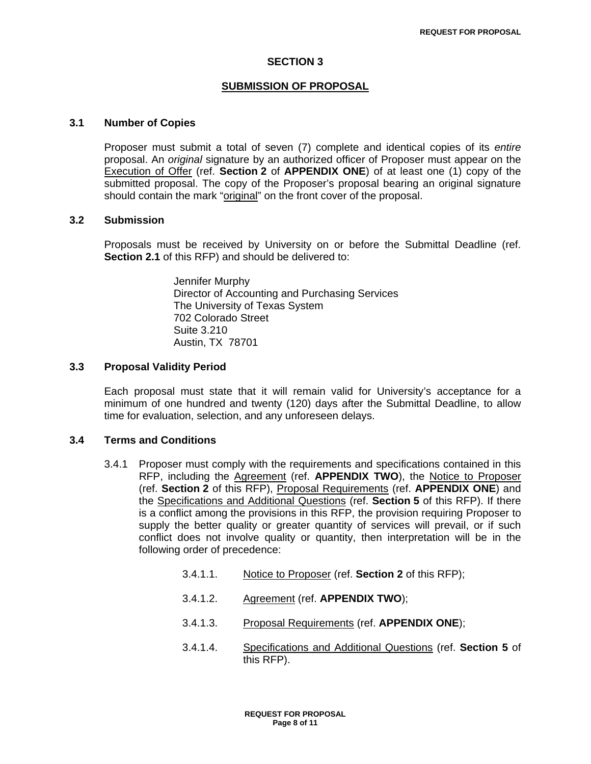## SECTION 3

## SUBMISSION OF PROPOSAL

### 3.1 Number of Copies

Proposer must submit a total of seven (7) complete and identical copies of its *entire* proposal. An *original* signature by an authorized officer of Proposer must appear on the Execution of Offer (ref. **Section 2** of **APPENDIX ONE**) of at least one (1) copy of the submitted proposal. The copy of the Proposer's proposal bearing an original signature should contain the mark "original" on the front cover of the proposal.

### 3.2 Submission

Proposals must be received by University on or before the Submittal Deadline (ref. **Section 2.1** of this RFP) and should be delivered to:

Jennifer Murphy
Director of Accounting and Purchasing Services
The University of Texas System
702 Colorado Street
Suite 3.210
Austin, TX 78701

### 3.3 Proposal Validity Period

Each proposal must state that it will remain valid for University's acceptance for a minimum of one hundred and twenty (120) days after the Submittal Deadline, to allow time for evaluation, selection, and any unforeseen delays.

### 3.4 Terms and Conditions

3.4.1 Proposer must comply with the requirements and specifications contained in this RFP, including the Agreement (ref. **APPENDIX TWO**), the Notice to Proposer (ref. **Section 2** of this RFP), Proposal Requirements (ref. **APPENDIX ONE**) and the Specifications and Additional Questions (ref. **Section 5** of this RFP). If there is a conflict among the provisions in this RFP, the provision requiring Proposer to supply the better quality or greater quantity of services will prevail, or if such conflict does not involve quality or quantity, then interpretation will be in the following order of precedence:

3.4.1.1. Notice to Proposer (ref. **Section 2** of this RFP);

3.4.1.2. Agreement (ref. **APPENDIX TWO**);

3.4.1.3. Proposal Requirements (ref. **APPENDIX ONE**);

3.4.1.4. Specifications and Additional Questions (ref. **Section 5** of this RFP).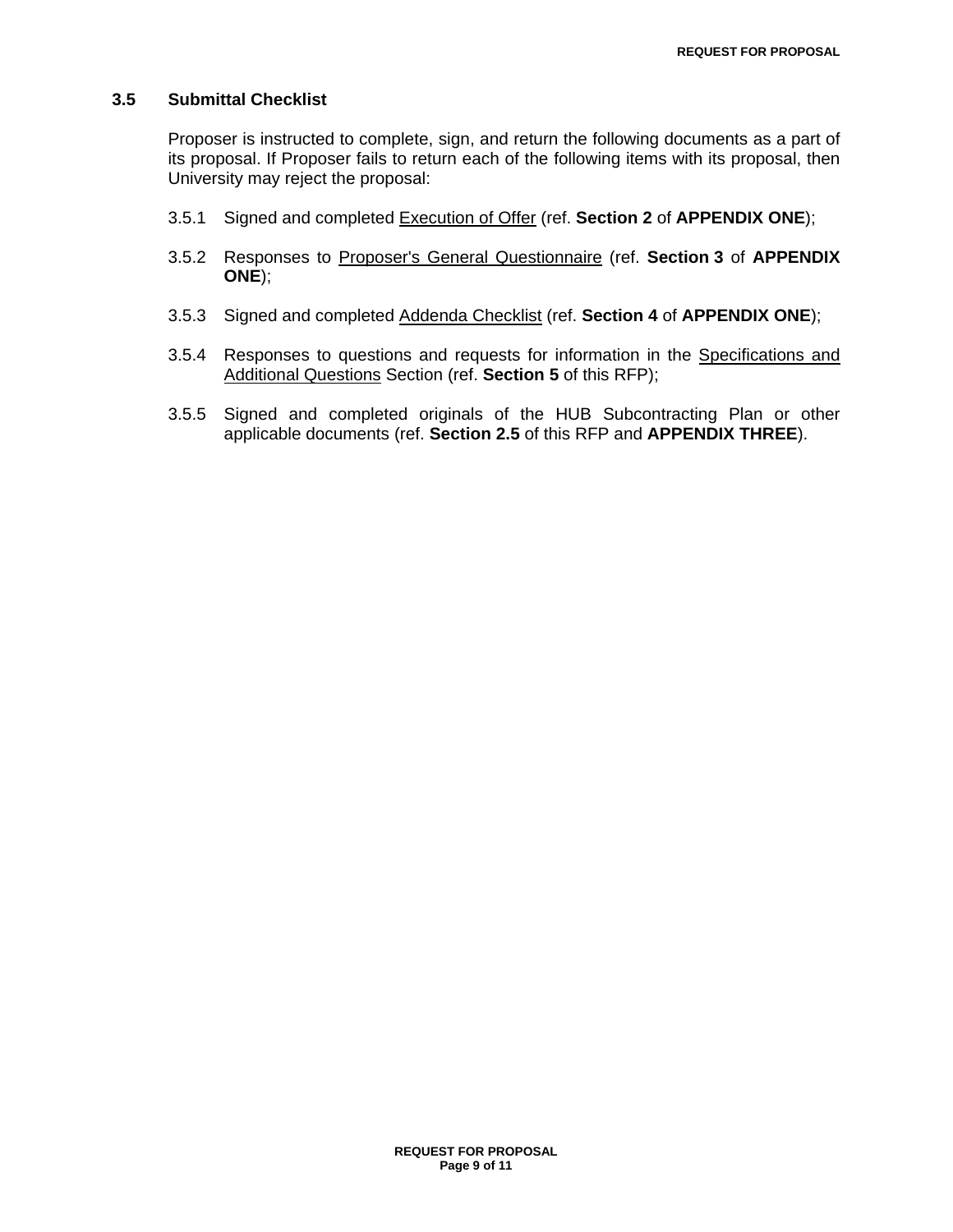### 3.5 Submittal Checklist

Proposer is instructed to complete, sign, and return the following documents as a part of its proposal. If Proposer fails to return each of the following items with its proposal, then University may reject the proposal:

3.5.1 Signed and completed Execution of Offer (ref. **Section 2** of **APPENDIX ONE**);

3.5.2 Responses to Proposer's General Questionnaire (ref. **Section 3** of **APPENDIX ONE**);

3.5.3 Signed and completed Addenda Checklist (ref. **Section 4** of **APPENDIX ONE**);

3.5.4 Responses to questions and requests for information in the Specifications and Additional Questions Section (ref. **Section 5** of this RFP);

3.5.5 Signed and completed originals of the HUB Subcontracting Plan or other applicable documents (ref. **Section 2.5** of this RFP and **APPENDIX THREE**).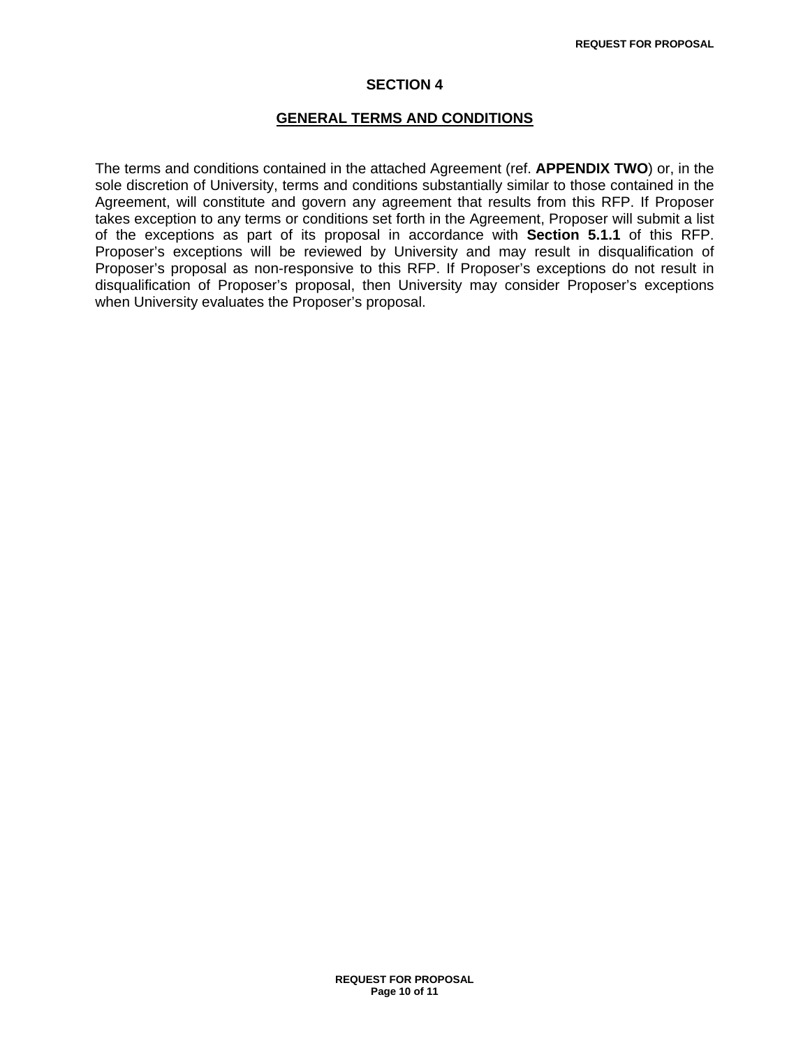# SECTION 4

## GENERAL TERMS AND CONDITIONS

The terms and conditions contained in the attached Agreement (ref. **APPENDIX TWO**) or, in the sole discretion of University, terms and conditions substantially similar to those contained in the Agreement, will constitute and govern any agreement that results from this RFP. If Proposer takes exception to any terms or conditions set forth in the Agreement, Proposer will submit a list of the exceptions as part of its proposal in accordance with **Section 5.1.1** of this RFP. Proposer's exceptions will be reviewed by University and may result in disqualification of Proposer's proposal as non-responsive to this RFP. If Proposer's exceptions do not result in disqualification of Proposer's proposal, then University may consider Proposer's exceptions when University evaluates the Proposer's proposal.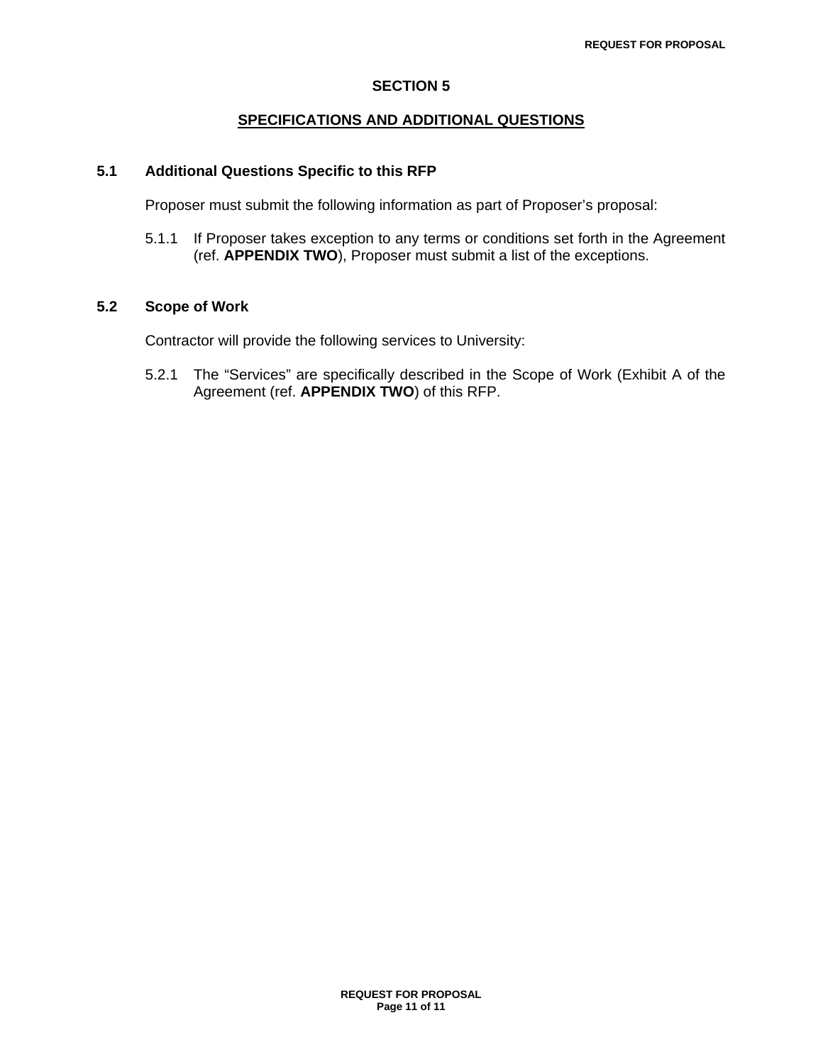# SECTION 5

## SPECIFICATIONS AND ADDITIONAL QUESTIONS

### 5.1 Additional Questions Specific to this RFP

Proposer must submit the following information as part of Proposer's proposal:

5.1.1 If Proposer takes exception to any terms or conditions set forth in the Agreement (ref. **APPENDIX TWO**), Proposer must submit a list of the exceptions.

### 5.2 Scope of Work

Contractor will provide the following services to University:

5.2.1 The "Services" are specifically described in the Scope of Work (Exhibit A of the Agreement (ref. **APPENDIX TWO**) of this RFP.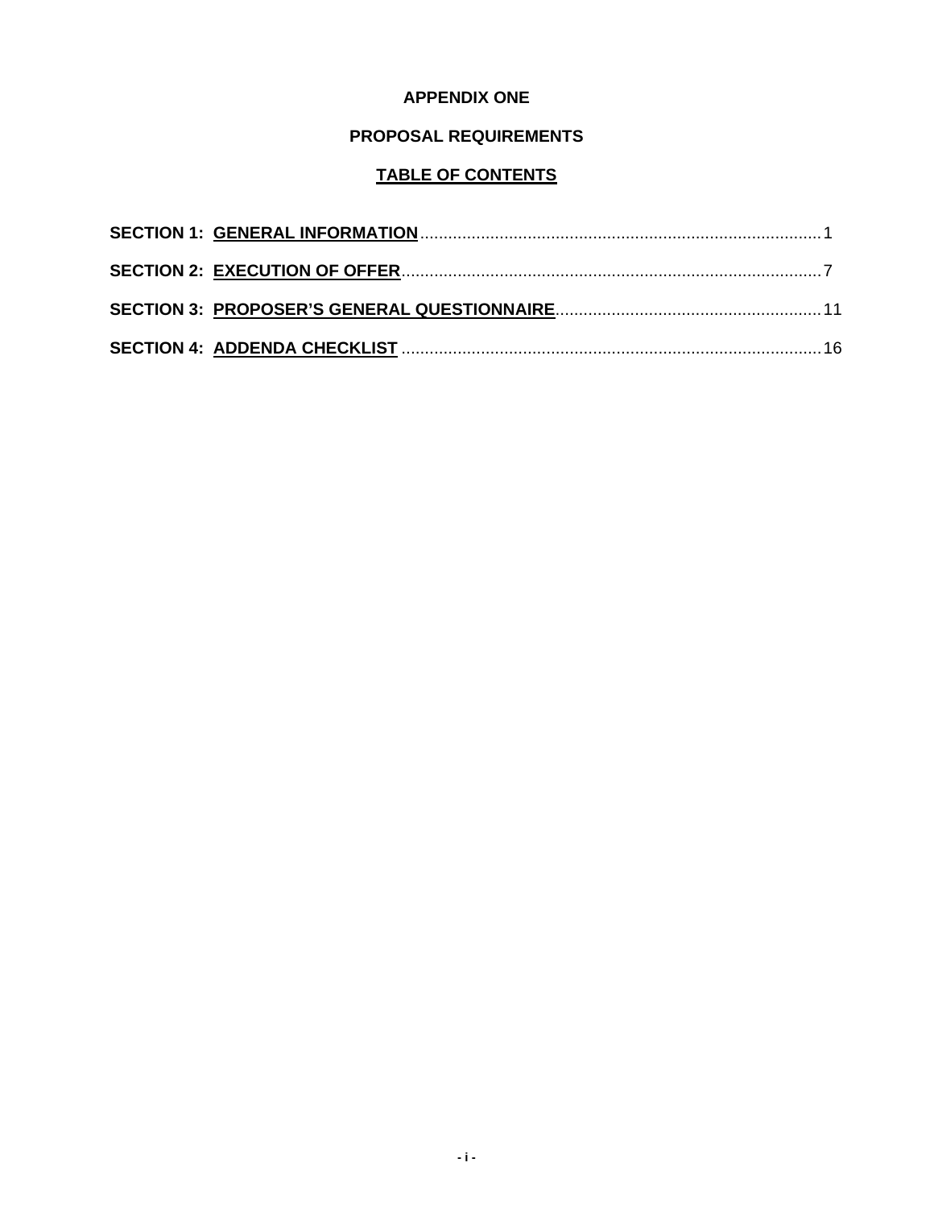# APPENDIX ONE

## PROPOSAL REQUIREMENTS

### TABLE OF CONTENTS

**SECTION 1: GENERAL INFORMATION** .......... 1

**SECTION 2: EXECUTION OF OFFER** .......... 7

**SECTION 3: PROPOSER'S GENERAL QUESTIONNAIRE** .......... 11

**SECTION 4: ADDENDA CHECKLIST** .......... 16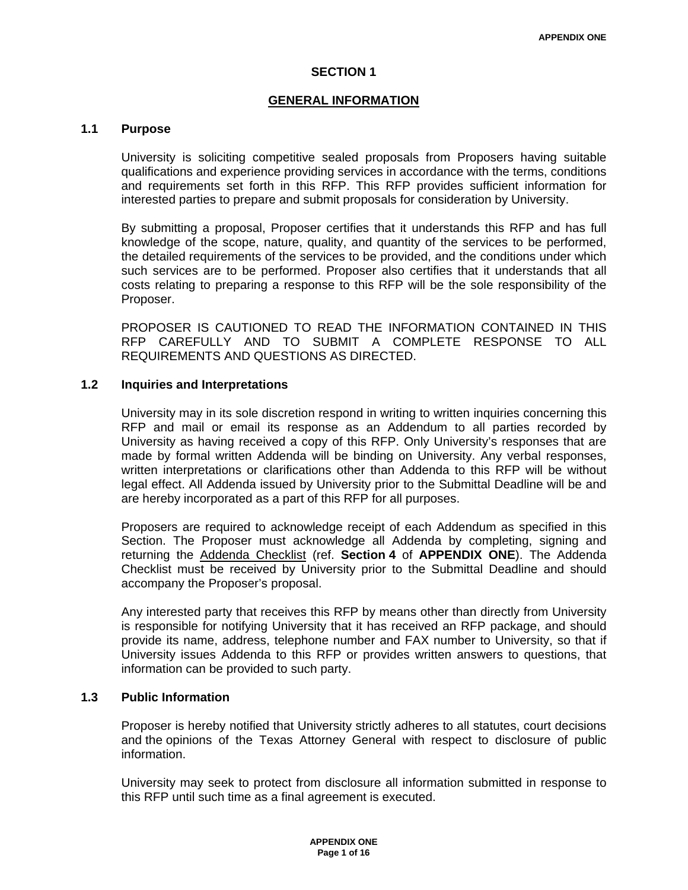# SECTION 1

## GENERAL INFORMATION

### 1.1 Purpose

University is soliciting competitive sealed proposals from Proposers having suitable qualifications and experience providing services in accordance with the terms, conditions and requirements set forth in this RFP. This RFP provides sufficient information for interested parties to prepare and submit proposals for consideration by University.

By submitting a proposal, Proposer certifies that it understands this RFP and has full knowledge of the scope, nature, quality, and quantity of the services to be performed, the detailed requirements of the services to be provided, and the conditions under which such services are to be performed. Proposer also certifies that it understands that all costs relating to preparing a response to this RFP will be the sole responsibility of the Proposer.

PROPOSER IS CAUTIONED TO READ THE INFORMATION CONTAINED IN THIS RFP CAREFULLY AND TO SUBMIT A COMPLETE RESPONSE TO ALL REQUIREMENTS AND QUESTIONS AS DIRECTED.

### 1.2 Inquiries and Interpretations

University may in its sole discretion respond in writing to written inquiries concerning this RFP and mail or email its response as an Addendum to all parties recorded by University as having received a copy of this RFP. Only University's responses that are made by formal written Addenda will be binding on University. Any verbal responses, written interpretations or clarifications other than Addenda to this RFP will be without legal effect. All Addenda issued by University prior to the Submittal Deadline will be and are hereby incorporated as a part of this RFP for all purposes.

Proposers are required to acknowledge receipt of each Addendum as specified in this Section. The Proposer must acknowledge all Addenda by completing, signing and returning the Addenda Checklist (ref. **Section 4** of **APPENDIX ONE**). The Addenda Checklist must be received by University prior to the Submittal Deadline and should accompany the Proposer's proposal.

Any interested party that receives this RFP by means other than directly from University is responsible for notifying University that it has received an RFP package, and should provide its name, address, telephone number and FAX number to University, so that if University issues Addenda to this RFP or provides written answers to questions, that information can be provided to such party.

### 1.3 Public Information

Proposer is hereby notified that University strictly adheres to all statutes, court decisions and the opinions of the Texas Attorney General with respect to disclosure of public information.

University may seek to protect from disclosure all information submitted in response to this RFP until such time as a final agreement is executed.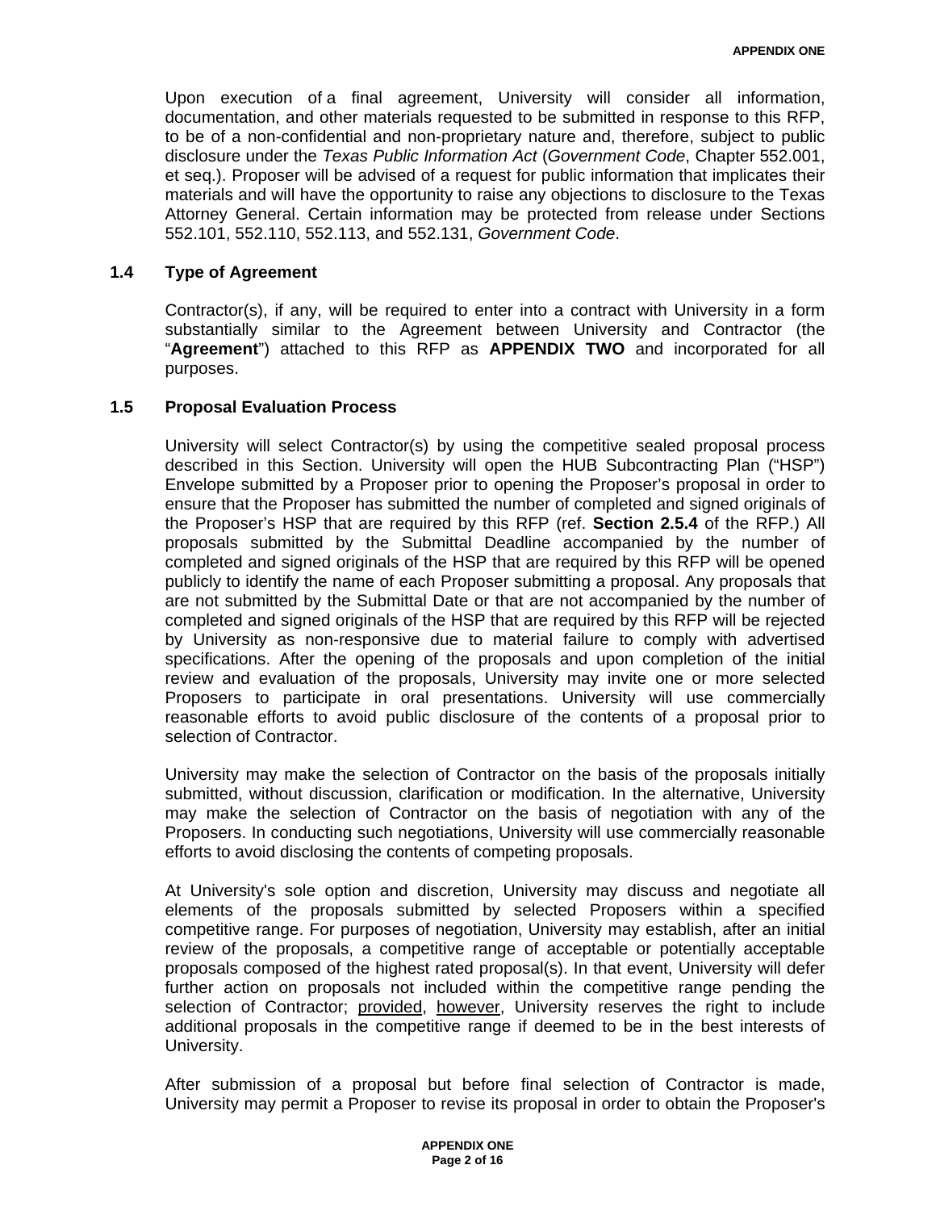Upon execution of a final agreement, University will consider all information, documentation, and other materials requested to be submitted in response to this RFP, to be of a non-confidential and non-proprietary nature and, therefore, subject to public disclosure under the *Texas Public Information Act* (*Government Code*, Chapter 552.001, et seq.). Proposer will be advised of a request for public information that implicates their materials and will have the opportunity to raise any objections to disclosure to the Texas Attorney General. Certain information may be protected from release under Sections 552.101, 552.110, 552.113, and 552.131, *Government Code*.

### 1.4 Type of Agreement

Contractor(s), if any, will be required to enter into a contract with University in a form substantially similar to the Agreement between University and Contractor (the "**Agreement**") attached to this RFP as **APPENDIX TWO** and incorporated for all purposes.

### 1.5 Proposal Evaluation Process

University will select Contractor(s) by using the competitive sealed proposal process described in this Section. University will open the HUB Subcontracting Plan ("HSP") Envelope submitted by a Proposer prior to opening the Proposer's proposal in order to ensure that the Proposer has submitted the number of completed and signed originals of the Proposer's HSP that are required by this RFP (ref. **Section 2.5.4** of the RFP.) All proposals submitted by the Submittal Deadline accompanied by the number of completed and signed originals of the HSP that are required by this RFP will be opened publicly to identify the name of each Proposer submitting a proposal. Any proposals that are not submitted by the Submittal Date or that are not accompanied by the number of completed and signed originals of the HSP that are required by this RFP will be rejected by University as non-responsive due to material failure to comply with advertised specifications. After the opening of the proposals and upon completion of the initial review and evaluation of the proposals, University may invite one or more selected Proposers to participate in oral presentations. University will use commercially reasonable efforts to avoid public disclosure of the contents of a proposal prior to selection of Contractor.

University may make the selection of Contractor on the basis of the proposals initially submitted, without discussion, clarification or modification. In the alternative, University may make the selection of Contractor on the basis of negotiation with any of the Proposers. In conducting such negotiations, University will use commercially reasonable efforts to avoid disclosing the contents of competing proposals.

At University's sole option and discretion, University may discuss and negotiate all elements of the proposals submitted by selected Proposers within a specified competitive range. For purposes of negotiation, University may establish, after an initial review of the proposals, a competitive range of acceptable or potentially acceptable proposals composed of the highest rated proposal(s). In that event, University will defer further action on proposals not included within the competitive range pending the selection of Contractor; provided, however, University reserves the right to include additional proposals in the competitive range if deemed to be in the best interests of University.

After submission of a proposal but before final selection of Contractor is made, University may permit a Proposer to revise its proposal in order to obtain the Proposer's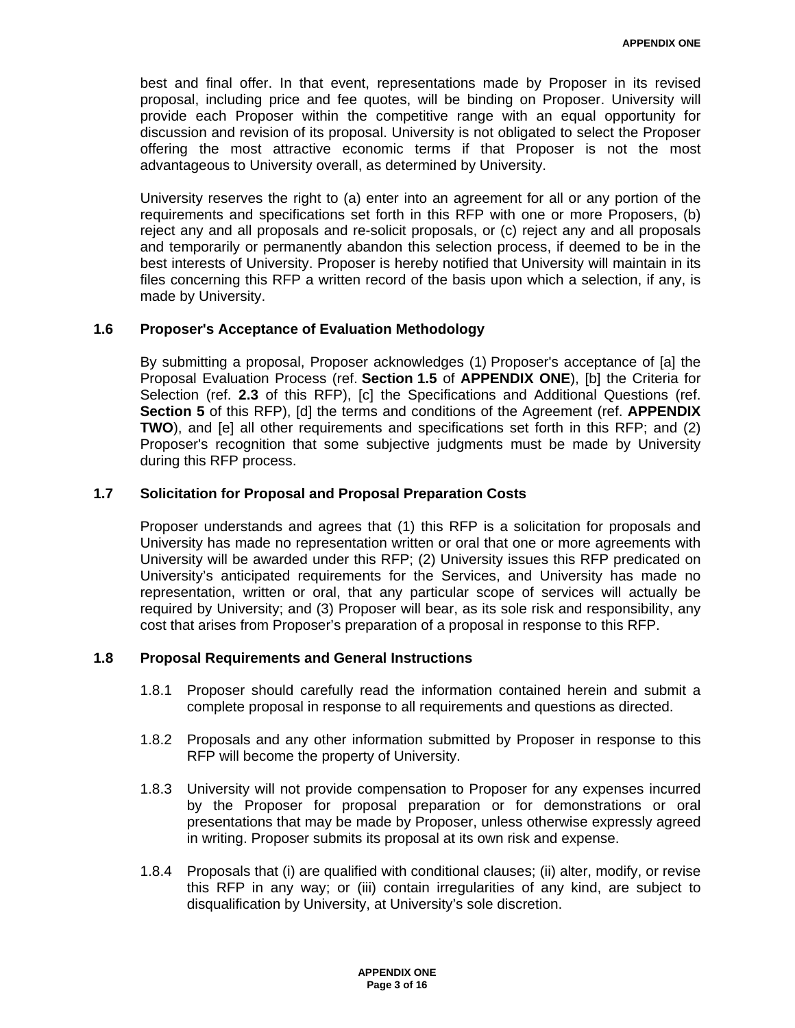best and final offer. In that event, representations made by Proposer in its revised proposal, including price and fee quotes, will be binding on Proposer. University will provide each Proposer within the competitive range with an equal opportunity for discussion and revision of its proposal. University is not obligated to select the Proposer offering the most attractive economic terms if that Proposer is not the most advantageous to University overall, as determined by University.

University reserves the right to (a) enter into an agreement for all or any portion of the requirements and specifications set forth in this RFP with one or more Proposers, (b) reject any and all proposals and re-solicit proposals, or (c) reject any and all proposals and temporarily or permanently abandon this selection process, if deemed to be in the best interests of University. Proposer is hereby notified that University will maintain in its files concerning this RFP a written record of the basis upon which a selection, if any, is made by University.

### 1.6 Proposer's Acceptance of Evaluation Methodology

By submitting a proposal, Proposer acknowledges (1) Proposer's acceptance of [a] the Proposal Evaluation Process (ref. **Section 1.5** of **APPENDIX ONE**), [b] the Criteria for Selection (ref. **2.3** of this RFP), [c] the Specifications and Additional Questions (ref. **Section 5** of this RFP), [d] the terms and conditions of the Agreement (ref. **APPENDIX TWO**), and [e] all other requirements and specifications set forth in this RFP; and (2) Proposer's recognition that some subjective judgments must be made by University during this RFP process.

### 1.7 Solicitation for Proposal and Proposal Preparation Costs

Proposer understands and agrees that (1) this RFP is a solicitation for proposals and University has made no representation written or oral that one or more agreements with University will be awarded under this RFP; (2) University issues this RFP predicated on University's anticipated requirements for the Services, and University has made no representation, written or oral, that any particular scope of services will actually be required by University; and (3) Proposer will bear, as its sole risk and responsibility, any cost that arises from Proposer's preparation of a proposal in response to this RFP.

### 1.8 Proposal Requirements and General Instructions

1.8.1 Proposer should carefully read the information contained herein and submit a complete proposal in response to all requirements and questions as directed.

1.8.2 Proposals and any other information submitted by Proposer in response to this RFP will become the property of University.

1.8.3 University will not provide compensation to Proposer for any expenses incurred by the Proposer for proposal preparation or for demonstrations or oral presentations that may be made by Proposer, unless otherwise expressly agreed in writing. Proposer submits its proposal at its own risk and expense.

1.8.4 Proposals that (i) are qualified with conditional clauses; (ii) alter, modify, or revise this RFP in any way; or (iii) contain irregularities of any kind, are subject to disqualification by University, at University's sole discretion.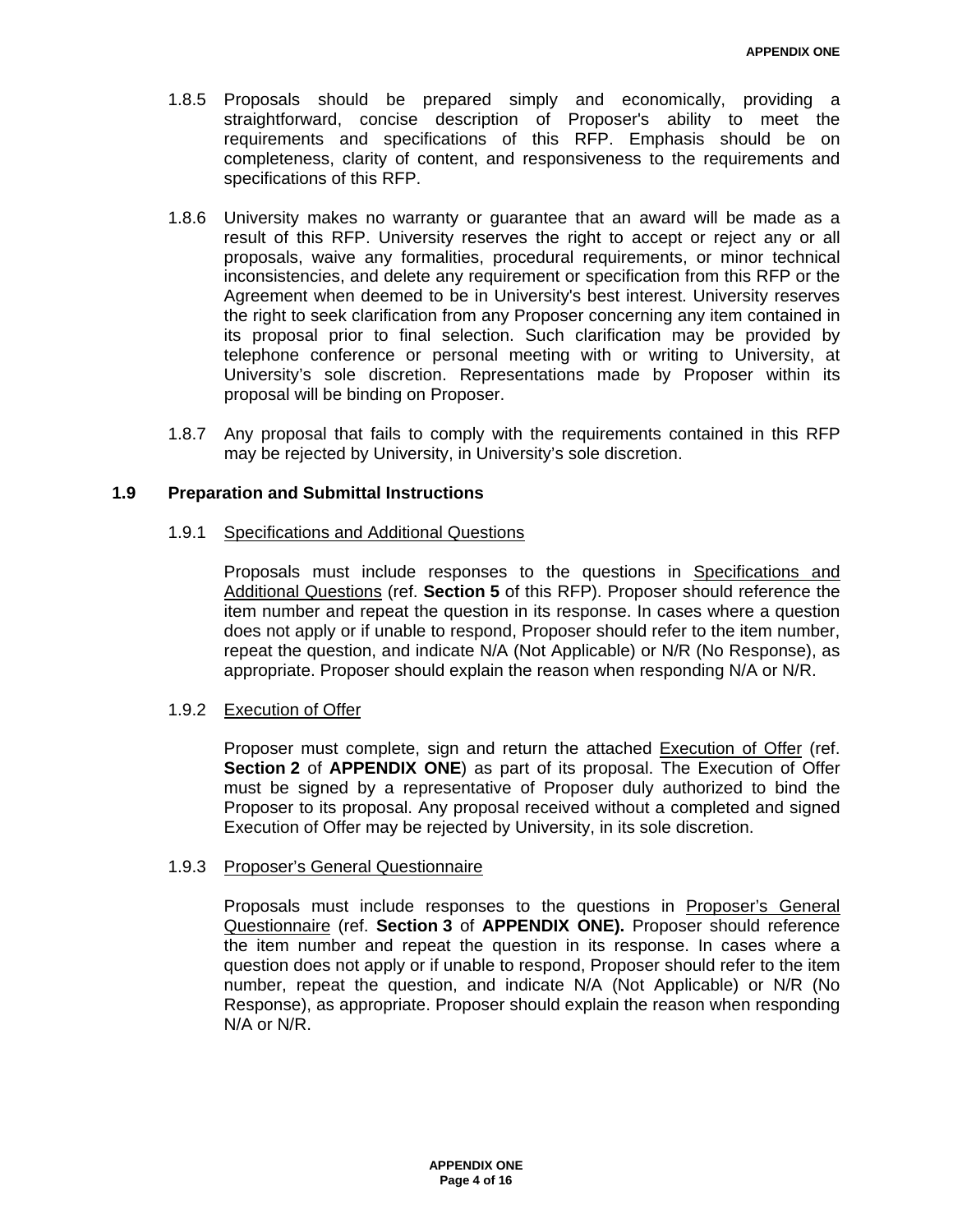1.8.5 Proposals should be prepared simply and economically, providing a straightforward, concise description of Proposer's ability to meet the requirements and specifications of this RFP. Emphasis should be on completeness, clarity of content, and responsiveness to the requirements and specifications of this RFP.

1.8.6 University makes no warranty or guarantee that an award will be made as a result of this RFP. University reserves the right to accept or reject any or all proposals, waive any formalities, procedural requirements, or minor technical inconsistencies, and delete any requirement or specification from this RFP or the Agreement when deemed to be in University's best interest. University reserves the right to seek clarification from any Proposer concerning any item contained in its proposal prior to final selection. Such clarification may be provided by telephone conference or personal meeting with or writing to University, at University's sole discretion. Representations made by Proposer within its proposal will be binding on Proposer.

1.8.7 Any proposal that fails to comply with the requirements contained in this RFP may be rejected by University, in University's sole discretion.

### 1.9 Preparation and Submittal Instructions

1.9.1 Specifications and Additional Questions

Proposals must include responses to the questions in Specifications and Additional Questions (ref. **Section 5** of this RFP). Proposer should reference the item number and repeat the question in its response. In cases where a question does not apply or if unable to respond, Proposer should refer to the item number, repeat the question, and indicate N/A (Not Applicable) or N/R (No Response), as appropriate. Proposer should explain the reason when responding N/A or N/R.

1.9.2 Execution of Offer

Proposer must complete, sign and return the attached Execution of Offer (ref. **Section 2** of **APPENDIX ONE**) as part of its proposal. The Execution of Offer must be signed by a representative of Proposer duly authorized to bind the Proposer to its proposal. Any proposal received without a completed and signed Execution of Offer may be rejected by University, in its sole discretion.

1.9.3 Proposer's General Questionnaire

Proposals must include responses to the questions in Proposer's General Questionnaire (ref. **Section 3** of **APPENDIX ONE).** Proposer should reference the item number and repeat the question in its response. In cases where a question does not apply or if unable to respond, Proposer should refer to the item number, repeat the question, and indicate N/A (Not Applicable) or N/R (No Response), as appropriate. Proposer should explain the reason when responding N/A or N/R.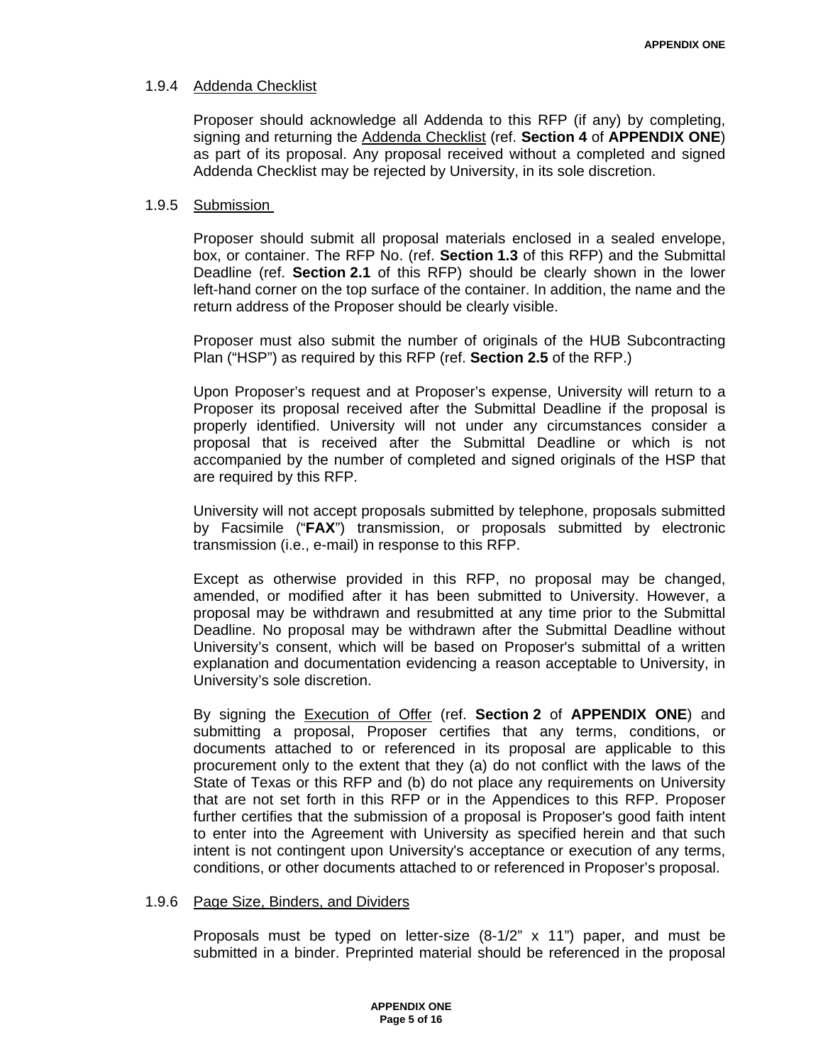#### 1.9.4 Addenda Checklist

Proposer should acknowledge all Addenda to this RFP (if any) by completing, signing and returning the Addenda Checklist (ref. **Section 4** of **APPENDIX ONE**) as part of its proposal. Any proposal received without a completed and signed Addenda Checklist may be rejected by University, in its sole discretion.

#### 1.9.5 Submission

Proposer should submit all proposal materials enclosed in a sealed envelope, box, or container. The RFP No. (ref. **Section 1.3** of this RFP) and the Submittal Deadline (ref. **Section 2.1** of this RFP) should be clearly shown in the lower left-hand corner on the top surface of the container. In addition, the name and the return address of the Proposer should be clearly visible.

Proposer must also submit the number of originals of the HUB Subcontracting Plan ("HSP") as required by this RFP (ref. **Section 2.5** of the RFP.)

Upon Proposer's request and at Proposer's expense, University will return to a Proposer its proposal received after the Submittal Deadline if the proposal is properly identified. University will not under any circumstances consider a proposal that is received after the Submittal Deadline or which is not accompanied by the number of completed and signed originals of the HSP that are required by this RFP.

University will not accept proposals submitted by telephone, proposals submitted by Facsimile ("**FAX**") transmission, or proposals submitted by electronic transmission (i.e., e-mail) in response to this RFP.

Except as otherwise provided in this RFP, no proposal may be changed, amended, or modified after it has been submitted to University. However, a proposal may be withdrawn and resubmitted at any time prior to the Submittal Deadline. No proposal may be withdrawn after the Submittal Deadline without University's consent, which will be based on Proposer's submittal of a written explanation and documentation evidencing a reason acceptable to University, in University's sole discretion.

By signing the Execution of Offer (ref. **Section 2** of **APPENDIX ONE**) and submitting a proposal, Proposer certifies that any terms, conditions, or documents attached to or referenced in its proposal are applicable to this procurement only to the extent that they (a) do not conflict with the laws of the State of Texas or this RFP and (b) do not place any requirements on University that are not set forth in this RFP or in the Appendices to this RFP. Proposer further certifies that the submission of a proposal is Proposer's good faith intent to enter into the Agreement with University as specified herein and that such intent is not contingent upon University's acceptance or execution of any terms, conditions, or other documents attached to or referenced in Proposer's proposal.

#### 1.9.6 Page Size, Binders, and Dividers

Proposals must be typed on letter-size (8-1/2" x 11") paper, and must be submitted in a binder. Preprinted material should be referenced in the proposal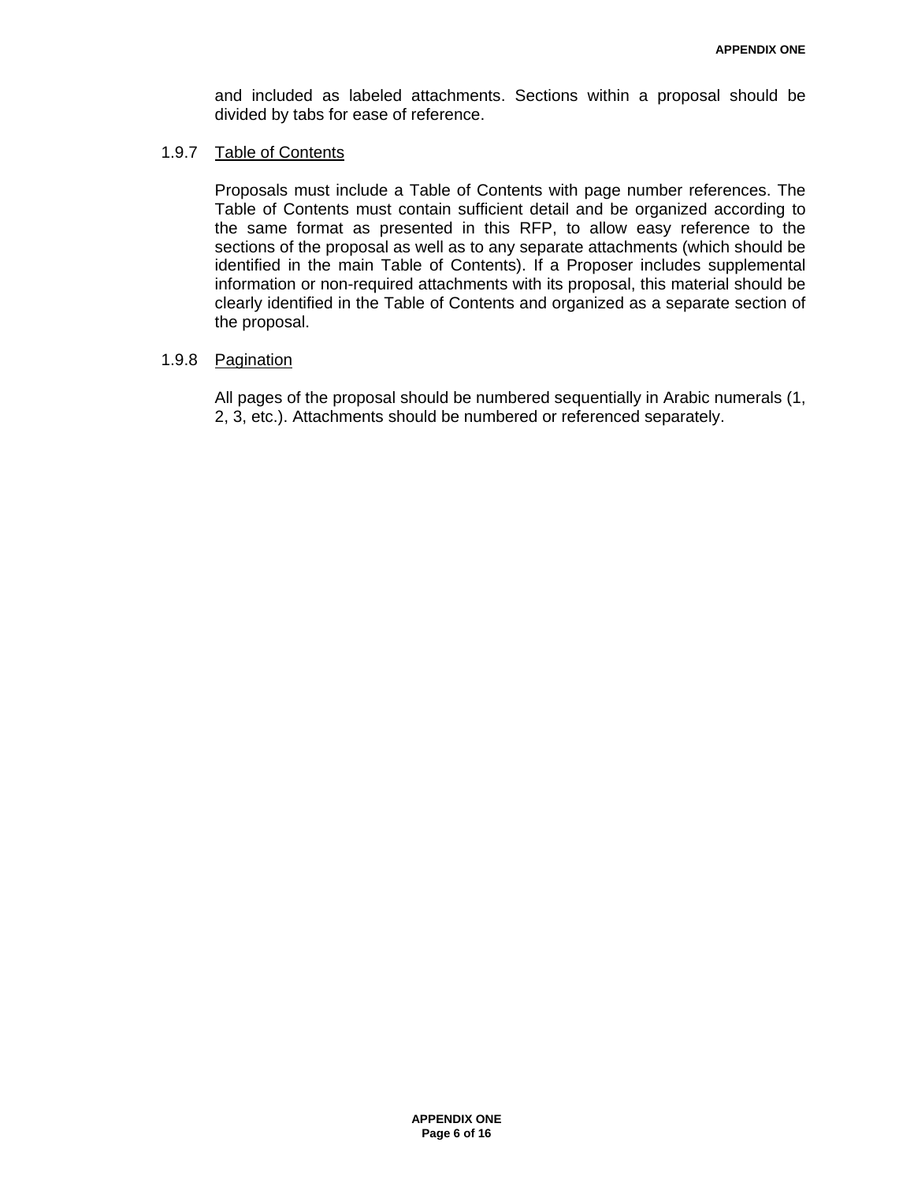and included as labeled attachments. Sections within a proposal should be divided by tabs for ease of reference.

1.9.7 Table of Contents

Proposals must include a Table of Contents with page number references. The Table of Contents must contain sufficient detail and be organized according to the same format as presented in this RFP, to allow easy reference to the sections of the proposal as well as to any separate attachments (which should be identified in the main Table of Contents). If a Proposer includes supplemental information or non-required attachments with its proposal, this material should be clearly identified in the Table of Contents and organized as a separate section of the proposal.

1.9.8 Pagination

All pages of the proposal should be numbered sequentially in Arabic numerals (1, 2, 3, etc.). Attachments should be numbered or referenced separately.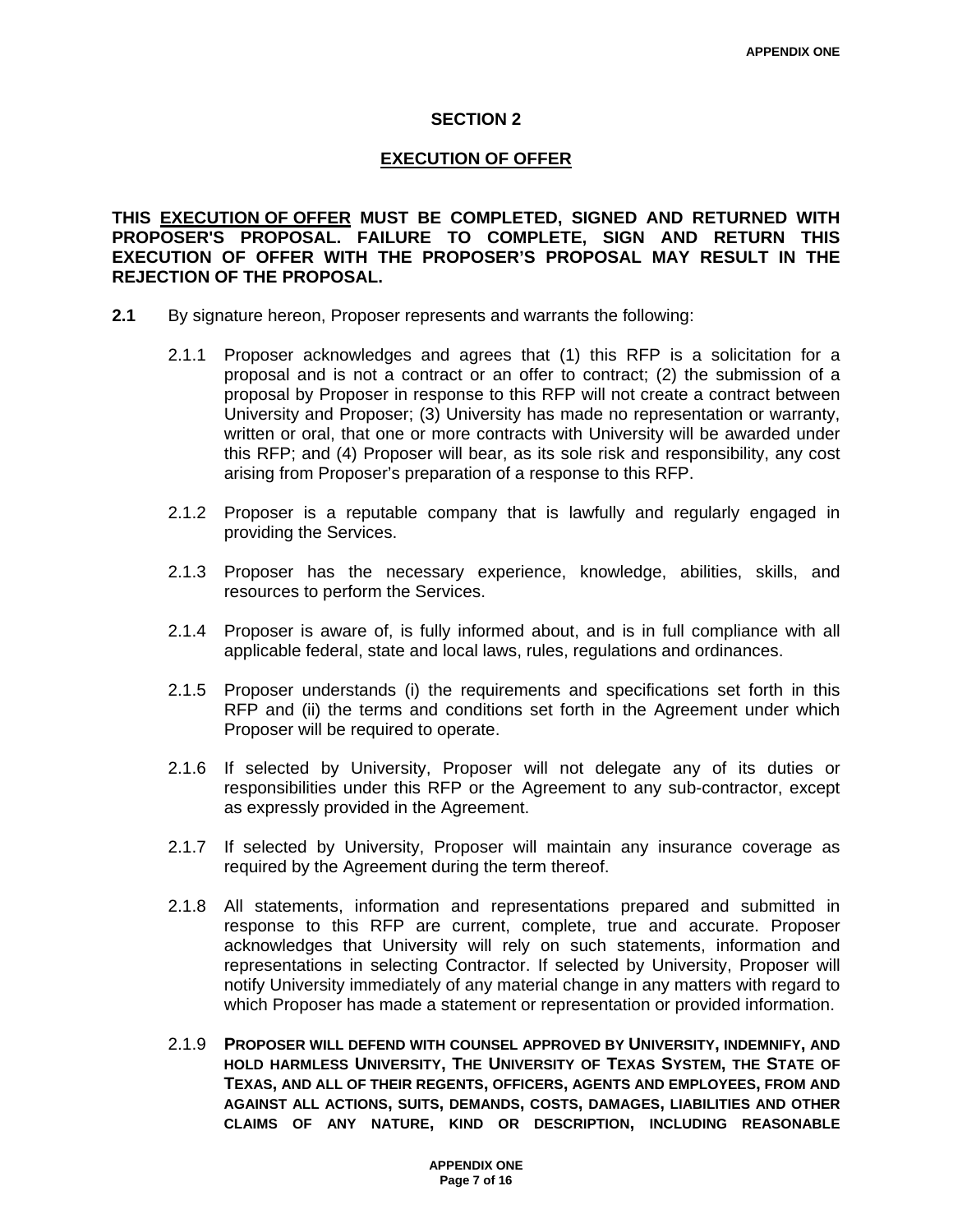## SECTION 2

## EXECUTION OF OFFER

**THIS EXECUTION OF OFFER MUST BE COMPLETED, SIGNED AND RETURNED WITH PROPOSER'S PROPOSAL. FAILURE TO COMPLETE, SIGN AND RETURN THIS EXECUTION OF OFFER WITH THE PROPOSER'S PROPOSAL MAY RESULT IN THE REJECTION OF THE PROPOSAL.**

**2.1** By signature hereon, Proposer represents and warrants the following:

2.1.1 Proposer acknowledges and agrees that (1) this RFP is a solicitation for a proposal and is not a contract or an offer to contract; (2) the submission of a proposal by Proposer in response to this RFP will not create a contract between University and Proposer; (3) University has made no representation or warranty, written or oral, that one or more contracts with University will be awarded under this RFP; and (4) Proposer will bear, as its sole risk and responsibility, any cost arising from Proposer's preparation of a response to this RFP.

2.1.2 Proposer is a reputable company that is lawfully and regularly engaged in providing the Services.

2.1.3 Proposer has the necessary experience, knowledge, abilities, skills, and resources to perform the Services.

2.1.4 Proposer is aware of, is fully informed about, and is in full compliance with all applicable federal, state and local laws, rules, regulations and ordinances.

2.1.5 Proposer understands (i) the requirements and specifications set forth in this RFP and (ii) the terms and conditions set forth in the Agreement under which Proposer will be required to operate.

2.1.6 If selected by University, Proposer will not delegate any of its duties or responsibilities under this RFP or the Agreement to any sub-contractor, except as expressly provided in the Agreement.

2.1.7 If selected by University, Proposer will maintain any insurance coverage as required by the Agreement during the term thereof.

2.1.8 All statements, information and representations prepared and submitted in response to this RFP are current, complete, true and accurate. Proposer acknowledges that University will rely on such statements, information and representations in selecting Contractor. If selected by University, Proposer will notify University immediately of any material change in any matters with regard to which Proposer has made a statement or representation or provided information.

2.1.9 **PROPOSER WILL DEFEND WITH COUNSEL APPROVED BY UNIVERSITY, INDEMNIFY, AND HOLD HARMLESS UNIVERSITY, THE UNIVERSITY OF TEXAS SYSTEM, THE STATE OF TEXAS, AND ALL OF THEIR REGENTS, OFFICERS, AGENTS AND EMPLOYEES, FROM AND AGAINST ALL ACTIONS, SUITS, DEMANDS, COSTS, DAMAGES, LIABILITIES AND OTHER CLAIMS OF ANY NATURE, KIND OR DESCRIPTION, INCLUDING REASONABLE**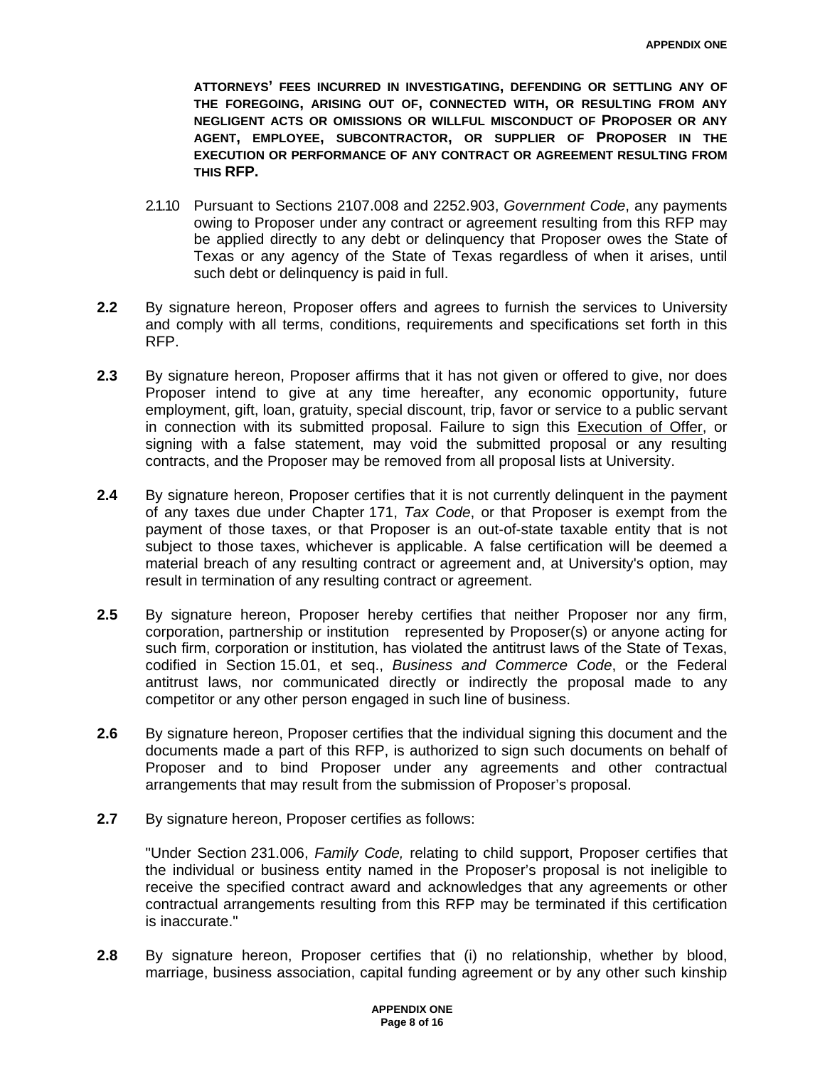**ATTORNEYS' FEES INCURRED IN INVESTIGATING, DEFENDING OR SETTLING ANY OF THE FOREGOING, ARISING OUT OF, CONNECTED WITH, OR RESULTING FROM ANY NEGLIGENT ACTS OR OMISSIONS OR WILLFUL MISCONDUCT OF PROPOSER OR ANY AGENT, EMPLOYEE, SUBCONTRACTOR, OR SUPPLIER OF PROPOSER IN THE EXECUTION OR PERFORMANCE OF ANY CONTRACT OR AGREEMENT RESULTING FROM THIS RFP.**

2.1.10 Pursuant to Sections 2107.008 and 2252.903, *Government Code*, any payments owing to Proposer under any contract or agreement resulting from this RFP may be applied directly to any debt or delinquency that Proposer owes the State of Texas or any agency of the State of Texas regardless of when it arises, until such debt or delinquency is paid in full.

**2.2** By signature hereon, Proposer offers and agrees to furnish the services to University and comply with all terms, conditions, requirements and specifications set forth in this RFP.

**2.3** By signature hereon, Proposer affirms that it has not given or offered to give, nor does Proposer intend to give at any time hereafter, any economic opportunity, future employment, gift, loan, gratuity, special discount, trip, favor or service to a public servant in connection with its submitted proposal. Failure to sign this Execution of Offer, or signing with a false statement, may void the submitted proposal or any resulting contracts, and the Proposer may be removed from all proposal lists at University.

**2.4** By signature hereon, Proposer certifies that it is not currently delinquent in the payment of any taxes due under Chapter 171, *Tax Code*, or that Proposer is exempt from the payment of those taxes, or that Proposer is an out-of-state taxable entity that is not subject to those taxes, whichever is applicable. A false certification will be deemed a material breach of any resulting contract or agreement and, at University's option, may result in termination of any resulting contract or agreement.

**2.5** By signature hereon, Proposer hereby certifies that neither Proposer nor any firm, corporation, partnership or institution represented by Proposer(s) or anyone acting for such firm, corporation or institution, has violated the antitrust laws of the State of Texas, codified in Section 15.01, et seq., *Business and Commerce Code*, or the Federal antitrust laws, nor communicated directly or indirectly the proposal made to any competitor or any other person engaged in such line of business.

**2.6** By signature hereon, Proposer certifies that the individual signing this document and the documents made a part of this RFP, is authorized to sign such documents on behalf of Proposer and to bind Proposer under any agreements and other contractual arrangements that may result from the submission of Proposer's proposal.

**2.7** By signature hereon, Proposer certifies as follows:

"Under Section 231.006, *Family Code,* relating to child support, Proposer certifies that the individual or business entity named in the Proposer's proposal is not ineligible to receive the specified contract award and acknowledges that any agreements or other contractual arrangements resulting from this RFP may be terminated if this certification is inaccurate."

**2.8** By signature hereon, Proposer certifies that (i) no relationship, whether by blood, marriage, business association, capital funding agreement or by any other such kinship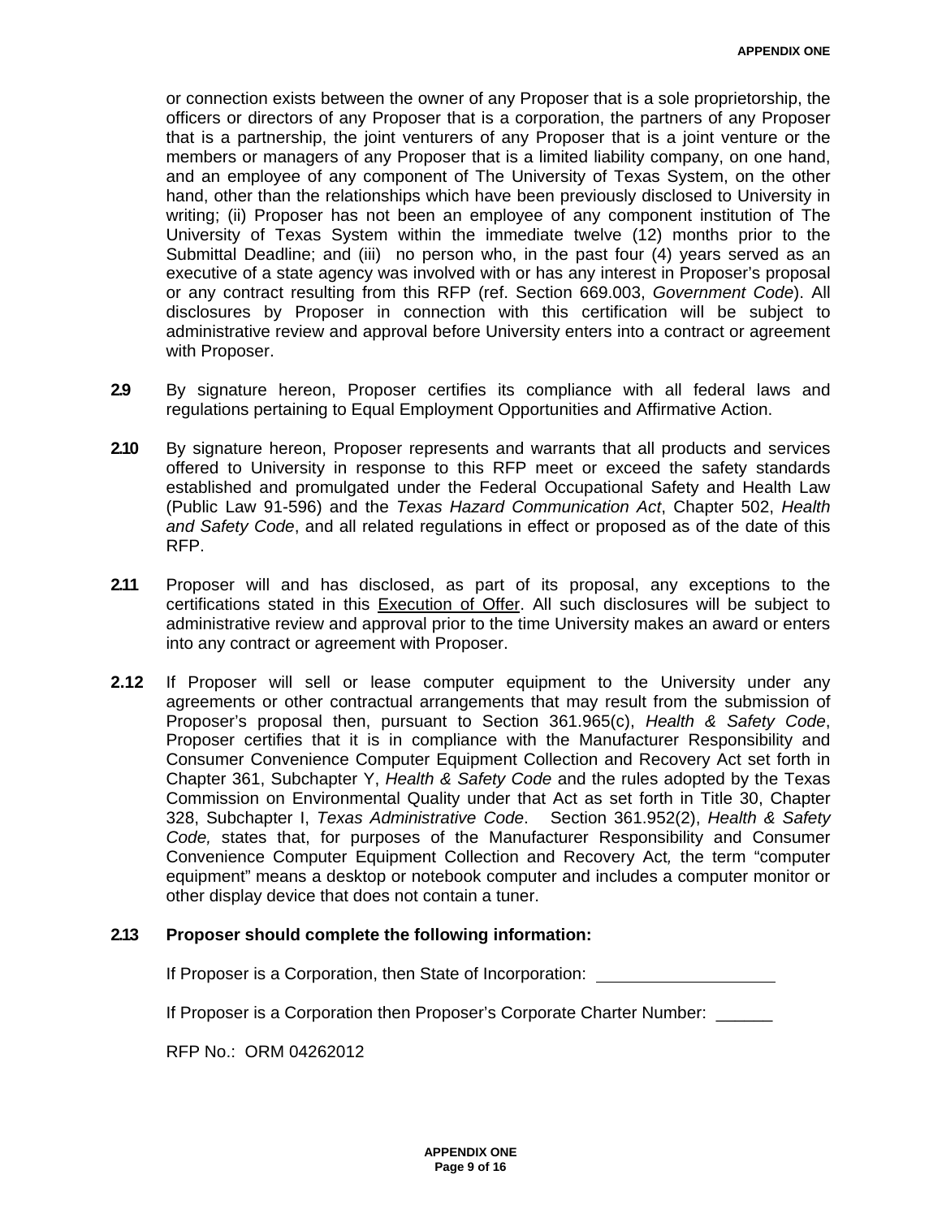or connection exists between the owner of any Proposer that is a sole proprietorship, the officers or directors of any Proposer that is a corporation, the partners of any Proposer that is a partnership, the joint venturers of any Proposer that is a joint venture or the members or managers of any Proposer that is a limited liability company, on one hand, and an employee of any component of The University of Texas System, on the other hand, other than the relationships which have been previously disclosed to University in writing; (ii) Proposer has not been an employee of any component institution of The University of Texas System within the immediate twelve (12) months prior to the Submittal Deadline; and (iii) no person who, in the past four (4) years served as an executive of a state agency was involved with or has any interest in Proposer's proposal or any contract resulting from this RFP (ref. Section 669.003, *Government Code*). All disclosures by Proposer in connection with this certification will be subject to administrative review and approval before University enters into a contract or agreement with Proposer.

**2.9** By signature hereon, Proposer certifies its compliance with all federal laws and regulations pertaining to Equal Employment Opportunities and Affirmative Action.

**2.10** By signature hereon, Proposer represents and warrants that all products and services offered to University in response to this RFP meet or exceed the safety standards established and promulgated under the Federal Occupational Safety and Health Law (Public Law 91-596) and the *Texas Hazard Communication Act*, Chapter 502, *Health and Safety Code*, and all related regulations in effect or proposed as of the date of this RFP.

**2.11** Proposer will and has disclosed, as part of its proposal, any exceptions to the certifications stated in this Execution of Offer. All such disclosures will be subject to administrative review and approval prior to the time University makes an award or enters into any contract or agreement with Proposer.

**2.12** If Proposer will sell or lease computer equipment to the University under any agreements or other contractual arrangements that may result from the submission of Proposer's proposal then, pursuant to Section 361.965(c), *Health & Safety Code*, Proposer certifies that it is in compliance with the Manufacturer Responsibility and Consumer Convenience Computer Equipment Collection and Recovery Act set forth in Chapter 361, Subchapter Y, *Health & Safety Code* and the rules adopted by the Texas Commission on Environmental Quality under that Act as set forth in Title 30, Chapter 328, Subchapter I, *Texas Administrative Code*. Section 361.952(2), *Health & Safety Code,* states that, for purposes of the Manufacturer Responsibility and Consumer Convenience Computer Equipment Collection and Recovery Act*,* the term "computer equipment" means a desktop or notebook computer and includes a computer monitor or other display device that does not contain a tuner.

**2.13 Proposer should complete the following information:**

If Proposer is a Corporation, then State of Incorporation: ____________________

If Proposer is a Corporation then Proposer's Corporate Charter Number: ______

RFP No.: ORM 04262012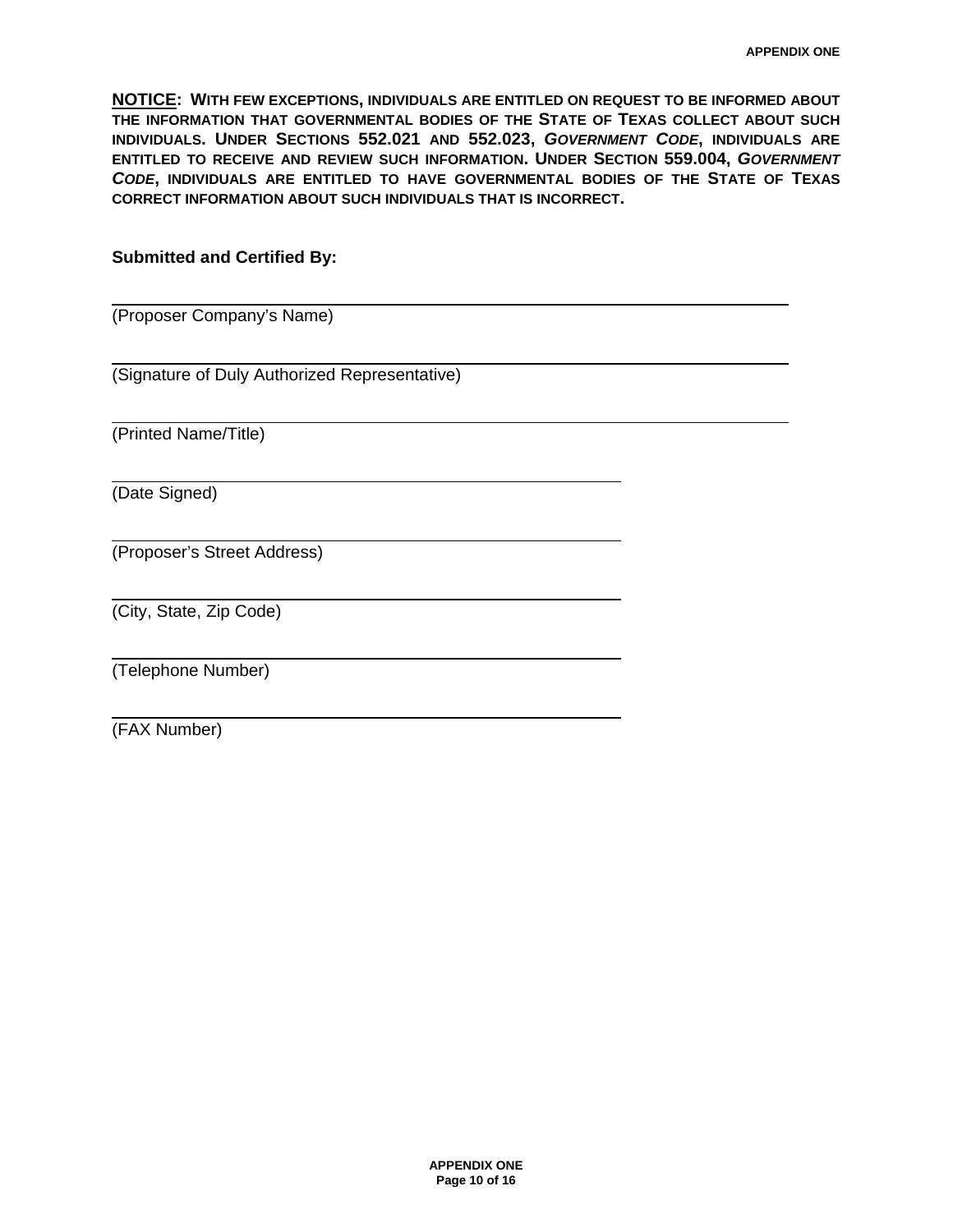**NOTICE: WITH FEW EXCEPTIONS, INDIVIDUALS ARE ENTITLED ON REQUEST TO BE INFORMED ABOUT THE INFORMATION THAT GOVERNMENTAL BODIES OF THE STATE OF TEXAS COLLECT ABOUT SUCH INDIVIDUALS. UNDER SECTIONS 552.021 AND 552.023, *GOVERNMENT CODE*, INDIVIDUALS ARE ENTITLED TO RECEIVE AND REVIEW SUCH INFORMATION. UNDER SECTION 559.004, *GOVERNMENT CODE*, INDIVIDUALS ARE ENTITLED TO HAVE GOVERNMENTAL BODIES OF THE STATE OF TEXAS CORRECT INFORMATION ABOUT SUCH INDIVIDUALS THAT IS INCORRECT.**

**Submitted and Certified By:**

______________________________________________
(Proposer Company's Name)

______________________________________________
(Signature of Duly Authorized Representative)

______________________________________________
(Printed Name/Title)

______________________________
(Date Signed)

______________________________
(Proposer's Street Address)

______________________________
(City, State, Zip Code)

______________________________
(Telephone Number)

______________________________
(FAX Number)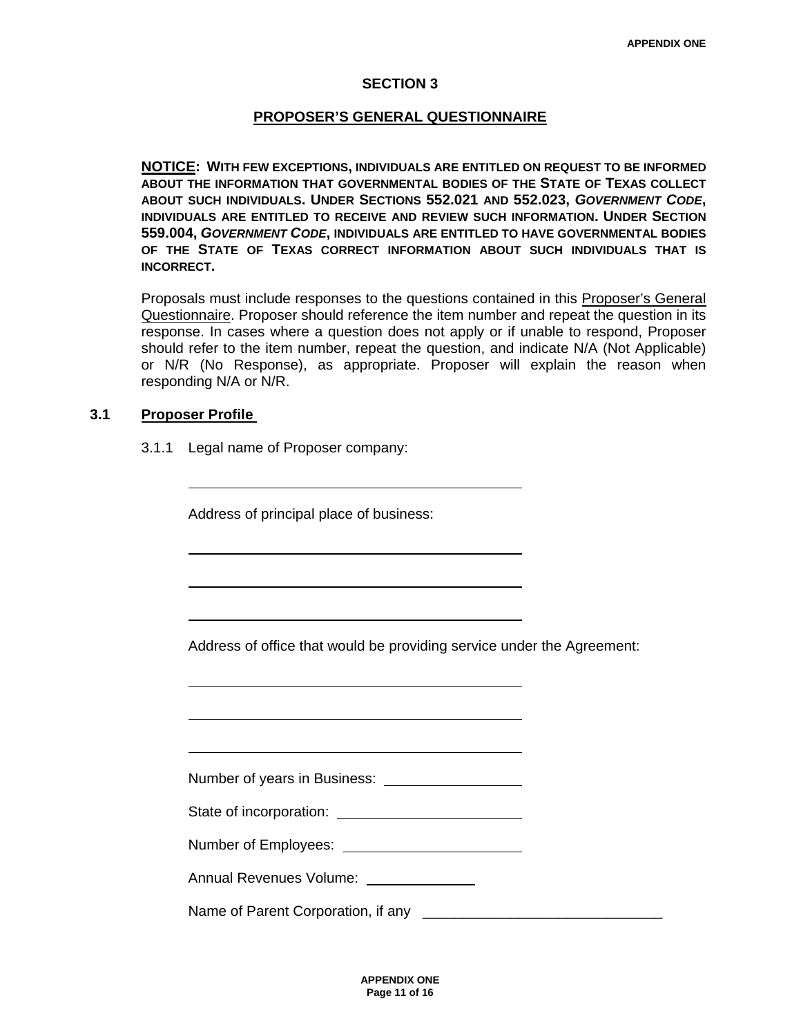## SECTION 3

## PROPOSER'S GENERAL QUESTIONNAIRE

**NOTICE: WITH FEW EXCEPTIONS, INDIVIDUALS ARE ENTITLED ON REQUEST TO BE INFORMED ABOUT THE INFORMATION THAT GOVERNMENTAL BODIES OF THE STATE OF TEXAS COLLECT ABOUT SUCH INDIVIDUALS. UNDER SECTIONS 552.021 AND 552.023, *GOVERNMENT CODE*, INDIVIDUALS ARE ENTITLED TO RECEIVE AND REVIEW SUCH INFORMATION. UNDER SECTION 559.004, *GOVERNMENT CODE*, INDIVIDUALS ARE ENTITLED TO HAVE GOVERNMENTAL BODIES OF THE STATE OF TEXAS CORRECT INFORMATION ABOUT SUCH INDIVIDUALS THAT IS INCORRECT.**

Proposals must include responses to the questions contained in this Proposer's General Questionnaire. Proposer should reference the item number and repeat the question in its response. In cases where a question does not apply or if unable to respond, Proposer should refer to the item number, repeat the question, and indicate N/A (Not Applicable) or N/R (No Response), as appropriate. Proposer will explain the reason when responding N/A or N/R.

### 3.1 Proposer Profile

3.1.1 Legal name of Proposer company:

\_\_\_\_\_\_\_\_\_\_\_\_\_\_\_\_\_\_\_\_\_\_\_\_\_\_\_\_\_\_\_\_\_\_\_\_\_\_\_\_

Address of principal place of business:

\_\_\_\_\_\_\_\_\_\_\_\_\_\_\_\_\_\_\_\_\_\_\_\_\_\_\_\_\_\_\_\_\_\_\_\_\_\_\_\_

\_\_\_\_\_\_\_\_\_\_\_\_\_\_\_\_\_\_\_\_\_\_\_\_\_\_\_\_\_\_\_\_\_\_\_\_\_\_\_\_

\_\_\_\_\_\_\_\_\_\_\_\_\_\_\_\_\_\_\_\_\_\_\_\_\_\_\_\_\_\_\_\_\_\_\_\_\_\_\_\_

Address of office that would be providing service under the Agreement:

\_\_\_\_\_\_\_\_\_\_\_\_\_\_\_\_\_\_\_\_\_\_\_\_\_\_\_\_\_\_\_\_\_\_\_\_\_\_\_\_

\_\_\_\_\_\_\_\_\_\_\_\_\_\_\_\_\_\_\_\_\_\_\_\_\_\_\_\_\_\_\_\_\_\_\_\_\_\_\_\_

\_\_\_\_\_\_\_\_\_\_\_\_\_\_\_\_\_\_\_\_\_\_\_\_\_\_\_\_\_\_\_\_\_\_\_\_\_\_\_\_

Number of years in Business: \_\_\_\_\_\_\_\_\_\_\_\_\_\_\_\_\_\_

State of incorporation: \_\_\_\_\_\_\_\_\_\_\_\_\_\_\_\_\_\_\_\_\_\_\_\_

Number of Employees: \_\_\_\_\_\_\_\_\_\_\_\_\_\_\_\_\_\_\_\_\_\_\_\_

Annual Revenues Volume: \_\_\_\_\_\_\_\_\_\_\_\_\_\_

Name of Parent Corporation, if any \_\_\_\_\_\_\_\_\_\_\_\_\_\_\_\_\_\_\_\_\_\_\_\_\_\_\_\_\_\_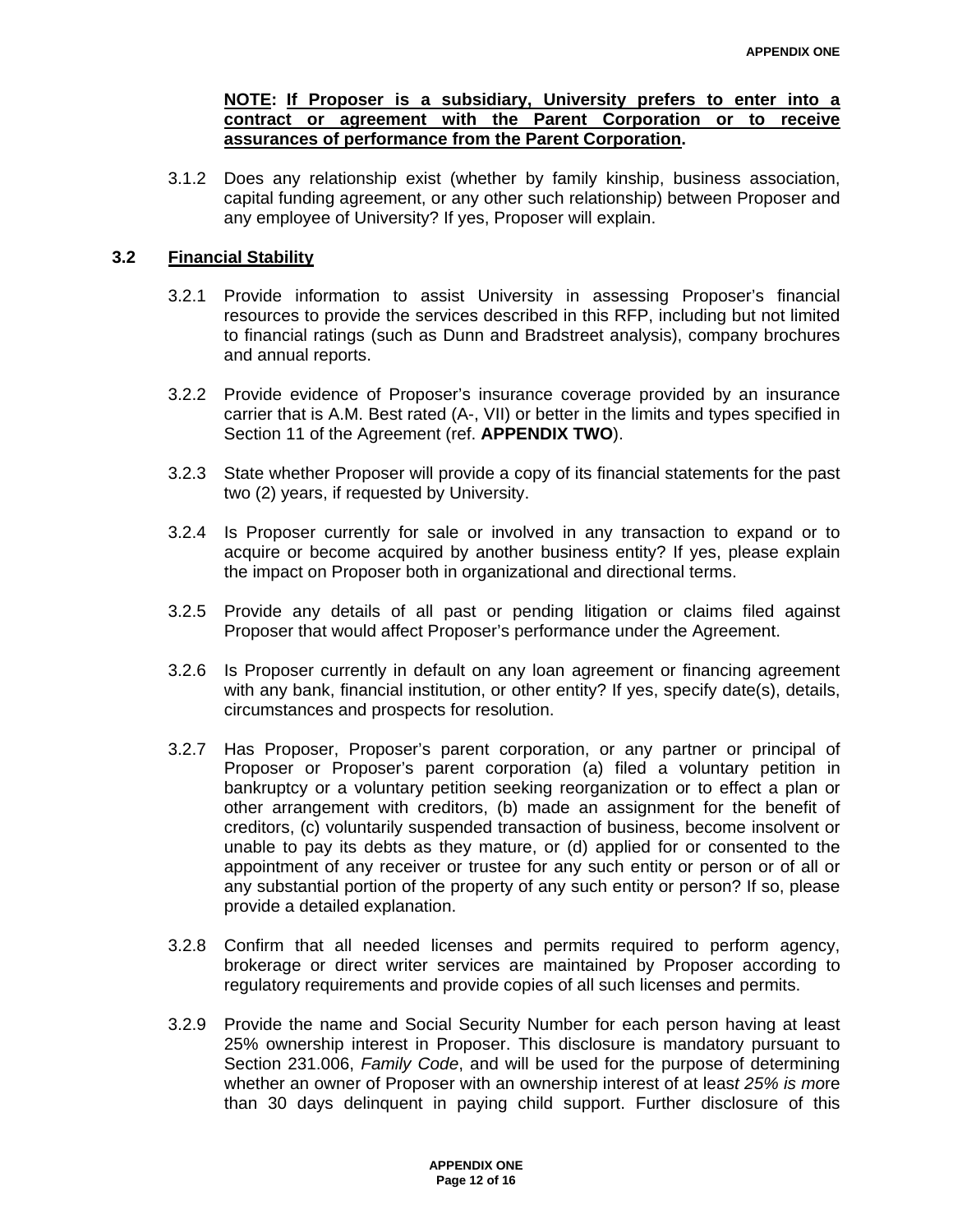**NOTE: If Proposer is a subsidiary, University prefers to enter into a contract or agreement with the Parent Corporation or to receive assurances of performance from the Parent Corporation.**

3.1.2 Does any relationship exist (whether by family kinship, business association, capital funding agreement, or any other such relationship) between Proposer and any employee of University? If yes, Proposer will explain.

### 3.2 Financial Stability

3.2.1 Provide information to assist University in assessing Proposer's financial resources to provide the services described in this RFP, including but not limited to financial ratings (such as Dunn and Bradstreet analysis), company brochures and annual reports.

3.2.2 Provide evidence of Proposer's insurance coverage provided by an insurance carrier that is A.M. Best rated (A-, VII) or better in the limits and types specified in Section 11 of the Agreement (ref. **APPENDIX TWO**).

3.2.3 State whether Proposer will provide a copy of its financial statements for the past two (2) years, if requested by University.

3.2.4 Is Proposer currently for sale or involved in any transaction to expand or to acquire or become acquired by another business entity? If yes, please explain the impact on Proposer both in organizational and directional terms.

3.2.5 Provide any details of all past or pending litigation or claims filed against Proposer that would affect Proposer's performance under the Agreement.

3.2.6 Is Proposer currently in default on any loan agreement or financing agreement with any bank, financial institution, or other entity? If yes, specify date(s), details, circumstances and prospects for resolution.

3.2.7 Has Proposer, Proposer's parent corporation, or any partner or principal of Proposer or Proposer's parent corporation (a) filed a voluntary petition in bankruptcy or a voluntary petition seeking reorganization or to effect a plan or other arrangement with creditors, (b) made an assignment for the benefit of creditors, (c) voluntarily suspended transaction of business, become insolvent or unable to pay its debts as they mature, or (d) applied for or consented to the appointment of any receiver or trustee for any such entity or person or of all or any substantial portion of the property of any such entity or person? If so, please provide a detailed explanation.

3.2.8 Confirm that all needed licenses and permits required to perform agency, brokerage or direct writer services are maintained by Proposer according to regulatory requirements and provide copies of all such licenses and permits.

3.2.9 Provide the name and Social Security Number for each person having at least 25% ownership interest in Proposer. This disclosure is mandatory pursuant to Section 231.006, *Family Code*, and will be used for the purpose of determining whether an owner of Proposer with an ownership interest of at leas*t 25% is mo*re than 30 days delinquent in paying child support. Further disclosure of this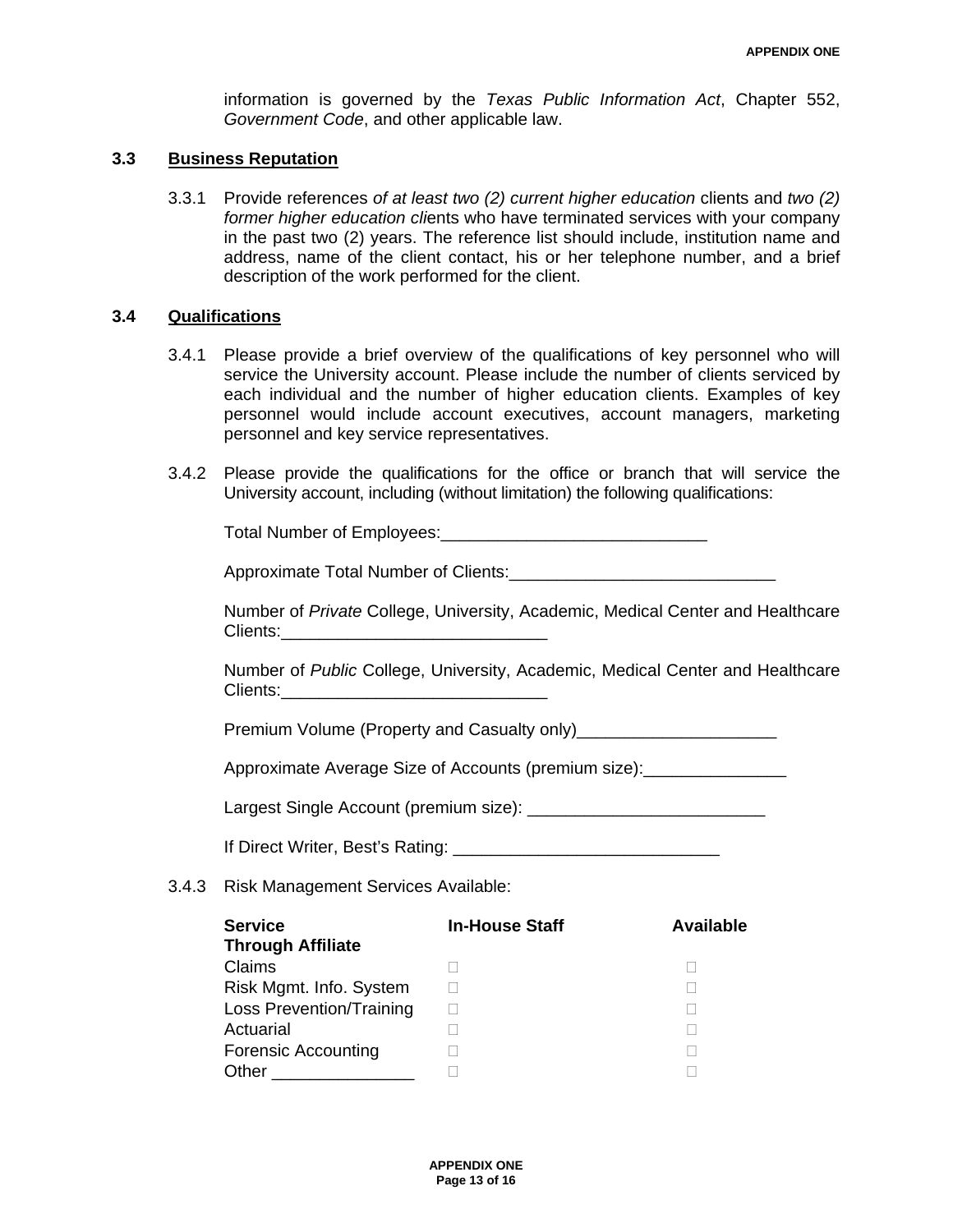information is governed by the *Texas Public Information Act*, Chapter 552, *Government Code*, and other applicable law.

### 3.3 Business Reputation

3.3.1 Provide references *of at least two (2) current higher education* clients and *two (2) former higher education cli*ents who have terminated services with your company in the past two (2) years. The reference list should include, institution name and address, name of the client contact, his or her telephone number, and a brief description of the work performed for the client.

### 3.4 Qualifications

3.4.1 Please provide a brief overview of the qualifications of key personnel who will service the University account. Please include the number of clients serviced by each individual and the number of higher education clients. Examples of key personnel would include account executives, account managers, marketing personnel and key service representatives.

3.4.2 Please provide the qualifications for the office or branch that will service the University account, including (without limitation) the following qualifications:

Total Number of Employees:____________________________

Approximate Total Number of Clients:____________________________

Number of *Private* College, University, Academic, Medical Center and Healthcare Clients:____________________________

Number of *Public* College, University, Academic, Medical Center and Healthcare Clients:____________________________

Premium Volume (Property and Casualty only)_____________________

Approximate Average Size of Accounts (premium size):_______________

Largest Single Account (premium size): _________________________

If Direct Writer, Best's Rating: ____________________________

3.4.3 Risk Management Services Available:

| Service | In-House Staff | Available Through Affiliate |
|---|---|---|
| Claims | ☐ | ☐ |
| Risk Mgmt. Info. System | ☐ | ☐ |
| Loss Prevention/Training | ☐ | ☐ |
| Actuarial | ☐ | ☐ |
| Forensic Accounting | ☐ | ☐ |
| Other _______________ | ☐ | ☐ |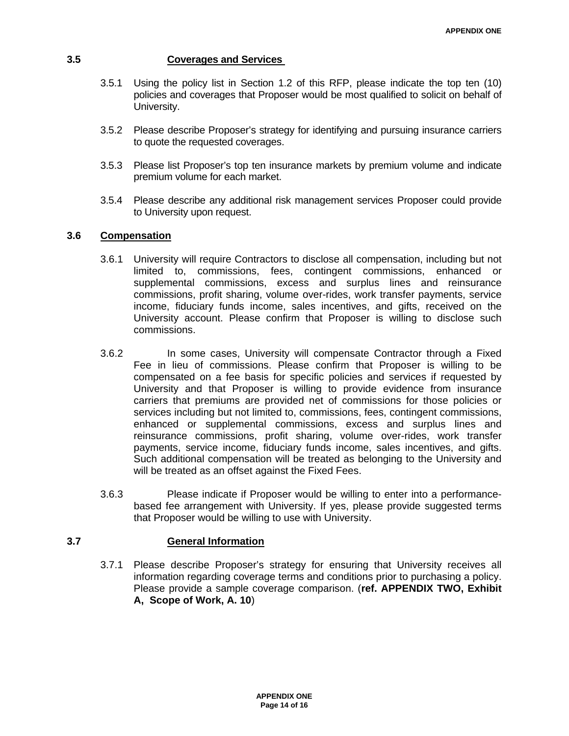### 3.5 Coverages and Services

3.5.1 Using the policy list in Section 1.2 of this RFP, please indicate the top ten (10) policies and coverages that Proposer would be most qualified to solicit on behalf of University.

3.5.2 Please describe Proposer's strategy for identifying and pursuing insurance carriers to quote the requested coverages.

3.5.3 Please list Proposer's top ten insurance markets by premium volume and indicate premium volume for each market.

3.5.4 Please describe any additional risk management services Proposer could provide to University upon request.

### 3.6 Compensation

3.6.1 University will require Contractors to disclose all compensation, including but not limited to, commissions, fees, contingent commissions, enhanced or supplemental commissions, excess and surplus lines and reinsurance commissions, profit sharing, volume over-rides, work transfer payments, service income, fiduciary funds income, sales incentives, and gifts, received on the University account. Please confirm that Proposer is willing to disclose such commissions.

3.6.2 In some cases, University will compensate Contractor through a Fixed Fee in lieu of commissions. Please confirm that Proposer is willing to be compensated on a fee basis for specific policies and services if requested by University and that Proposer is willing to provide evidence from insurance carriers that premiums are provided net of commissions for those policies or services including but not limited to, commissions, fees, contingent commissions, enhanced or supplemental commissions, excess and surplus lines and reinsurance commissions, profit sharing, volume over-rides, work transfer payments, service income, fiduciary funds income, sales incentives, and gifts. Such additional compensation will be treated as belonging to the University and will be treated as an offset against the Fixed Fees.

3.6.3 Please indicate if Proposer would be willing to enter into a performance-based fee arrangement with University. If yes, please provide suggested terms that Proposer would be willing to use with University.

### 3.7 General Information

3.7.1 Please describe Proposer's strategy for ensuring that University receives all information regarding coverage terms and conditions prior to purchasing a policy. Please provide a sample coverage comparison. (**ref. APPENDIX TWO, Exhibit A, Scope of Work, A. 10**)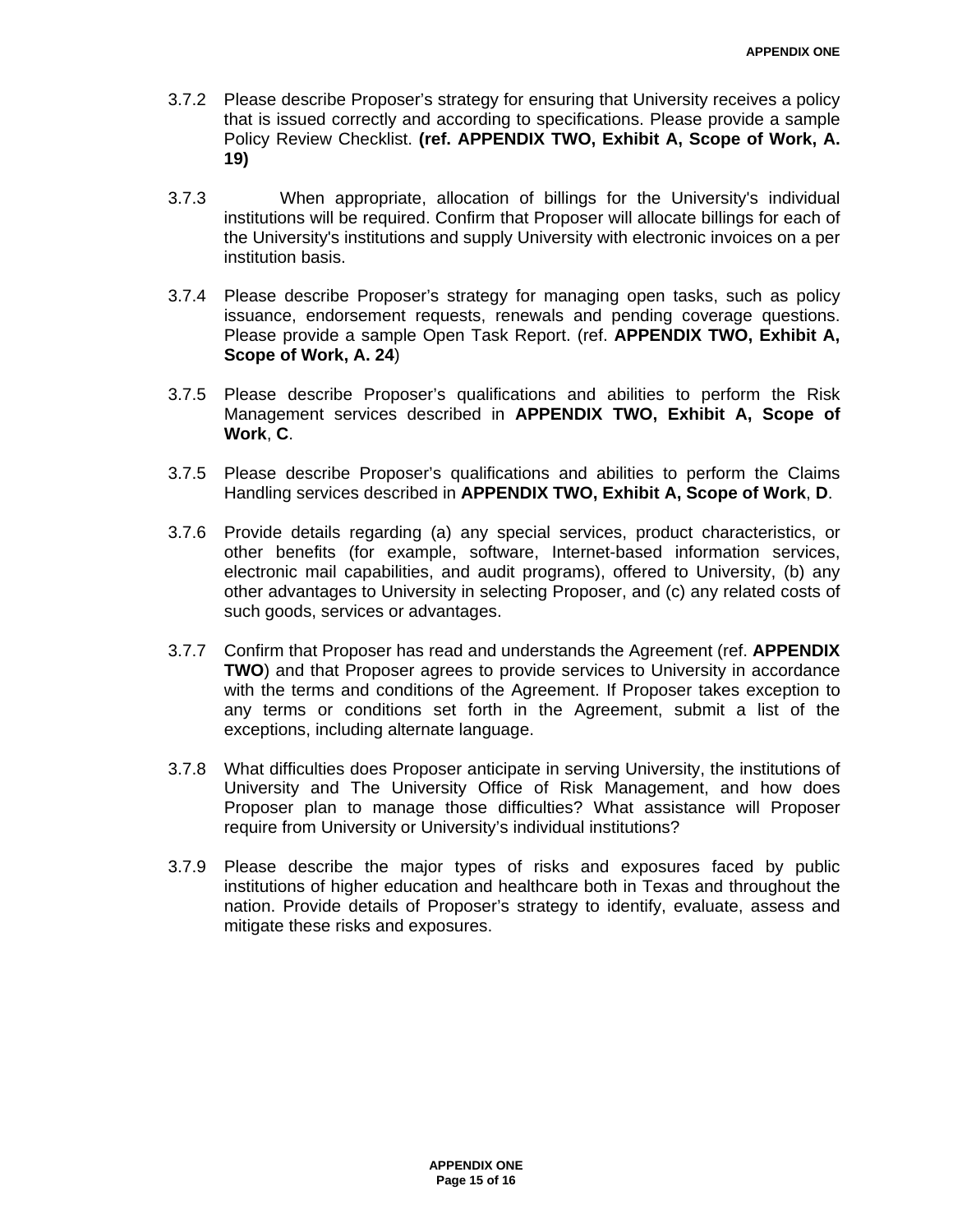3.7.2 Please describe Proposer’s strategy for ensuring that University receives a policy that is issued correctly and according to specifications. Please provide a sample Policy Review Checklist. **(ref. APPENDIX TWO, Exhibit A, Scope of Work, A. 19)**

3.7.3 When appropriate, allocation of billings for the University's individual institutions will be required. Confirm that Proposer will allocate billings for each of the University's institutions and supply University with electronic invoices on a per institution basis.

3.7.4 Please describe Proposer’s strategy for managing open tasks, such as policy issuance, endorsement requests, renewals and pending coverage questions. Please provide a sample Open Task Report. (ref. **APPENDIX TWO, Exhibit A, Scope of Work, A. 24**)

3.7.5 Please describe Proposer’s qualifications and abilities to perform the Risk Management services described in **APPENDIX TWO, Exhibit A, Scope of Work**, **C**.

3.7.5 Please describe Proposer’s qualifications and abilities to perform the Claims Handling services described in **APPENDIX TWO, Exhibit A, Scope of Work**, **D**.

3.7.6 Provide details regarding (a) any special services, product characteristics, or other benefits (for example, software, Internet-based information services, electronic mail capabilities, and audit programs), offered to University, (b) any other advantages to University in selecting Proposer, and (c) any related costs of such goods, services or advantages.

3.7.7 Confirm that Proposer has read and understands the Agreement (ref. **APPENDIX TWO**) and that Proposer agrees to provide services to University in accordance with the terms and conditions of the Agreement. If Proposer takes exception to any terms or conditions set forth in the Agreement, submit a list of the exceptions, including alternate language.

3.7.8 What difficulties does Proposer anticipate in serving University, the institutions of University and The University Office of Risk Management, and how does Proposer plan to manage those difficulties? What assistance will Proposer require from University or University’s individual institutions?

3.7.9 Please describe the major types of risks and exposures faced by public institutions of higher education and healthcare both in Texas and throughout the nation. Provide details of Proposer’s strategy to identify, evaluate, assess and mitigate these risks and exposures.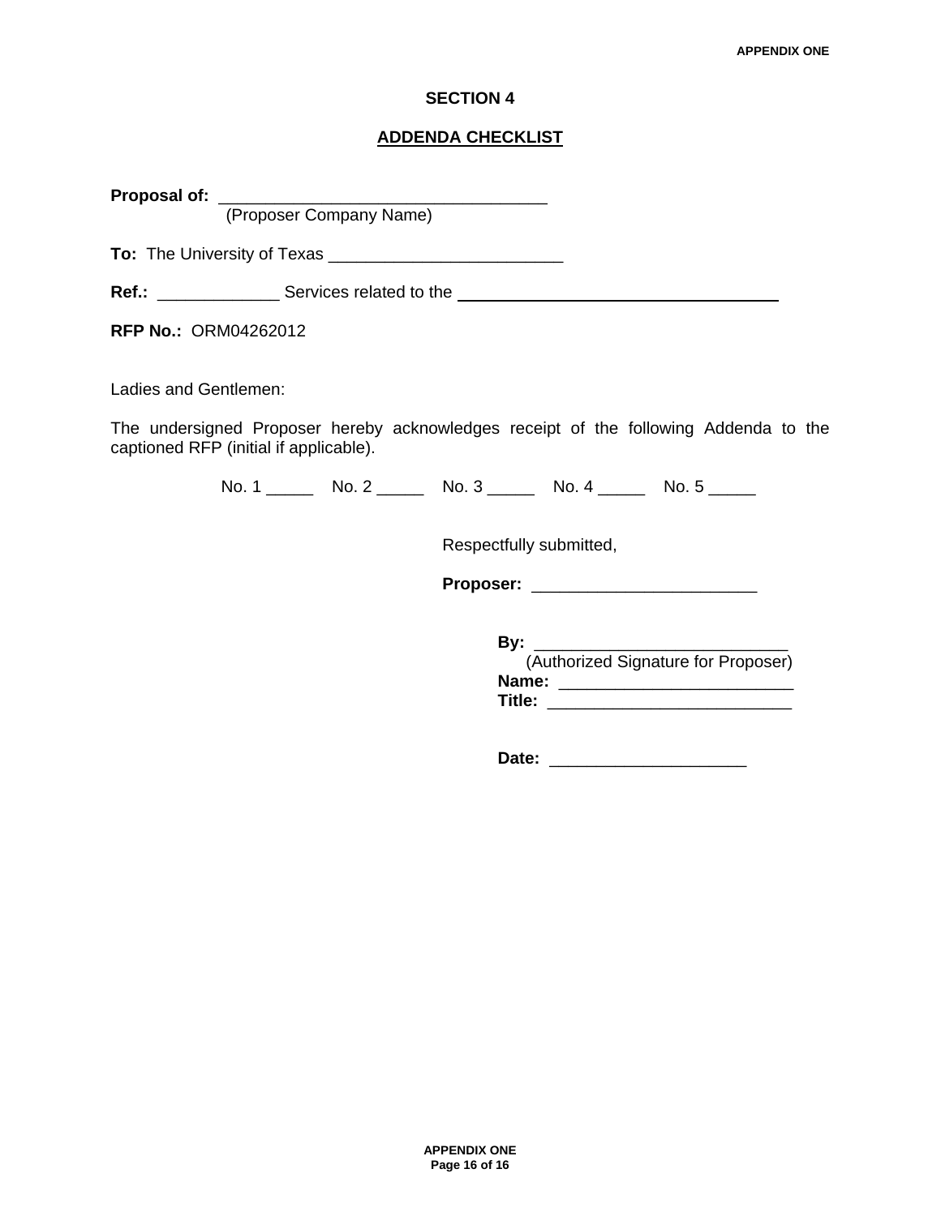APPENDIX ONE

## SECTION 4

## ADDENDA CHECKLIST

**Proposal of:** ___________________________________
(Proposer Company Name)

**To:** The University of Texas _________________________

**Ref.:** _____________ Services related to the ___________________________________

**RFP No.:** ORM04262012

Ladies and Gentlemen:

The undersigned Proposer hereby acknowledges receipt of the following Addenda to the captioned RFP (initial if applicable).

No. 1 _____ No. 2 _____ No. 3 _____ No. 4 _____ No. 5 _____

Respectfully submitted,

**Proposer:** _______________________

**By:** ___________________________
(Authorized Signature for Proposer)

**Name:** ________________________

**Title:** _________________________

**Date:** _____________________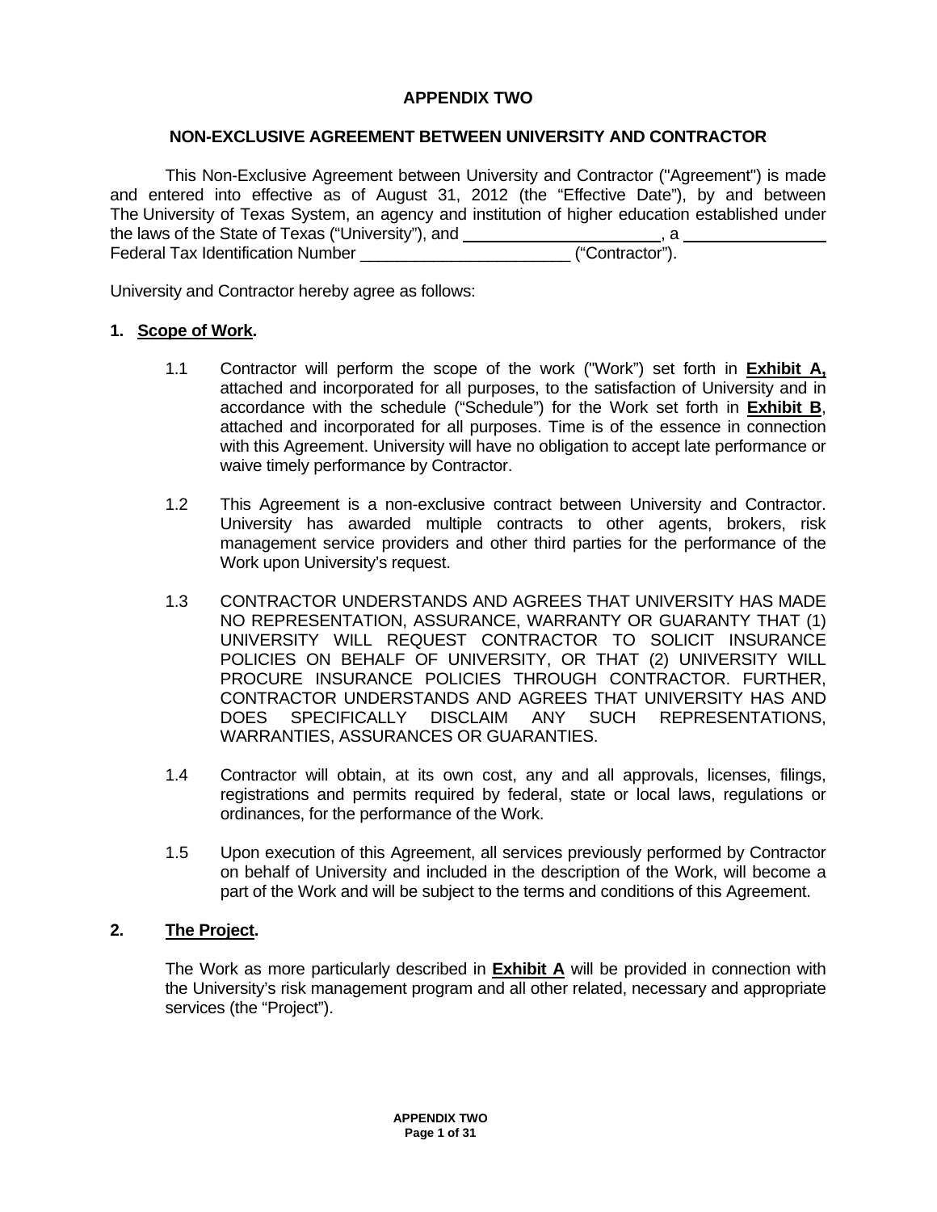**APPENDIX TWO**

**NON-EXCLUSIVE AGREEMENT BETWEEN UNIVERSITY AND CONTRACTOR**

This Non-Exclusive Agreement between University and Contractor ("Agreement") is made and entered into effective as of August 31, 2012 (the "Effective Date"), by and between The University of Texas System, an agency and institution of higher education established under the laws of the State of Texas ("University"), and \_\_\_\_\_\_\_\_\_\_\_\_\_\_\_\_\_\_\_\_\_\_, a \_\_\_\_\_\_\_\_\_\_\_\_\_\_\_\_ Federal Tax Identification Number \_\_\_\_\_\_\_\_\_\_\_\_\_\_\_\_\_\_\_\_\_\_\_ ("Contractor").

University and Contractor hereby agree as follows:

**1. Scope of Work.**

1.1 Contractor will perform the scope of the work ("Work") set forth in **Exhibit A,** attached and incorporated for all purposes, to the satisfaction of University and in accordance with the schedule ("Schedule") for the Work set forth in **Exhibit B**, attached and incorporated for all purposes. Time is of the essence in connection with this Agreement. University will have no obligation to accept late performance or waive timely performance by Contractor.

1.2 This Agreement is a non-exclusive contract between University and Contractor. University has awarded multiple contracts to other agents, brokers, risk management service providers and other third parties for the performance of the Work upon University's request.

1.3 CONTRACTOR UNDERSTANDS AND AGREES THAT UNIVERSITY HAS MADE NO REPRESENTATION, ASSURANCE, WARRANTY OR GUARANTY THAT (1) UNIVERSITY WILL REQUEST CONTRACTOR TO SOLICIT INSURANCE POLICIES ON BEHALF OF UNIVERSITY, OR THAT (2) UNIVERSITY WILL PROCURE INSURANCE POLICIES THROUGH CONTRACTOR. FURTHER, CONTRACTOR UNDERSTANDS AND AGREES THAT UNIVERSITY HAS AND DOES SPECIFICALLY DISCLAIM ANY SUCH REPRESENTATIONS, WARRANTIES, ASSURANCES OR GUARANTIES.

1.4 Contractor will obtain, at its own cost, any and all approvals, licenses, filings, registrations and permits required by federal, state or local laws, regulations or ordinances, for the performance of the Work.

1.5 Upon execution of this Agreement, all services previously performed by Contractor on behalf of University and included in the description of the Work, will become a part of the Work and will be subject to the terms and conditions of this Agreement.

**2. The Project.**

The Work as more particularly described in **Exhibit A** will be provided in connection with the University's risk management program and all other related, necessary and appropriate services (the "Project").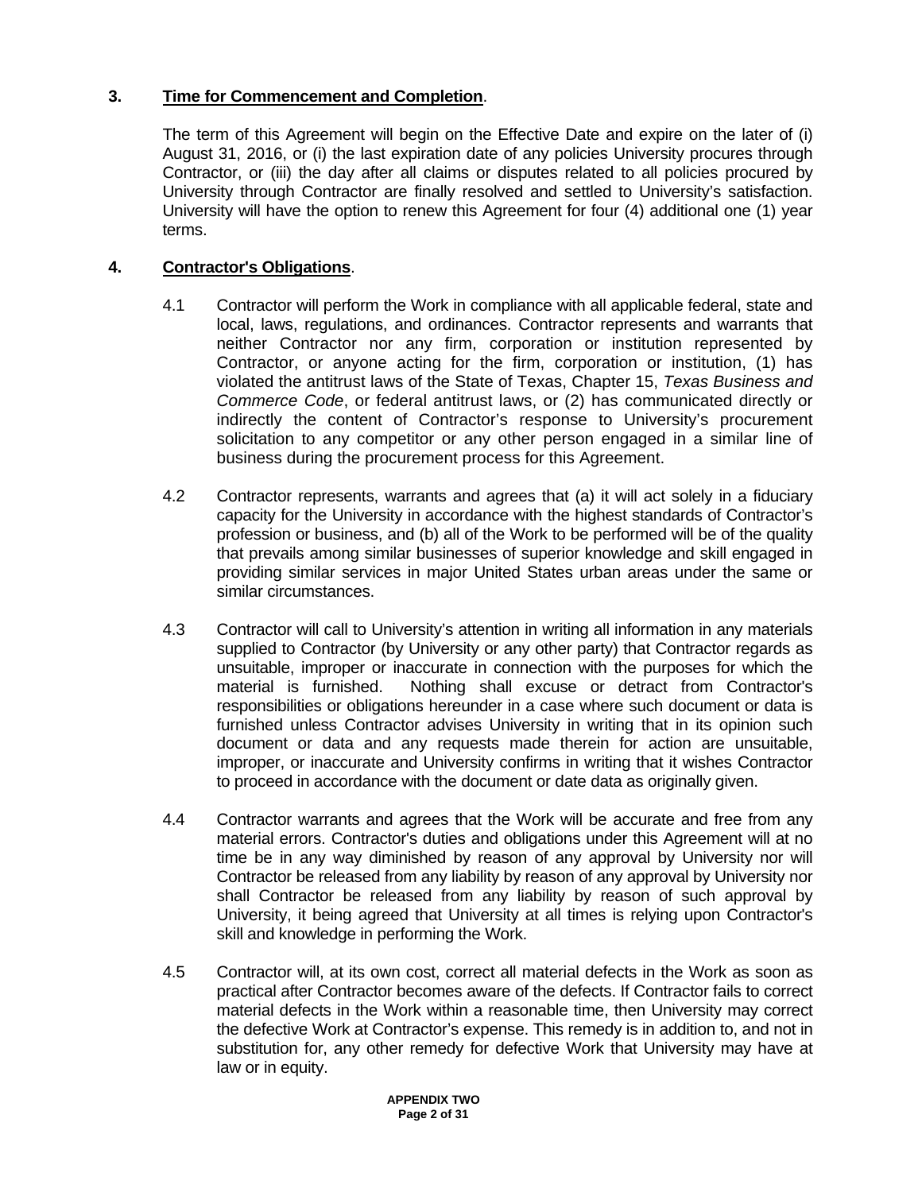**3. Time for Commencement and Completion**.

The term of this Agreement will begin on the Effective Date and expire on the later of (i) August 31, 2016, or (i) the last expiration date of any policies University procures through Contractor, or (iii) the day after all claims or disputes related to all policies procured by University through Contractor are finally resolved and settled to University's satisfaction. University will have the option to renew this Agreement for four (4) additional one (1) year terms.

**4. Contractor's Obligations**.

4.1 Contractor will perform the Work in compliance with all applicable federal, state and local, laws, regulations, and ordinances. Contractor represents and warrants that neither Contractor nor any firm, corporation or institution represented by Contractor, or anyone acting for the firm, corporation or institution, (1) has violated the antitrust laws of the State of Texas, Chapter 15, *Texas Business and Commerce Code*, or federal antitrust laws, or (2) has communicated directly or indirectly the content of Contractor's response to University's procurement solicitation to any competitor or any other person engaged in a similar line of business during the procurement process for this Agreement.

4.2 Contractor represents, warrants and agrees that (a) it will act solely in a fiduciary capacity for the University in accordance with the highest standards of Contractor's profession or business, and (b) all of the Work to be performed will be of the quality that prevails among similar businesses of superior knowledge and skill engaged in providing similar services in major United States urban areas under the same or similar circumstances.

4.3 Contractor will call to University's attention in writing all information in any materials supplied to Contractor (by University or any other party) that Contractor regards as unsuitable, improper or inaccurate in connection with the purposes for which the material is furnished. Nothing shall excuse or detract from Contractor's responsibilities or obligations hereunder in a case where such document or data is furnished unless Contractor advises University in writing that in its opinion such document or data and any requests made therein for action are unsuitable, improper, or inaccurate and University confirms in writing that it wishes Contractor to proceed in accordance with the document or date data as originally given.

4.4 Contractor warrants and agrees that the Work will be accurate and free from any material errors. Contractor's duties and obligations under this Agreement will at no time be in any way diminished by reason of any approval by University nor will Contractor be released from any liability by reason of any approval by University nor shall Contractor be released from any liability by reason of such approval by University, it being agreed that University at all times is relying upon Contractor's skill and knowledge in performing the Work.

4.5 Contractor will, at its own cost, correct all material defects in the Work as soon as practical after Contractor becomes aware of the defects. If Contractor fails to correct material defects in the Work within a reasonable time, then University may correct the defective Work at Contractor's expense. This remedy is in addition to, and not in substitution for, any other remedy for defective Work that University may have at law or in equity.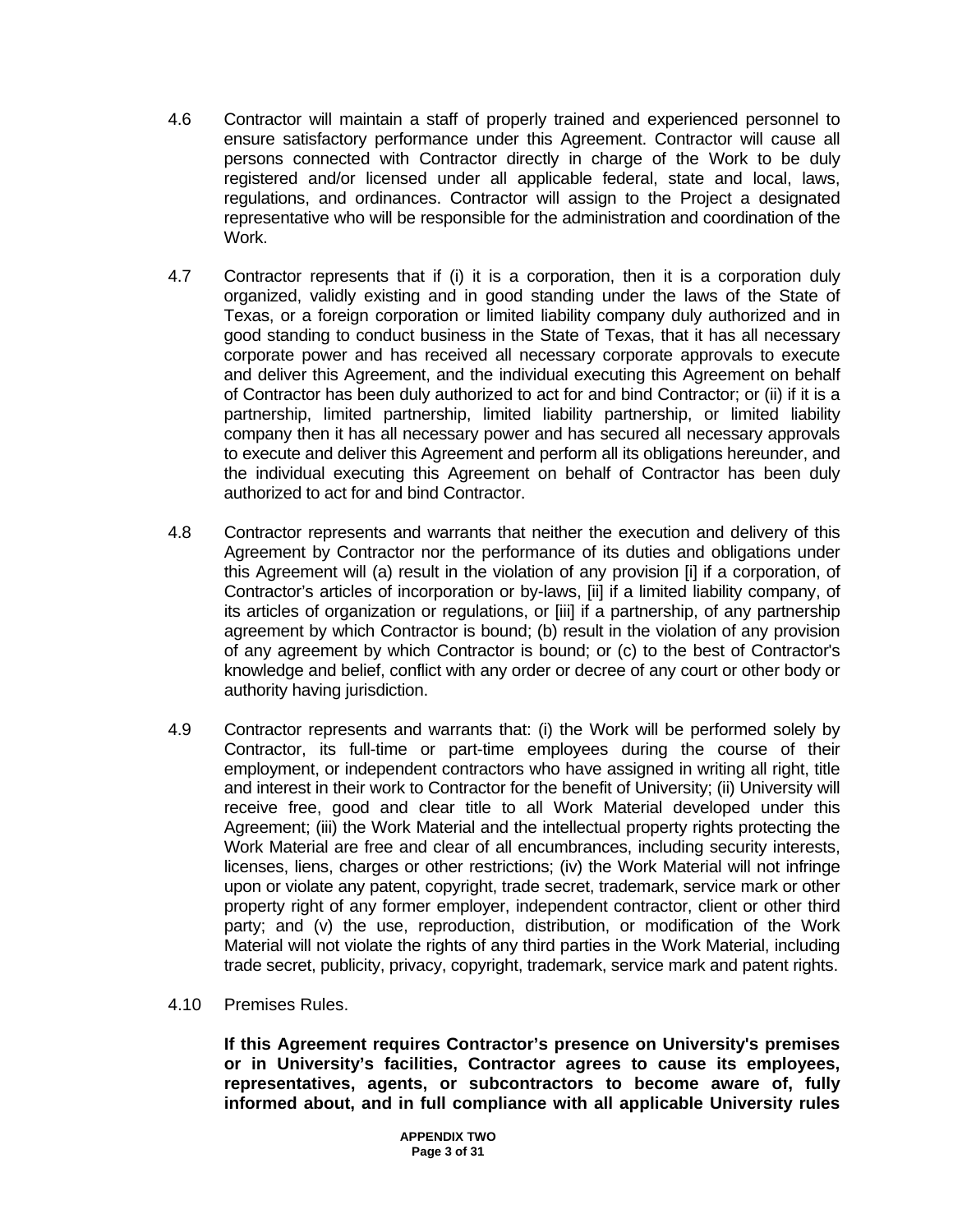4.6 Contractor will maintain a staff of properly trained and experienced personnel to ensure satisfactory performance under this Agreement. Contractor will cause all persons connected with Contractor directly in charge of the Work to be duly registered and/or licensed under all applicable federal, state and local, laws, regulations, and ordinances. Contractor will assign to the Project a designated representative who will be responsible for the administration and coordination of the Work.

4.7 Contractor represents that if (i) it is a corporation, then it is a corporation duly organized, validly existing and in good standing under the laws of the State of Texas, or a foreign corporation or limited liability company duly authorized and in good standing to conduct business in the State of Texas, that it has all necessary corporate power and has received all necessary corporate approvals to execute and deliver this Agreement, and the individual executing this Agreement on behalf of Contractor has been duly authorized to act for and bind Contractor; or (ii) if it is a partnership, limited partnership, limited liability partnership, or limited liability company then it has all necessary power and has secured all necessary approvals to execute and deliver this Agreement and perform all its obligations hereunder, and the individual executing this Agreement on behalf of Contractor has been duly authorized to act for and bind Contractor.

4.8 Contractor represents and warrants that neither the execution and delivery of this Agreement by Contractor nor the performance of its duties and obligations under this Agreement will (a) result in the violation of any provision [i] if a corporation, of Contractor's articles of incorporation or by-laws, [ii] if a limited liability company, of its articles of organization or regulations, or [iii] if a partnership, of any partnership agreement by which Contractor is bound; (b) result in the violation of any provision of any agreement by which Contractor is bound; or (c) to the best of Contractor's knowledge and belief, conflict with any order or decree of any court or other body or authority having jurisdiction.

4.9 Contractor represents and warrants that: (i) the Work will be performed solely by Contractor, its full-time or part-time employees during the course of their employment, or independent contractors who have assigned in writing all right, title and interest in their work to Contractor for the benefit of University; (ii) University will receive free, good and clear title to all Work Material developed under this Agreement; (iii) the Work Material and the intellectual property rights protecting the Work Material are free and clear of all encumbrances, including security interests, licenses, liens, charges or other restrictions; (iv) the Work Material will not infringe upon or violate any patent, copyright, trade secret, trademark, service mark or other property right of any former employer, independent contractor, client or other third party; and (v) the use, reproduction, distribution, or modification of the Work Material will not violate the rights of any third parties in the Work Material, including trade secret, publicity, privacy, copyright, trademark, service mark and patent rights.

4.10 Premises Rules.

**If this Agreement requires Contractor's presence on University's premises or in University's facilities, Contractor agrees to cause its employees, representatives, agents, or subcontractors to become aware of, fully informed about, and in full compliance with all applicable University rules**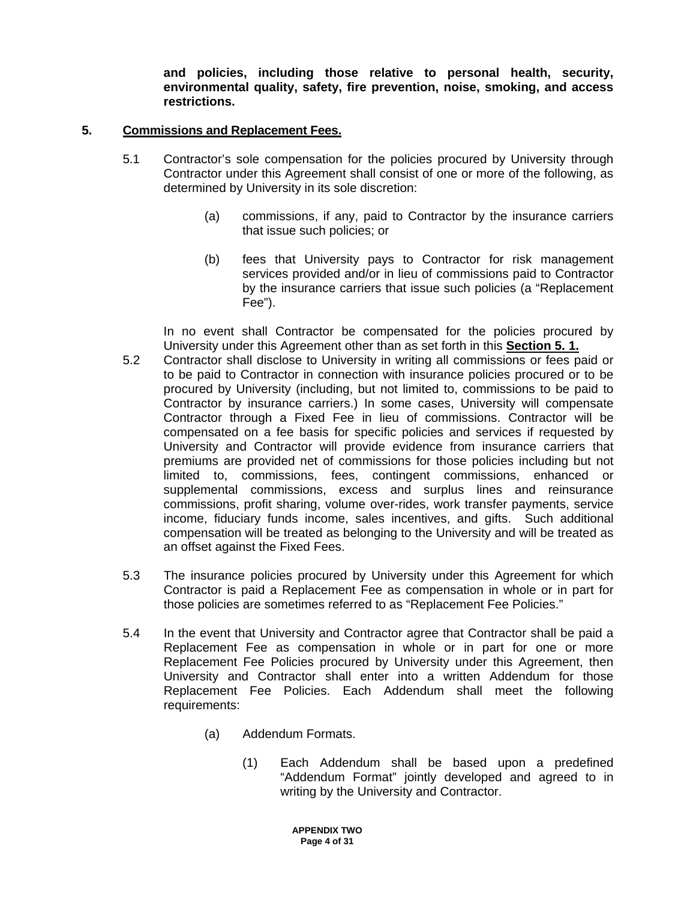**and policies, including those relative to personal health, security, environmental quality, safety, fire prevention, noise, smoking, and access restrictions.**

**5. Commissions and Replacement Fees.**

5.1 Contractor's sole compensation for the policies procured by University through Contractor under this Agreement shall consist of one or more of the following, as determined by University in its sole discretion:

(a) commissions, if any, paid to Contractor by the insurance carriers that issue such policies; or

(b) fees that University pays to Contractor for risk management services provided and/or in lieu of commissions paid to Contractor by the insurance carriers that issue such policies (a "Replacement Fee").

In no event shall Contractor be compensated for the policies procured by University under this Agreement other than as set forth in this **Section 5. 1.**

5.2 Contractor shall disclose to University in writing all commissions or fees paid or to be paid to Contractor in connection with insurance policies procured or to be procured by University (including, but not limited to, commissions to be paid to Contractor by insurance carriers.) In some cases, University will compensate Contractor through a Fixed Fee in lieu of commissions. Contractor will be compensated on a fee basis for specific policies and services if requested by University and Contractor will provide evidence from insurance carriers that premiums are provided net of commissions for those policies including but not limited to, commissions, fees, contingent commissions, enhanced or supplemental commissions, excess and surplus lines and reinsurance commissions, profit sharing, volume over-rides, work transfer payments, service income, fiduciary funds income, sales incentives, and gifts. Such additional compensation will be treated as belonging to the University and will be treated as an offset against the Fixed Fees.

5.3 The insurance policies procured by University under this Agreement for which Contractor is paid a Replacement Fee as compensation in whole or in part for those policies are sometimes referred to as "Replacement Fee Policies."

5.4 In the event that University and Contractor agree that Contractor shall be paid a Replacement Fee as compensation in whole or in part for one or more Replacement Fee Policies procured by University under this Agreement, then University and Contractor shall enter into a written Addendum for those Replacement Fee Policies. Each Addendum shall meet the following requirements:

(a) Addendum Formats.

(1) Each Addendum shall be based upon a predefined "Addendum Format" jointly developed and agreed to in writing by the University and Contractor.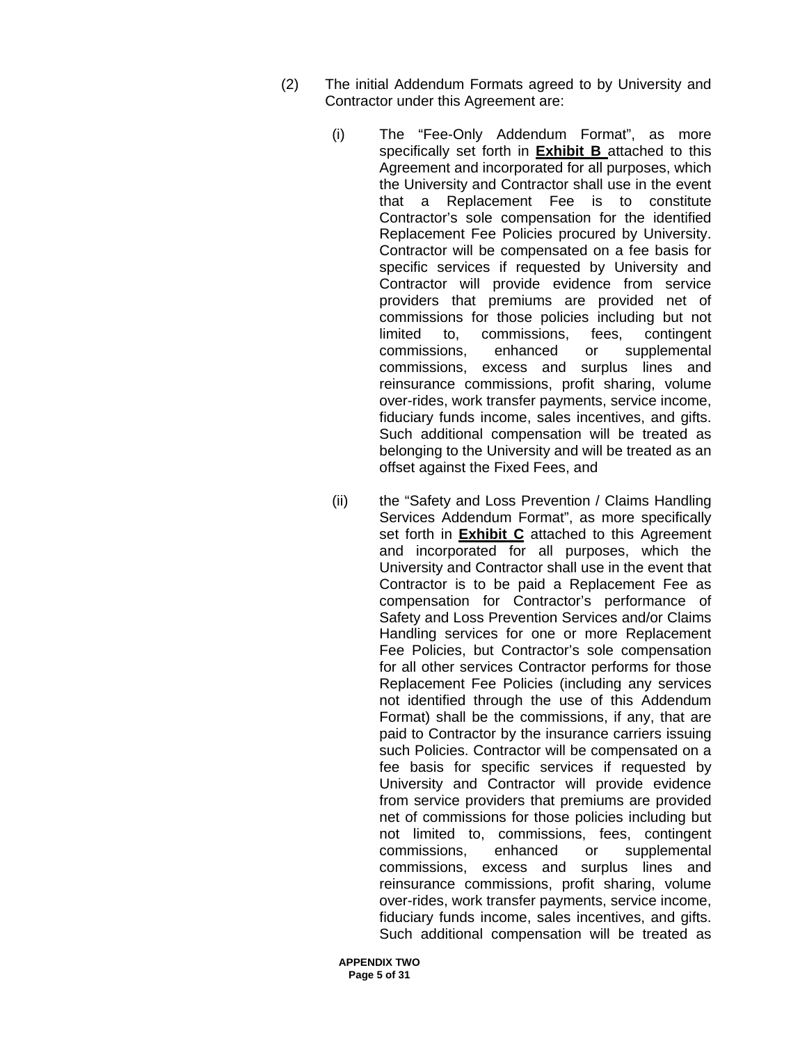(2) The initial Addendum Formats agreed to by University and Contractor under this Agreement are:

(i) The "Fee-Only Addendum Format", as more specifically set forth in **Exhibit B** attached to this Agreement and incorporated for all purposes, which the University and Contractor shall use in the event that a Replacement Fee is to constitute Contractor's sole compensation for the identified Replacement Fee Policies procured by University. Contractor will be compensated on a fee basis for specific services if requested by University and Contractor will provide evidence from service providers that premiums are provided net of commissions for those policies including but not limited to, commissions, fees, contingent commissions, enhanced or supplemental commissions, excess and surplus lines and reinsurance commissions, profit sharing, volume over-rides, work transfer payments, service income, fiduciary funds income, sales incentives, and gifts. Such additional compensation will be treated as belonging to the University and will be treated as an offset against the Fixed Fees, and

(ii) the "Safety and Loss Prevention / Claims Handling Services Addendum Format", as more specifically set forth in **Exhibit C** attached to this Agreement and incorporated for all purposes, which the University and Contractor shall use in the event that Contractor is to be paid a Replacement Fee as compensation for Contractor's performance of Safety and Loss Prevention Services and/or Claims Handling services for one or more Replacement Fee Policies, but Contractor's sole compensation for all other services Contractor performs for those Replacement Fee Policies (including any services not identified through the use of this Addendum Format) shall be the commissions, if any, that are paid to Contractor by the insurance carriers issuing such Policies. Contractor will be compensated on a fee basis for specific services if requested by University and Contractor will provide evidence from service providers that premiums are provided net of commissions for those policies including but not limited to, commissions, fees, contingent commissions, enhanced or supplemental commissions, excess and surplus lines and reinsurance commissions, profit sharing, volume over-rides, work transfer payments, service income, fiduciary funds income, sales incentives, and gifts. Such additional compensation will be treated as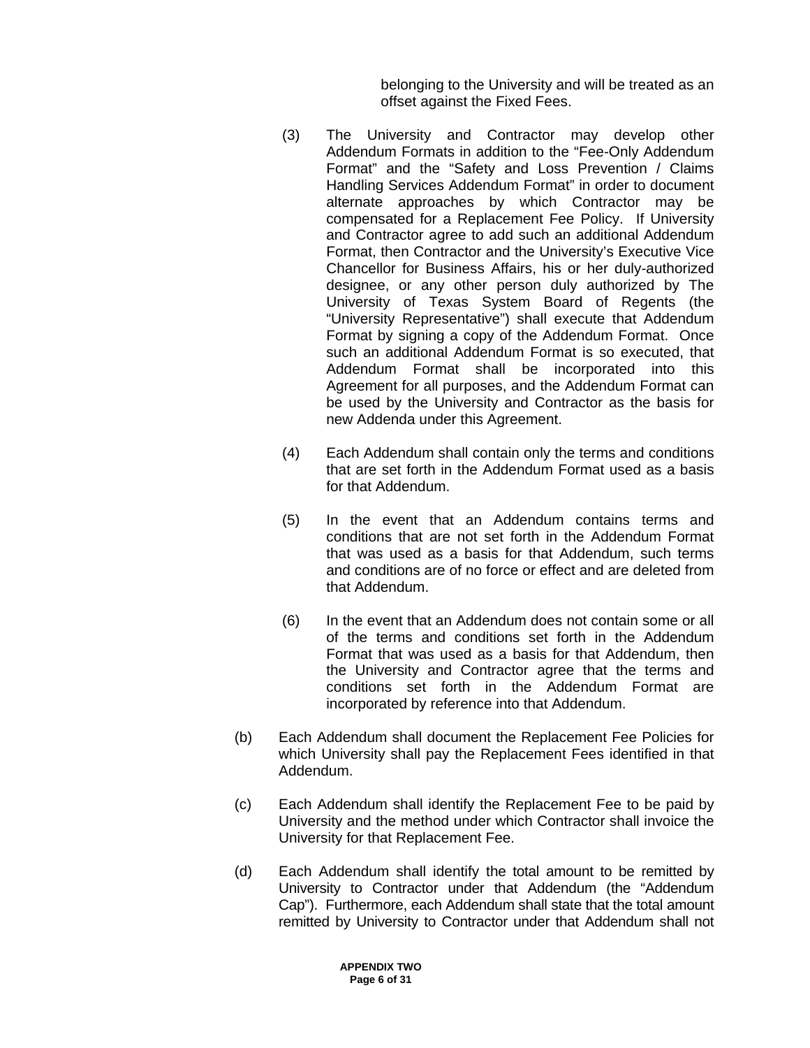belonging to the University and will be treated as an offset against the Fixed Fees.

(3) The University and Contractor may develop other Addendum Formats in addition to the "Fee-Only Addendum Format" and the "Safety and Loss Prevention / Claims Handling Services Addendum Format" in order to document alternate approaches by which Contractor may be compensated for a Replacement Fee Policy. If University and Contractor agree to add such an additional Addendum Format, then Contractor and the University's Executive Vice Chancellor for Business Affairs, his or her duly-authorized designee, or any other person duly authorized by The University of Texas System Board of Regents (the "University Representative") shall execute that Addendum Format by signing a copy of the Addendum Format. Once such an additional Addendum Format is so executed, that Addendum Format shall be incorporated into this Agreement for all purposes, and the Addendum Format can be used by the University and Contractor as the basis for new Addenda under this Agreement.

(4) Each Addendum shall contain only the terms and conditions that are set forth in the Addendum Format used as a basis for that Addendum.

(5) In the event that an Addendum contains terms and conditions that are not set forth in the Addendum Format that was used as a basis for that Addendum, such terms and conditions are of no force or effect and are deleted from that Addendum.

(6) In the event that an Addendum does not contain some or all of the terms and conditions set forth in the Addendum Format that was used as a basis for that Addendum, then the University and Contractor agree that the terms and conditions set forth in the Addendum Format are incorporated by reference into that Addendum.

(b) Each Addendum shall document the Replacement Fee Policies for which University shall pay the Replacement Fees identified in that Addendum.

(c) Each Addendum shall identify the Replacement Fee to be paid by University and the method under which Contractor shall invoice the University for that Replacement Fee.

(d) Each Addendum shall identify the total amount to be remitted by University to Contractor under that Addendum (the "Addendum Cap"). Furthermore, each Addendum shall state that the total amount remitted by University to Contractor under that Addendum shall not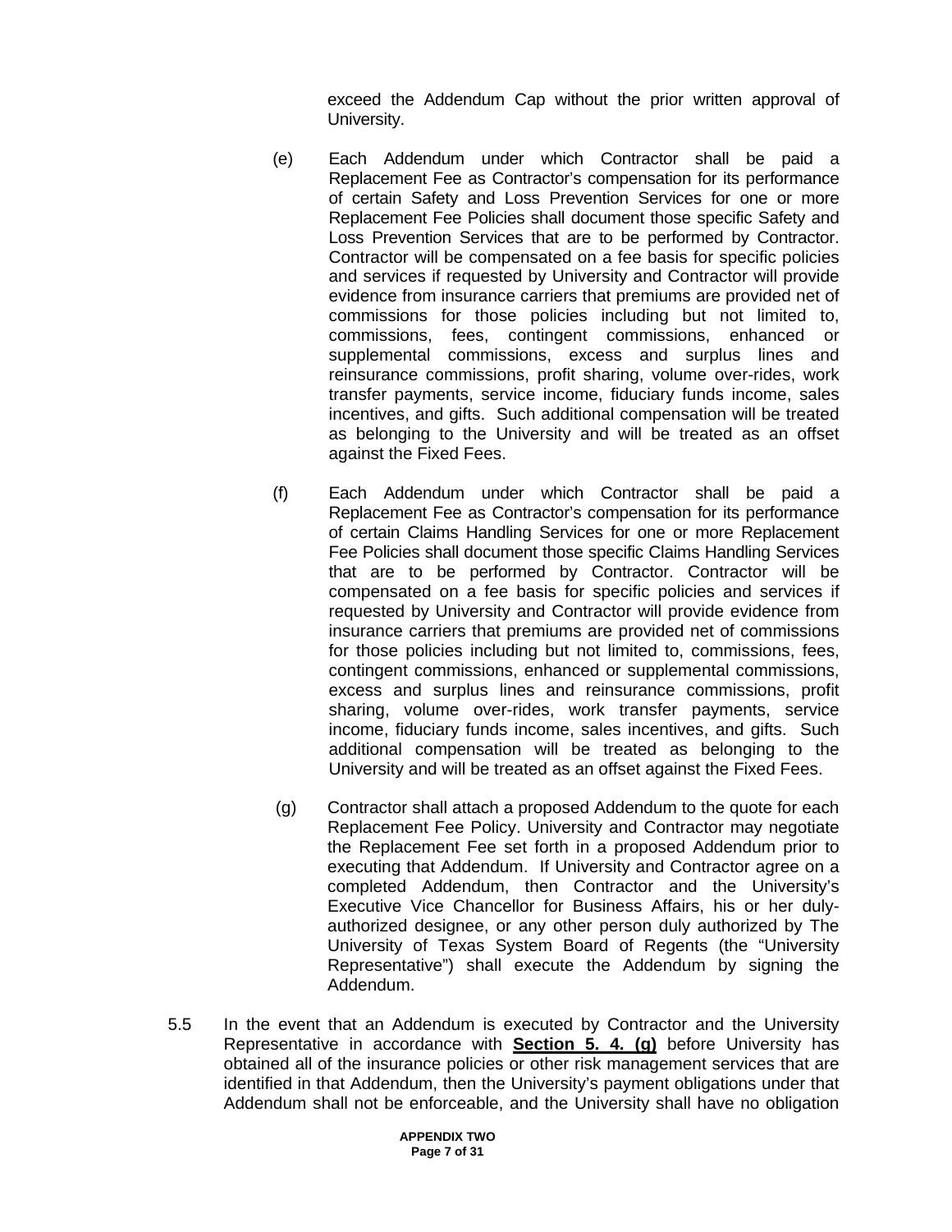exceed the Addendum Cap without the prior written approval of University.

(e) Each Addendum under which Contractor shall be paid a Replacement Fee as Contractor's compensation for its performance of certain Safety and Loss Prevention Services for one or more Replacement Fee Policies shall document those specific Safety and Loss Prevention Services that are to be performed by Contractor. Contractor will be compensated on a fee basis for specific policies and services if requested by University and Contractor will provide evidence from insurance carriers that premiums are provided net of commissions for those policies including but not limited to, commissions, fees, contingent commissions, enhanced or supplemental commissions, excess and surplus lines and reinsurance commissions, profit sharing, volume over-rides, work transfer payments, service income, fiduciary funds income, sales incentives, and gifts. Such additional compensation will be treated as belonging to the University and will be treated as an offset against the Fixed Fees.

(f) Each Addendum under which Contractor shall be paid a Replacement Fee as Contractor's compensation for its performance of certain Claims Handling Services for one or more Replacement Fee Policies shall document those specific Claims Handling Services that are to be performed by Contractor. Contractor will be compensated on a fee basis for specific policies and services if requested by University and Contractor will provide evidence from insurance carriers that premiums are provided net of commissions for those policies including but not limited to, commissions, fees, contingent commissions, enhanced or supplemental commissions, excess and surplus lines and reinsurance commissions, profit sharing, volume over-rides, work transfer payments, service income, fiduciary funds income, sales incentives, and gifts. Such additional compensation will be treated as belonging to the University and will be treated as an offset against the Fixed Fees.

(g) Contractor shall attach a proposed Addendum to the quote for each Replacement Fee Policy. University and Contractor may negotiate the Replacement Fee set forth in a proposed Addendum prior to executing that Addendum. If University and Contractor agree on a completed Addendum, then Contractor and the University's Executive Vice Chancellor for Business Affairs, his or her duly-authorized designee, or any other person duly authorized by The University of Texas System Board of Regents (the "University Representative") shall execute the Addendum by signing the Addendum.

5.5 In the event that an Addendum is executed by Contractor and the University Representative in accordance with **<u>Section 5. 4. (g)</u>** before University has obtained all of the insurance policies or other risk management services that are identified in that Addendum, then the University's payment obligations under that Addendum shall not be enforceable, and the University shall have no obligation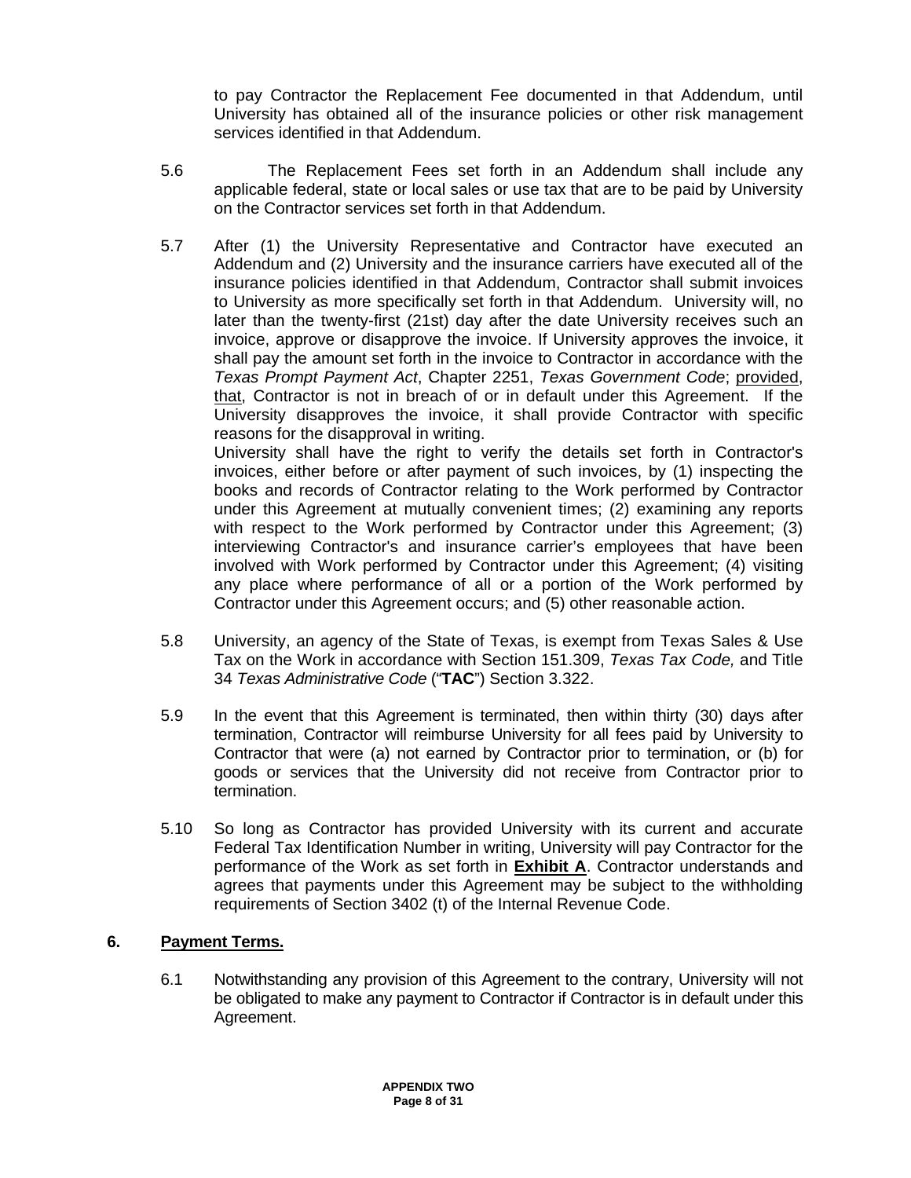to pay Contractor the Replacement Fee documented in that Addendum, until University has obtained all of the insurance policies or other risk management services identified in that Addendum.

5.6 The Replacement Fees set forth in an Addendum shall include any applicable federal, state or local sales or use tax that are to be paid by University on the Contractor services set forth in that Addendum.

5.7 After (1) the University Representative and Contractor have executed an Addendum and (2) University and the insurance carriers have executed all of the insurance policies identified in that Addendum, Contractor shall submit invoices to University as more specifically set forth in that Addendum. University will, no later than the twenty-first (21st) day after the date University receives such an invoice, approve or disapprove the invoice. If University approves the invoice, it shall pay the amount set forth in the invoice to Contractor in accordance with the *Texas Prompt Payment Act*, Chapter 2251, *Texas Government Code*; provided, that, Contractor is not in breach of or in default under this Agreement. If the University disapproves the invoice, it shall provide Contractor with specific reasons for the disapproval in writing.
University shall have the right to verify the details set forth in Contractor's invoices, either before or after payment of such invoices, by (1) inspecting the books and records of Contractor relating to the Work performed by Contractor under this Agreement at mutually convenient times; (2) examining any reports with respect to the Work performed by Contractor under this Agreement; (3) interviewing Contractor's and insurance carrier's employees that have been involved with Work performed by Contractor under this Agreement; (4) visiting any place where performance of all or a portion of the Work performed by Contractor under this Agreement occurs; and (5) other reasonable action.

5.8 University, an agency of the State of Texas, is exempt from Texas Sales & Use Tax on the Work in accordance with Section 151.309, *Texas Tax Code,* and Title 34 *Texas Administrative Code* ("**TAC**") Section 3.322.

5.9 In the event that this Agreement is terminated, then within thirty (30) days after termination, Contractor will reimburse University for all fees paid by University to Contractor that were (a) not earned by Contractor prior to termination, or (b) for goods or services that the University did not receive from Contractor prior to termination.

5.10 So long as Contractor has provided University with its current and accurate Federal Tax Identification Number in writing, University will pay Contractor for the performance of the Work as set forth in **Exhibit A**. Contractor understands and agrees that payments under this Agreement may be subject to the withholding requirements of Section 3402 (t) of the Internal Revenue Code.

## 6. Payment Terms.

6.1 Notwithstanding any provision of this Agreement to the contrary, University will not be obligated to make any payment to Contractor if Contractor is in default under this Agreement.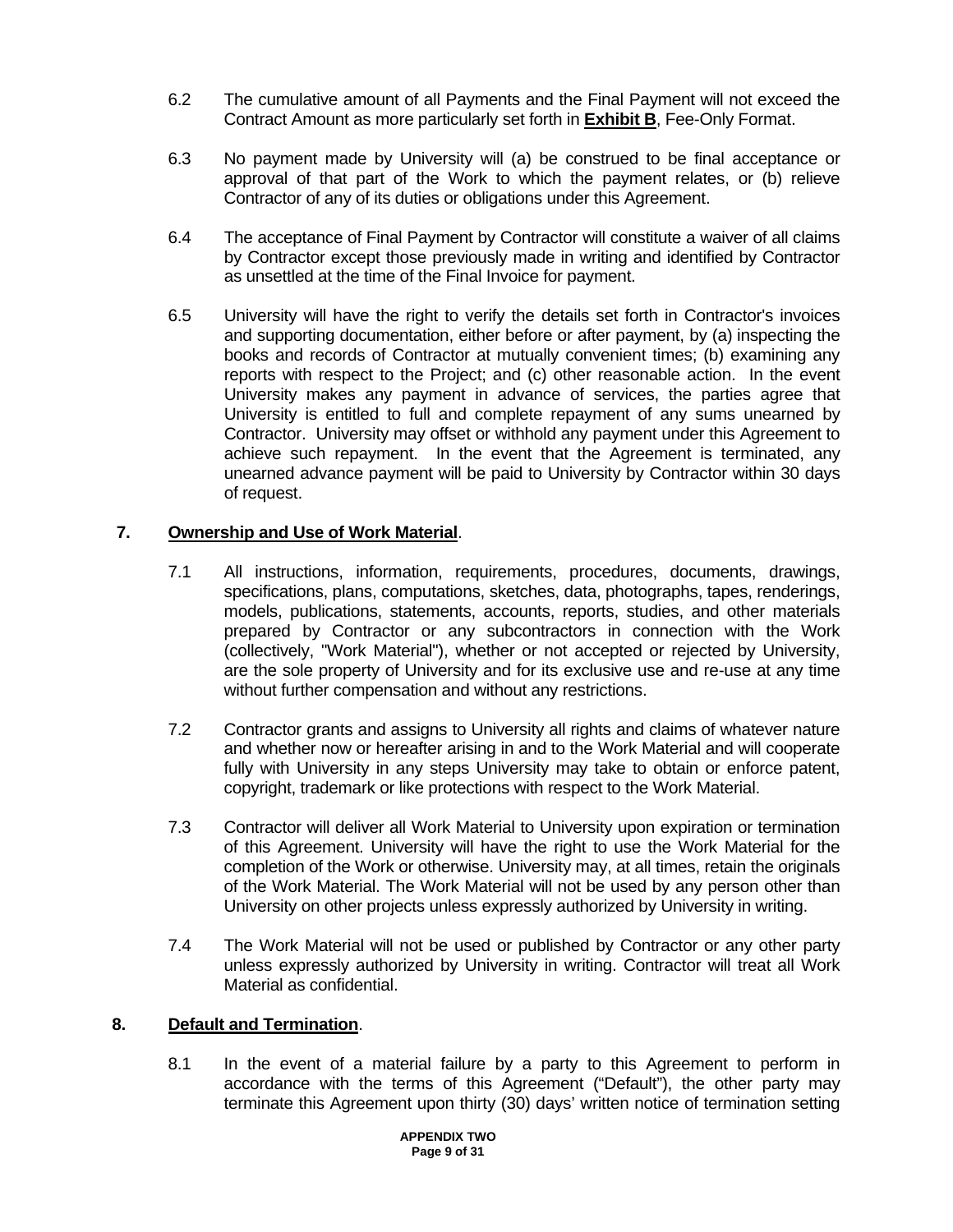6.2 The cumulative amount of all Payments and the Final Payment will not exceed the Contract Amount as more particularly set forth in **Exhibit B**, Fee-Only Format.

6.3 No payment made by University will (a) be construed to be final acceptance or approval of that part of the Work to which the payment relates, or (b) relieve Contractor of any of its duties or obligations under this Agreement.

6.4 The acceptance of Final Payment by Contractor will constitute a waiver of all claims by Contractor except those previously made in writing and identified by Contractor as unsettled at the time of the Final Invoice for payment.

6.5 University will have the right to verify the details set forth in Contractor's invoices and supporting documentation, either before or after payment, by (a) inspecting the books and records of Contractor at mutually convenient times; (b) examining any reports with respect to the Project; and (c) other reasonable action. In the event University makes any payment in advance of services, the parties agree that University is entitled to full and complete repayment of any sums unearned by Contractor. University may offset or withhold any payment under this Agreement to achieve such repayment. In the event that the Agreement is terminated, any unearned advance payment will be paid to University by Contractor within 30 days of request.

**7. Ownership and Use of Work Material.**

7.1 All instructions, information, requirements, procedures, documents, drawings, specifications, plans, computations, sketches, data, photographs, tapes, renderings, models, publications, statements, accounts, reports, studies, and other materials prepared by Contractor or any subcontractors in connection with the Work (collectively, "Work Material"), whether or not accepted or rejected by University, are the sole property of University and for its exclusive use and re-use at any time without further compensation and without any restrictions.

7.2 Contractor grants and assigns to University all rights and claims of whatever nature and whether now or hereafter arising in and to the Work Material and will cooperate fully with University in any steps University may take to obtain or enforce patent, copyright, trademark or like protections with respect to the Work Material.

7.3 Contractor will deliver all Work Material to University upon expiration or termination of this Agreement. University will have the right to use the Work Material for the completion of the Work or otherwise. University may, at all times, retain the originals of the Work Material. The Work Material will not be used by any person other than University on other projects unless expressly authorized by University in writing.

7.4 The Work Material will not be used or published by Contractor or any other party unless expressly authorized by University in writing. Contractor will treat all Work Material as confidential.

**8. Default and Termination.**

8.1 In the event of a material failure by a party to this Agreement to perform in accordance with the terms of this Agreement ("Default"), the other party may terminate this Agreement upon thirty (30) days' written notice of termination setting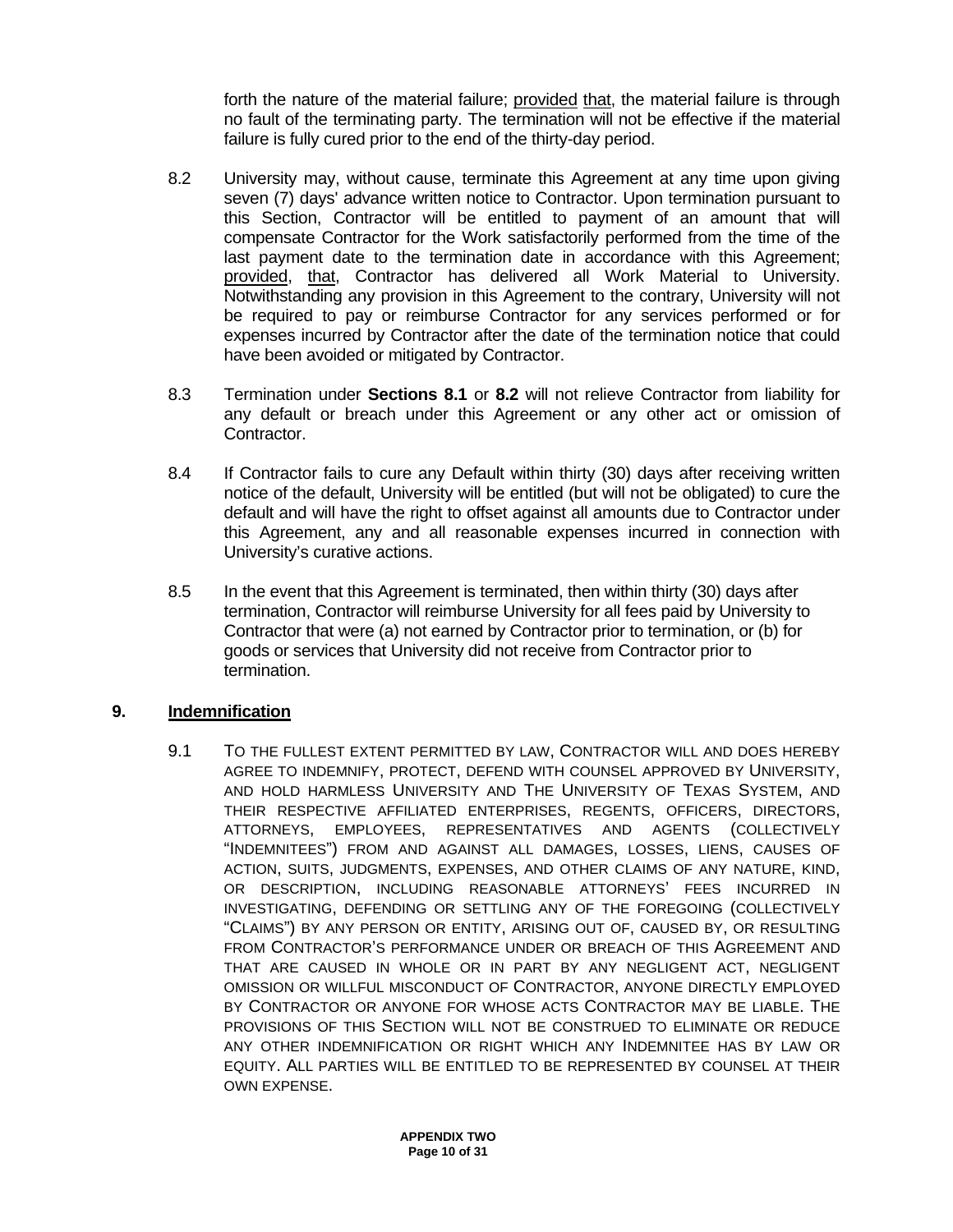forth the nature of the material failure; provided that, the material failure is through no fault of the terminating party. The termination will not be effective if the material failure is fully cured prior to the end of the thirty-day period.

8.2 University may, without cause, terminate this Agreement at any time upon giving seven (7) days' advance written notice to Contractor. Upon termination pursuant to this Section, Contractor will be entitled to payment of an amount that will compensate Contractor for the Work satisfactorily performed from the time of the last payment date to the termination date in accordance with this Agreement; provided, that, Contractor has delivered all Work Material to University. Notwithstanding any provision in this Agreement to the contrary, University will not be required to pay or reimburse Contractor for any services performed or for expenses incurred by Contractor after the date of the termination notice that could have been avoided or mitigated by Contractor.

8.3 Termination under **Sections 8.1** or **8.2** will not relieve Contractor from liability for any default or breach under this Agreement or any other act or omission of Contractor.

8.4 If Contractor fails to cure any Default within thirty (30) days after receiving written notice of the default, University will be entitled (but will not be obligated) to cure the default and will have the right to offset against all amounts due to Contractor under this Agreement, any and all reasonable expenses incurred in connection with University's curative actions.

8.5 In the event that this Agreement is terminated, then within thirty (30) days after termination, Contractor will reimburse University for all fees paid by University to Contractor that were (a) not earned by Contractor prior to termination, or (b) for goods or services that University did not receive from Contractor prior to termination.

## 9. Indemnification

9.1 TO THE FULLEST EXTENT PERMITTED BY LAW, CONTRACTOR WILL AND DOES HEREBY AGREE TO INDEMNIFY, PROTECT, DEFEND WITH COUNSEL APPROVED BY UNIVERSITY, AND HOLD HARMLESS UNIVERSITY AND THE UNIVERSITY OF TEXAS SYSTEM, AND THEIR RESPECTIVE AFFILIATED ENTERPRISES, REGENTS, OFFICERS, DIRECTORS, ATTORNEYS, EMPLOYEES, REPRESENTATIVES AND AGENTS (COLLECTIVELY "INDEMNITEES") FROM AND AGAINST ALL DAMAGES, LOSSES, LIENS, CAUSES OF ACTION, SUITS, JUDGMENTS, EXPENSES, AND OTHER CLAIMS OF ANY NATURE, KIND, OR DESCRIPTION, INCLUDING REASONABLE ATTORNEYS' FEES INCURRED IN INVESTIGATING, DEFENDING OR SETTLING ANY OF THE FOREGOING (COLLECTIVELY "CLAIMS") BY ANY PERSON OR ENTITY, ARISING OUT OF, CAUSED BY, OR RESULTING FROM CONTRACTOR'S PERFORMANCE UNDER OR BREACH OF THIS AGREEMENT AND THAT ARE CAUSED IN WHOLE OR IN PART BY ANY NEGLIGENT ACT, NEGLIGENT OMISSION OR WILLFUL MISCONDUCT OF CONTRACTOR, ANYONE DIRECTLY EMPLOYED BY CONTRACTOR OR ANYONE FOR WHOSE ACTS CONTRACTOR MAY BE LIABLE. THE PROVISIONS OF THIS SECTION WILL NOT BE CONSTRUED TO ELIMINATE OR REDUCE ANY OTHER INDEMNIFICATION OR RIGHT WHICH ANY INDEMNITEE HAS BY LAW OR EQUITY. ALL PARTIES WILL BE ENTITLED TO BE REPRESENTED BY COUNSEL AT THEIR OWN EXPENSE.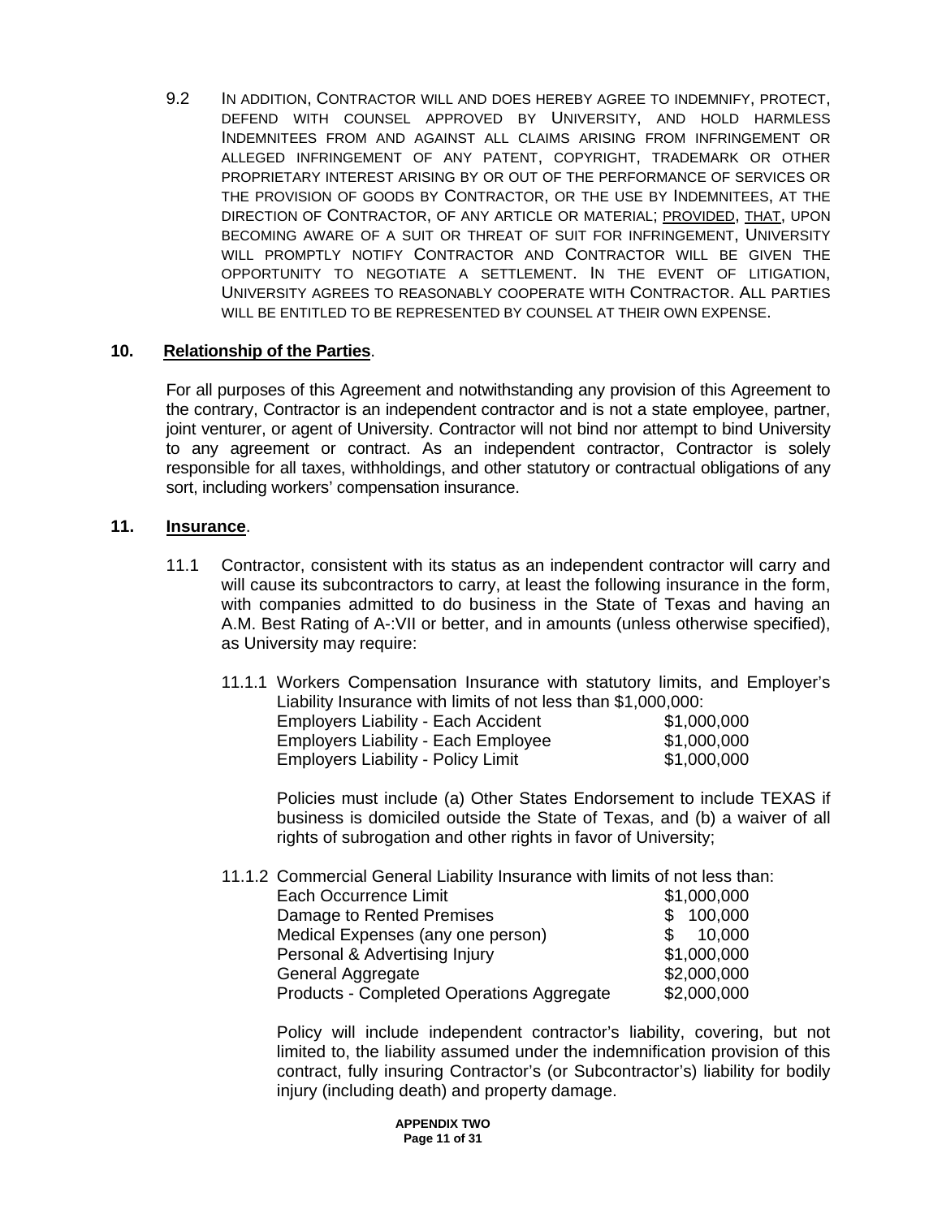9.2 IN ADDITION, CONTRACTOR WILL AND DOES HEREBY AGREE TO INDEMNIFY, PROTECT, DEFEND WITH COUNSEL APPROVED BY UNIVERSITY, AND HOLD HARMLESS INDEMNITEES FROM AND AGAINST ALL CLAIMS ARISING FROM INFRINGEMENT OR ALLEGED INFRINGEMENT OF ANY PATENT, COPYRIGHT, TRADEMARK OR OTHER PROPRIETARY INTEREST ARISING BY OR OUT OF THE PERFORMANCE OF SERVICES OR THE PROVISION OF GOODS BY CONTRACTOR, OR THE USE BY INDEMNITEES, AT THE DIRECTION OF CONTRACTOR, OF ANY ARTICLE OR MATERIAL; PROVIDED, THAT, UPON BECOMING AWARE OF A SUIT OR THREAT OF SUIT FOR INFRINGEMENT, UNIVERSITY WILL PROMPTLY NOTIFY CONTRACTOR AND CONTRACTOR WILL BE GIVEN THE OPPORTUNITY TO NEGOTIATE A SETTLEMENT. IN THE EVENT OF LITIGATION, UNIVERSITY AGREES TO REASONABLY COOPERATE WITH CONTRACTOR. ALL PARTIES WILL BE ENTITLED TO BE REPRESENTED BY COUNSEL AT THEIR OWN EXPENSE.

**10. Relationship of the Parties.**

For all purposes of this Agreement and notwithstanding any provision of this Agreement to the contrary, Contractor is an independent contractor and is not a state employee, partner, joint venturer, or agent of University. Contractor will not bind nor attempt to bind University to any agreement or contract. As an independent contractor, Contractor is solely responsible for all taxes, withholdings, and other statutory or contractual obligations of any sort, including workers' compensation insurance.

**11. Insurance.**

11.1 Contractor, consistent with its status as an independent contractor will carry and will cause its subcontractors to carry, at least the following insurance in the form, with companies admitted to do business in the State of Texas and having an A.M. Best Rating of A-:VII or better, and in amounts (unless otherwise specified), as University may require:

11.1.1 Workers Compensation Insurance with statutory limits, and Employer's Liability Insurance with limits of not less than $1,000,000:

| | |
|---|---|
| Employers Liability - Each Accident | $1,000,000 |
| Employers Liability - Each Employee | $1,000,000 |
| Employers Liability - Policy Limit | $1,000,000 |

Policies must include (a) Other States Endorsement to include TEXAS if business is domiciled outside the State of Texas, and (b) a waiver of all rights of subrogation and other rights in favor of University;

11.1.2 Commercial General Liability Insurance with limits of not less than:

| | |
|---|---|
| Each Occurrence Limit | $1,000,000 |
| Damage to Rented Premises | $ 100,000 |
| Medical Expenses (any one person) | $ 10,000 |
| Personal & Advertising Injury | $1,000,000 |
| General Aggregate | $2,000,000 |
| Products - Completed Operations Aggregate | $2,000,000 |

Policy will include independent contractor's liability, covering, but not limited to, the liability assumed under the indemnification provision of this contract, fully insuring Contractor's (or Subcontractor's) liability for bodily injury (including death) and property damage.

**APPENDIX TWO**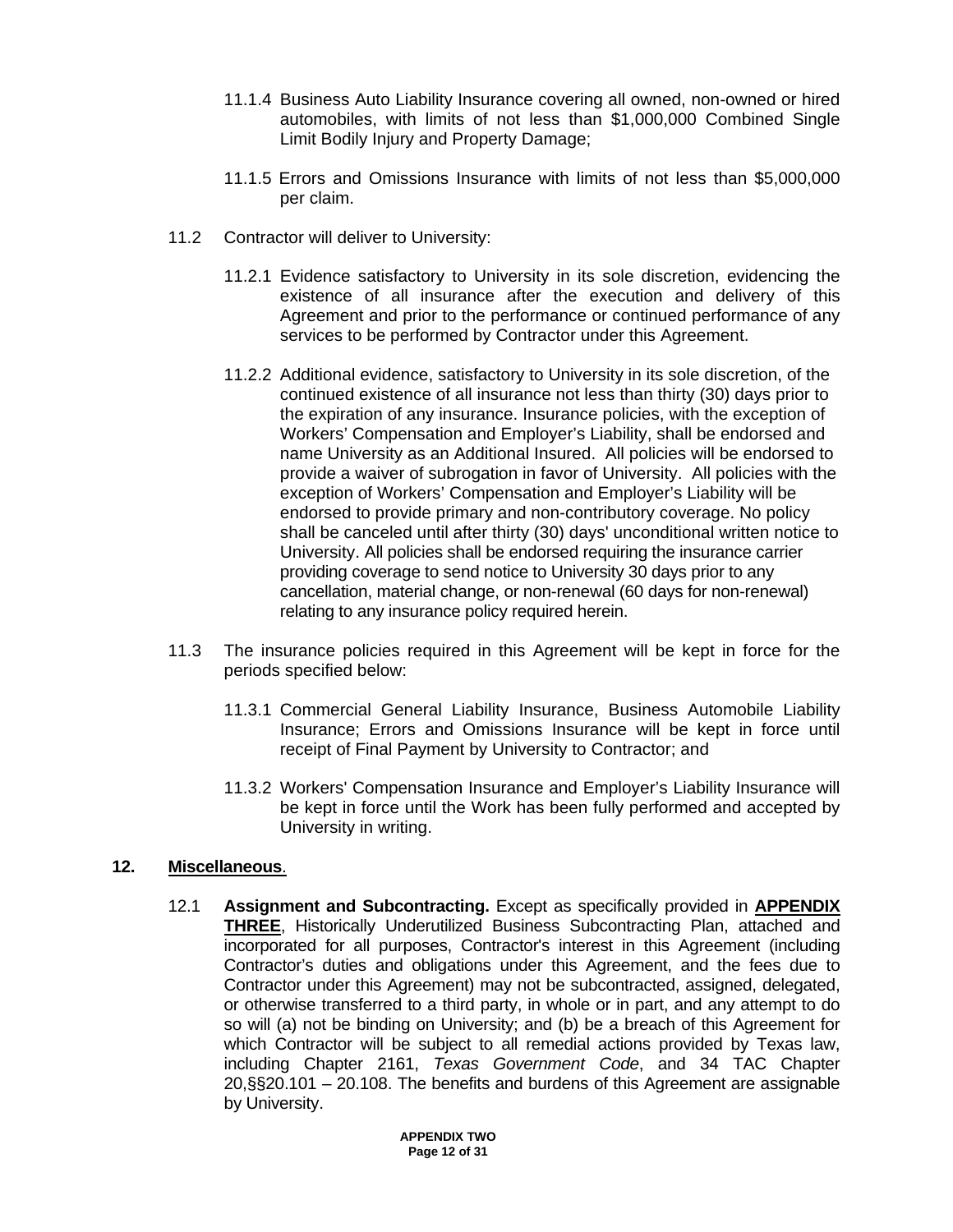11.1.4 Business Auto Liability Insurance covering all owned, non-owned or hired automobiles, with limits of not less than $1,000,000 Combined Single Limit Bodily Injury and Property Damage;

11.1.5 Errors and Omissions Insurance with limits of not less than $5,000,000 per claim.

11.2 Contractor will deliver to University:

11.2.1 Evidence satisfactory to University in its sole discretion, evidencing the existence of all insurance after the execution and delivery of this Agreement and prior to the performance or continued performance of any services to be performed by Contractor under this Agreement.

11.2.2 Additional evidence, satisfactory to University in its sole discretion, of the continued existence of all insurance not less than thirty (30) days prior to the expiration of any insurance. Insurance policies, with the exception of Workers' Compensation and Employer's Liability, shall be endorsed and name University as an Additional Insured. All policies will be endorsed to provide a waiver of subrogation in favor of University. All policies with the exception of Workers' Compensation and Employer's Liability will be endorsed to provide primary and non-contributory coverage. No policy shall be canceled until after thirty (30) days' unconditional written notice to University. All policies shall be endorsed requiring the insurance carrier providing coverage to send notice to University 30 days prior to any cancellation, material change, or non-renewal (60 days for non-renewal) relating to any insurance policy required herein.

11.3 The insurance policies required in this Agreement will be kept in force for the periods specified below:

11.3.1 Commercial General Liability Insurance, Business Automobile Liability Insurance; Errors and Omissions Insurance will be kept in force until receipt of Final Payment by University to Contractor; and

11.3.2 Workers' Compensation Insurance and Employer's Liability Insurance will be kept in force until the Work has been fully performed and accepted by University in writing.

**12. Miscellaneous.**

12.1 **Assignment and Subcontracting.** Except as specifically provided in **APPENDIX THREE**, Historically Underutilized Business Subcontracting Plan, attached and incorporated for all purposes, Contractor's interest in this Agreement (including Contractor's duties and obligations under this Agreement, and the fees due to Contractor under this Agreement) may not be subcontracted, assigned, delegated, or otherwise transferred to a third party, in whole or in part, and any attempt to do so will (a) not be binding on University; and (b) be a breach of this Agreement for which Contractor will be subject to all remedial actions provided by Texas law, including Chapter 2161, *Texas Government Code*, and 34 TAC Chapter 20,§§20.101 – 20.108. The benefits and burdens of this Agreement are assignable by University.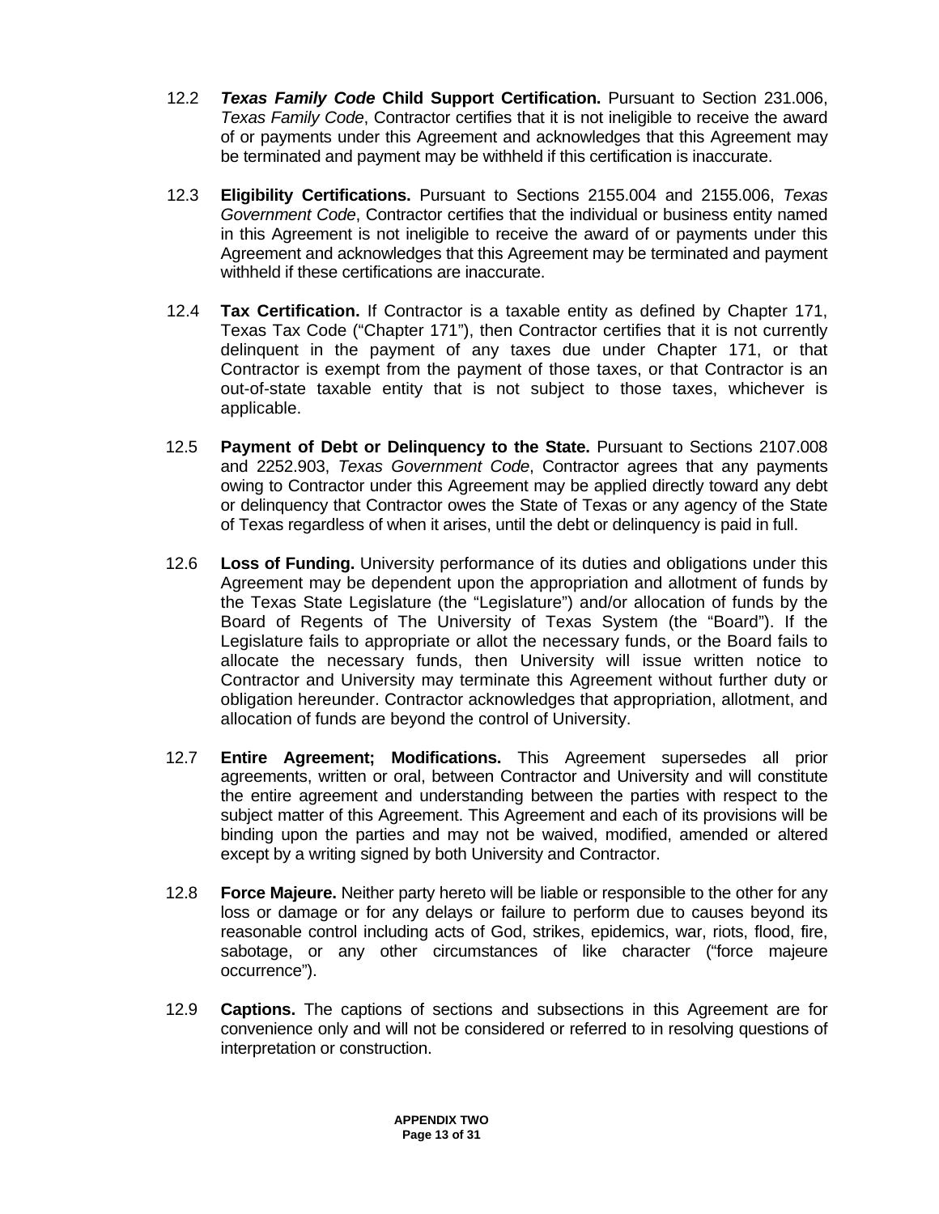12.2 ***Texas Family Code* Child Support Certification.** Pursuant to Section 231.006, *Texas Family Code*, Contractor certifies that it is not ineligible to receive the award of or payments under this Agreement and acknowledges that this Agreement may be terminated and payment may be withheld if this certification is inaccurate.

12.3 **Eligibility Certifications.** Pursuant to Sections 2155.004 and 2155.006, *Texas Government Code*, Contractor certifies that the individual or business entity named in this Agreement is not ineligible to receive the award of or payments under this Agreement and acknowledges that this Agreement may be terminated and payment withheld if these certifications are inaccurate.

12.4 **Tax Certification.** If Contractor is a taxable entity as defined by Chapter 171, Texas Tax Code ("Chapter 171"), then Contractor certifies that it is not currently delinquent in the payment of any taxes due under Chapter 171, or that Contractor is exempt from the payment of those taxes, or that Contractor is an out-of-state taxable entity that is not subject to those taxes, whichever is applicable.

12.5 **Payment of Debt or Delinquency to the State.** Pursuant to Sections 2107.008 and 2252.903, *Texas Government Code*, Contractor agrees that any payments owing to Contractor under this Agreement may be applied directly toward any debt or delinquency that Contractor owes the State of Texas or any agency of the State of Texas regardless of when it arises, until the debt or delinquency is paid in full.

12.6 **Loss of Funding.** University performance of its duties and obligations under this Agreement may be dependent upon the appropriation and allotment of funds by the Texas State Legislature (the "Legislature") and/or allocation of funds by the Board of Regents of The University of Texas System (the "Board"). If the Legislature fails to appropriate or allot the necessary funds, or the Board fails to allocate the necessary funds, then University will issue written notice to Contractor and University may terminate this Agreement without further duty or obligation hereunder. Contractor acknowledges that appropriation, allotment, and allocation of funds are beyond the control of University.

12.7 **Entire Agreement; Modifications.** This Agreement supersedes all prior agreements, written or oral, between Contractor and University and will constitute the entire agreement and understanding between the parties with respect to the subject matter of this Agreement. This Agreement and each of its provisions will be binding upon the parties and may not be waived, modified, amended or altered except by a writing signed by both University and Contractor.

12.8 **Force Majeure.** Neither party hereto will be liable or responsible to the other for any loss or damage or for any delays or failure to perform due to causes beyond its reasonable control including acts of God, strikes, epidemics, war, riots, flood, fire, sabotage, or any other circumstances of like character ("force majeure occurrence").

12.9 **Captions.** The captions of sections and subsections in this Agreement are for convenience only and will not be considered or referred to in resolving questions of interpretation or construction.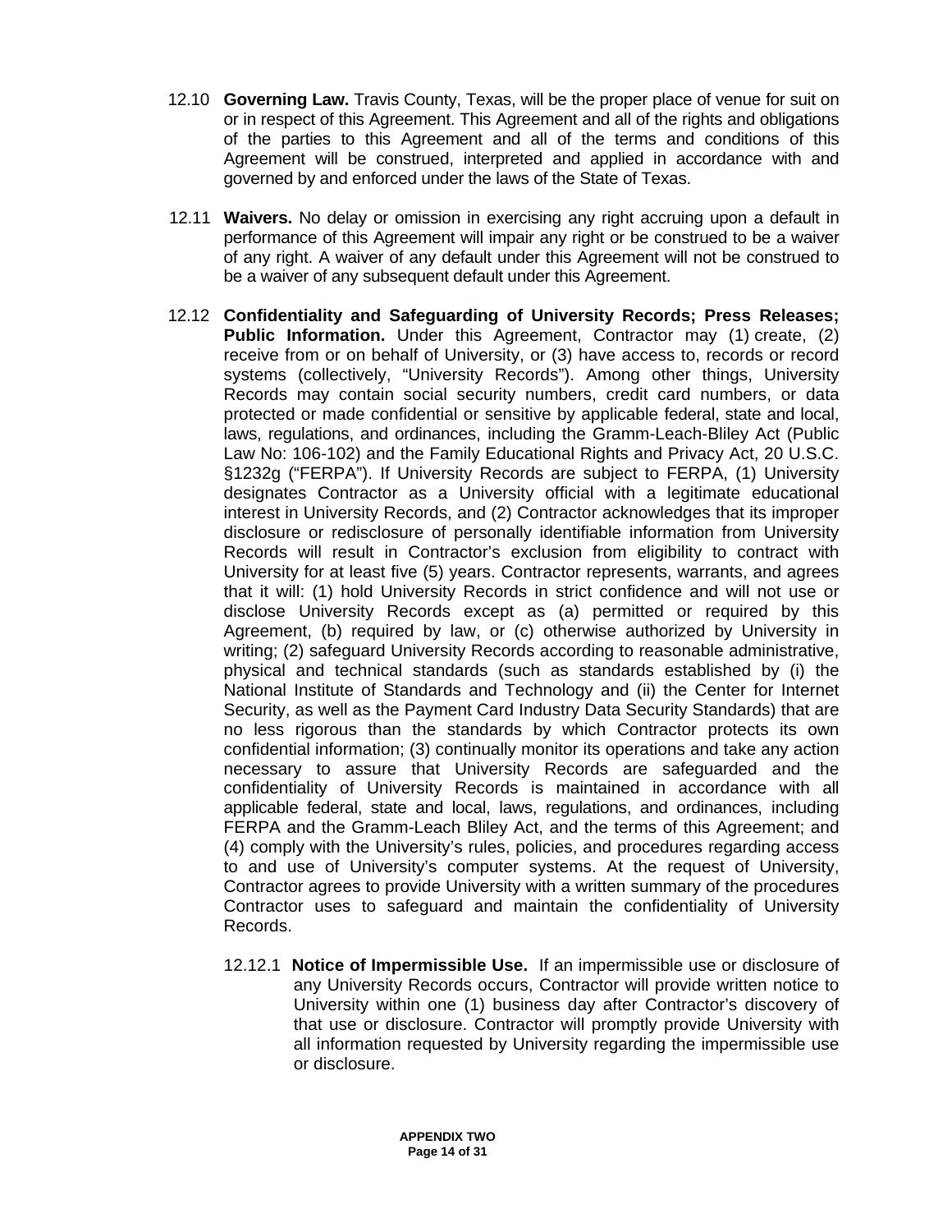12.10 **Governing Law.** Travis County, Texas, will be the proper place of venue for suit on or in respect of this Agreement. This Agreement and all of the rights and obligations of the parties to this Agreement and all of the terms and conditions of this Agreement will be construed, interpreted and applied in accordance with and governed by and enforced under the laws of the State of Texas.

12.11 **Waivers.** No delay or omission in exercising any right accruing upon a default in performance of this Agreement will impair any right or be construed to be a waiver of any right. A waiver of any default under this Agreement will not be construed to be a waiver of any subsequent default under this Agreement.

12.12 **Confidentiality and Safeguarding of University Records; Press Releases; Public Information.** Under this Agreement, Contractor may (1) create, (2) receive from or on behalf of University, or (3) have access to, records or record systems (collectively, "University Records"). Among other things, University Records may contain social security numbers, credit card numbers, or data protected or made confidential or sensitive by applicable federal, state and local, laws, regulations, and ordinances, including the Gramm-Leach-Bliley Act (Public Law No: 106-102) and the Family Educational Rights and Privacy Act, 20 U.S.C. §1232g ("FERPA"). If University Records are subject to FERPA, (1) University designates Contractor as a University official with a legitimate educational interest in University Records, and (2) Contractor acknowledges that its improper disclosure or redisclosure of personally identifiable information from University Records will result in Contractor's exclusion from eligibility to contract with University for at least five (5) years. Contractor represents, warrants, and agrees that it will: (1) hold University Records in strict confidence and will not use or disclose University Records except as (a) permitted or required by this Agreement, (b) required by law, or (c) otherwise authorized by University in writing; (2) safeguard University Records according to reasonable administrative, physical and technical standards (such as standards established by (i) the National Institute of Standards and Technology and (ii) the Center for Internet Security, as well as the Payment Card Industry Data Security Standards) that are no less rigorous than the standards by which Contractor protects its own confidential information; (3) continually monitor its operations and take any action necessary to assure that University Records are safeguarded and the confidentiality of University Records is maintained in accordance with all applicable federal, state and local, laws, regulations, and ordinances, including FERPA and the Gramm-Leach Bliley Act, and the terms of this Agreement; and (4) comply with the University's rules, policies, and procedures regarding access to and use of University's computer systems. At the request of University, Contractor agrees to provide University with a written summary of the procedures Contractor uses to safeguard and maintain the confidentiality of University Records.

12.12.1 **Notice of Impermissible Use.** If an impermissible use or disclosure of any University Records occurs, Contractor will provide written notice to University within one (1) business day after Contractor's discovery of that use or disclosure. Contractor will promptly provide University with all information requested by University regarding the impermissible use or disclosure.

APPENDIX TWO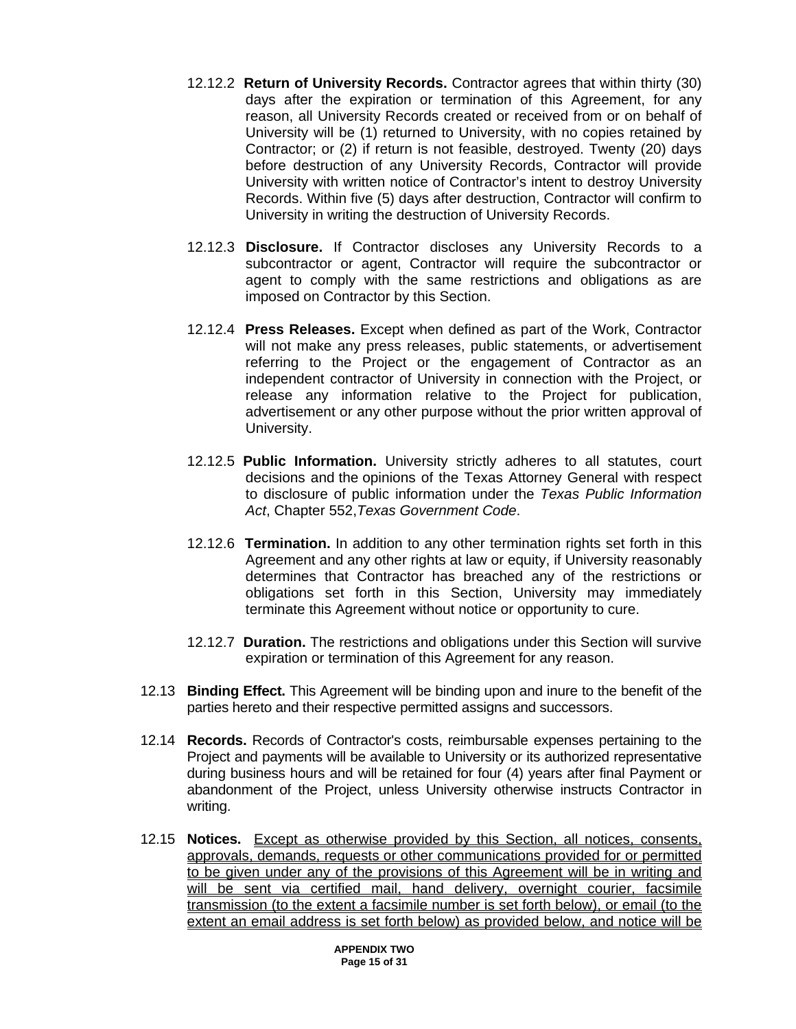12.12.2 **Return of University Records.** Contractor agrees that within thirty (30) days after the expiration or termination of this Agreement, for any reason, all University Records created or received from or on behalf of University will be (1) returned to University, with no copies retained by Contractor; or (2) if return is not feasible, destroyed. Twenty (20) days before destruction of any University Records, Contractor will provide University with written notice of Contractor's intent to destroy University Records. Within five (5) days after destruction, Contractor will confirm to University in writing the destruction of University Records.

12.12.3 **Disclosure.** If Contractor discloses any University Records to a subcontractor or agent, Contractor will require the subcontractor or agent to comply with the same restrictions and obligations as are imposed on Contractor by this Section.

12.12.4 **Press Releases.** Except when defined as part of the Work, Contractor will not make any press releases, public statements, or advertisement referring to the Project or the engagement of Contractor as an independent contractor of University in connection with the Project, or release any information relative to the Project for publication, advertisement or any other purpose without the prior written approval of University.

12.12.5 **Public Information.** University strictly adheres to all statutes, court decisions and the opinions of the Texas Attorney General with respect to disclosure of public information under the *Texas Public Information Act*, Chapter 552,*Texas Government Code*.

12.12.6 **Termination.** In addition to any other termination rights set forth in this Agreement and any other rights at law or equity, if University reasonably determines that Contractor has breached any of the restrictions or obligations set forth in this Section, University may immediately terminate this Agreement without notice or opportunity to cure.

12.12.7 **Duration.** The restrictions and obligations under this Section will survive expiration or termination of this Agreement for any reason.

12.13 **Binding Effect.** This Agreement will be binding upon and inure to the benefit of the parties hereto and their respective permitted assigns and successors.

12.14 **Records.** Records of Contractor's costs, reimbursable expenses pertaining to the Project and payments will be available to University or its authorized representative during business hours and will be retained for four (4) years after final Payment or abandonment of the Project, unless University otherwise instructs Contractor in writing.

12.15 **Notices.** <u>Except as otherwise provided by this Section, all notices, consents, approvals, demands, requests or other communications provided for or permitted to be given under any of the provisions of this Agreement will be in writing and will be sent via certified mail, hand delivery, overnight courier, facsimile transmission (to the extent a facsimile number is set forth below), or email (to the extent an email address is set forth below) as provided below, and notice will be</u>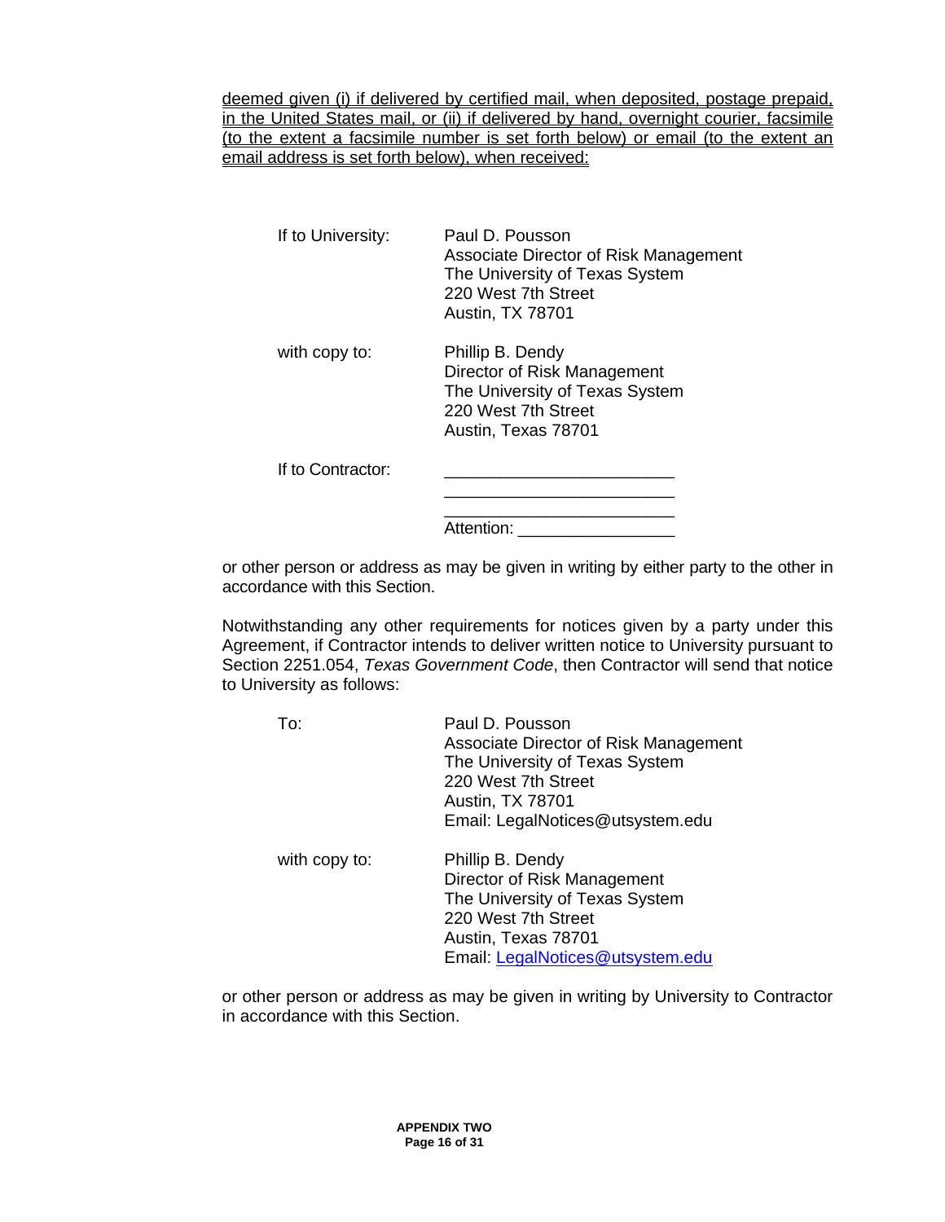deemed given (i) if delivered by certified mail, when deposited, postage prepaid, in the United States mail, or (ii) if delivered by hand, overnight courier, facsimile (to the extent a facsimile number is set forth below) or email (to the extent an email address is set forth below), when received:

If to University:
Paul D. Pousson
Associate Director of Risk Management
The University of Texas System
220 West 7th Street
Austin, TX 78701

with copy to:
Phillip B. Dendy
Director of Risk Management
The University of Texas System
220 West 7th Street
Austin, Texas 78701

If to Contractor:
________________________
________________________
________________________
Attention: ________________

or other person or address as may be given in writing by either party to the other in accordance with this Section.

Notwithstanding any other requirements for notices given by a party under this Agreement, if Contractor intends to deliver written notice to University pursuant to Section 2251.054, *Texas Government Code*, then Contractor will send that notice to University as follows:

To:
Paul D. Pousson
Associate Director of Risk Management
The University of Texas System
220 West 7th Street
Austin, TX 78701
Email: LegalNotices@utsystem.edu

with copy to:
Phillip B. Dendy
Director of Risk Management
The University of Texas System
220 West 7th Street
Austin, Texas 78701
Email: LegalNotices@utsystem.edu

or other person or address as may be given in writing by University to Contractor in accordance with this Section.

**APPENDIX TWO**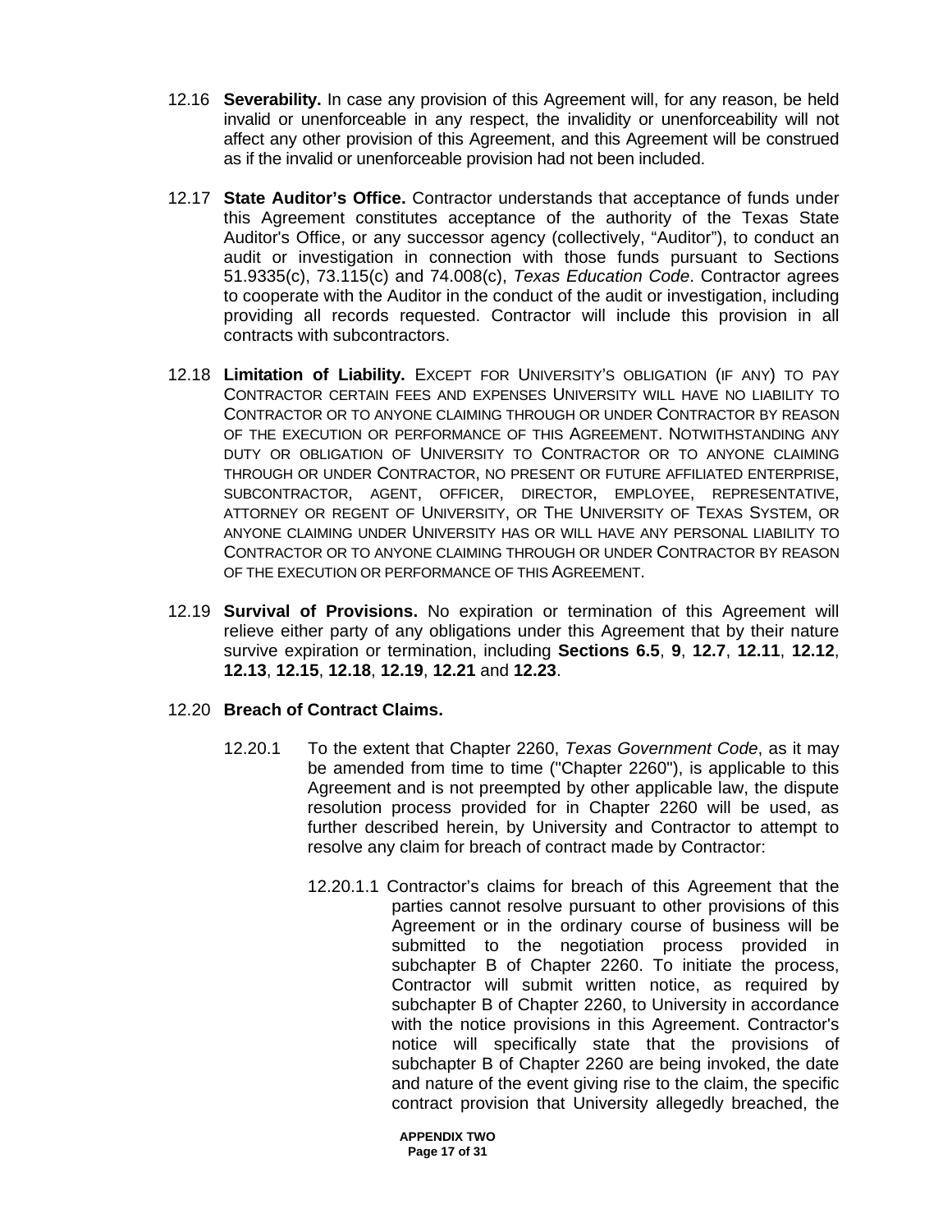12.16 **Severability.** In case any provision of this Agreement will, for any reason, be held invalid or unenforceable in any respect, the invalidity or unenforceability will not affect any other provision of this Agreement, and this Agreement will be construed as if the invalid or unenforceable provision had not been included.

12.17 **State Auditor's Office.** Contractor understands that acceptance of funds under this Agreement constitutes acceptance of the authority of the Texas State Auditor's Office, or any successor agency (collectively, "Auditor"), to conduct an audit or investigation in connection with those funds pursuant to Sections 51.9335(c), 73.115(c) and 74.008(c), *Texas Education Code*. Contractor agrees to cooperate with the Auditor in the conduct of the audit or investigation, including providing all records requested. Contractor will include this provision in all contracts with subcontractors.

12.18 **Limitation of Liability.** EXCEPT FOR UNIVERSITY'S OBLIGATION (IF ANY) TO PAY CONTRACTOR CERTAIN FEES AND EXPENSES UNIVERSITY WILL HAVE NO LIABILITY TO CONTRACTOR OR TO ANYONE CLAIMING THROUGH OR UNDER CONTRACTOR BY REASON OF THE EXECUTION OR PERFORMANCE OF THIS AGREEMENT. NOTWITHSTANDING ANY DUTY OR OBLIGATION OF UNIVERSITY TO CONTRACTOR OR TO ANYONE CLAIMING THROUGH OR UNDER CONTRACTOR, NO PRESENT OR FUTURE AFFILIATED ENTERPRISE, SUBCONTRACTOR, AGENT, OFFICER, DIRECTOR, EMPLOYEE, REPRESENTATIVE, ATTORNEY OR REGENT OF UNIVERSITY, OR THE UNIVERSITY OF TEXAS SYSTEM, OR ANYONE CLAIMING UNDER UNIVERSITY HAS OR WILL HAVE ANY PERSONAL LIABILITY TO CONTRACTOR OR TO ANYONE CLAIMING THROUGH OR UNDER CONTRACTOR BY REASON OF THE EXECUTION OR PERFORMANCE OF THIS AGREEMENT.

12.19 **Survival of Provisions.** No expiration or termination of this Agreement will relieve either party of any obligations under this Agreement that by their nature survive expiration or termination, including **Sections 6.5**, **9**, **12.7**, **12.11**, **12.12**, **12.13**, **12.15**, **12.18**, **12.19**, **12.21** and **12.23**.

12.20 **Breach of Contract Claims.**

12.20.1 To the extent that Chapter 2260, *Texas Government Code*, as it may be amended from time to time ("Chapter 2260"), is applicable to this Agreement and is not preempted by other applicable law, the dispute resolution process provided for in Chapter 2260 will be used, as further described herein, by University and Contractor to attempt to resolve any claim for breach of contract made by Contractor:

12.20.1.1 Contractor's claims for breach of this Agreement that the parties cannot resolve pursuant to other provisions of this Agreement or in the ordinary course of business will be submitted to the negotiation process provided in subchapter B of Chapter 2260. To initiate the process, Contractor will submit written notice, as required by subchapter B of Chapter 2260, to University in accordance with the notice provisions in this Agreement. Contractor's notice will specifically state that the provisions of subchapter B of Chapter 2260 are being invoked, the date and nature of the event giving rise to the claim, the specific contract provision that University allegedly breached, the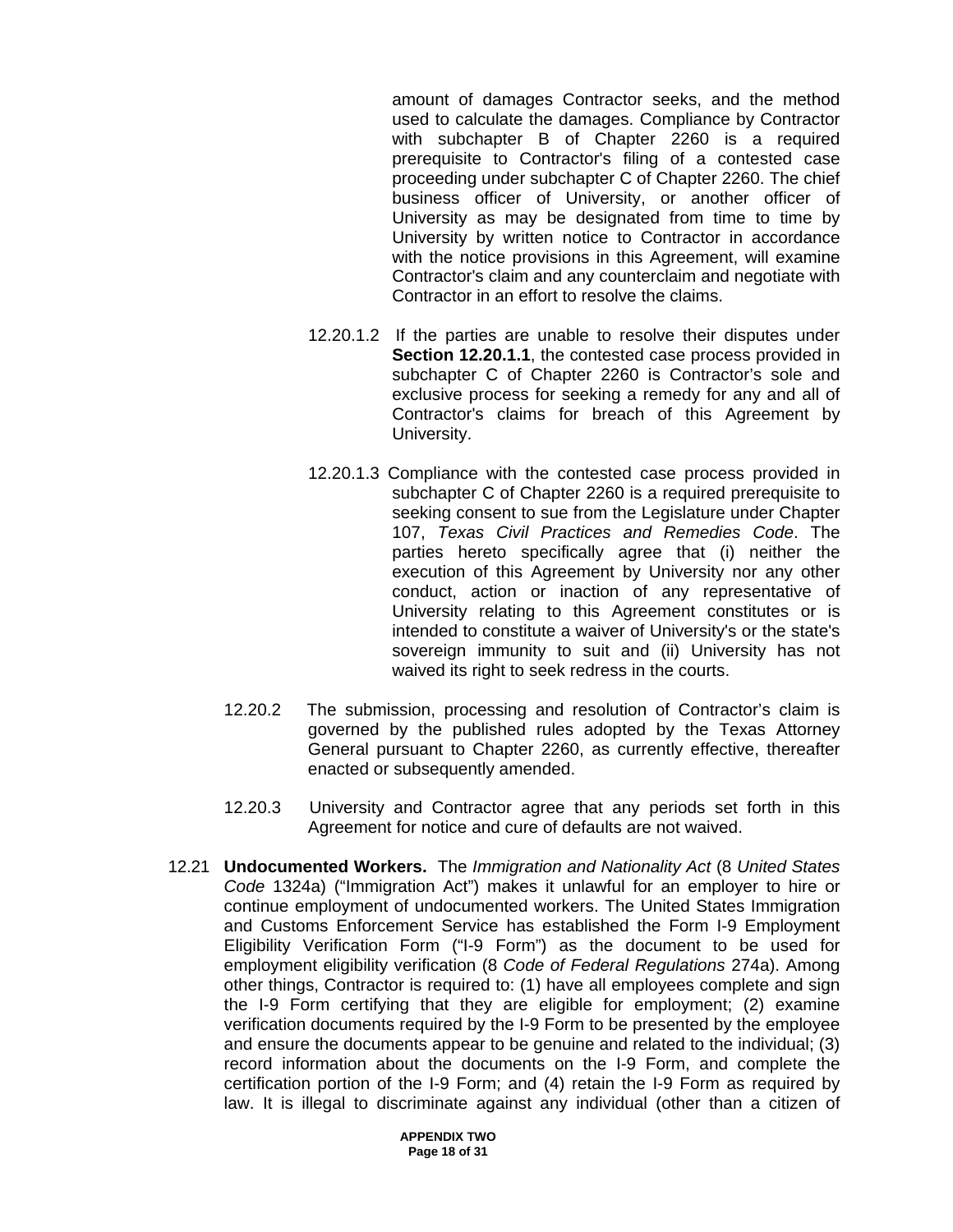amount of damages Contractor seeks, and the method used to calculate the damages. Compliance by Contractor with subchapter B of Chapter 2260 is a required prerequisite to Contractor's filing of a contested case proceeding under subchapter C of Chapter 2260. The chief business officer of University, or another officer of University as may be designated from time to time by University by written notice to Contractor in accordance with the notice provisions in this Agreement, will examine Contractor's claim and any counterclaim and negotiate with Contractor in an effort to resolve the claims.

12.20.1.2 If the parties are unable to resolve their disputes under **Section 12.20.1.1**, the contested case process provided in subchapter C of Chapter 2260 is Contractor's sole and exclusive process for seeking a remedy for any and all of Contractor's claims for breach of this Agreement by University.

12.20.1.3 Compliance with the contested case process provided in subchapter C of Chapter 2260 is a required prerequisite to seeking consent to sue from the Legislature under Chapter 107, *Texas Civil Practices and Remedies Code*. The parties hereto specifically agree that (i) neither the execution of this Agreement by University nor any other conduct, action or inaction of any representative of University relating to this Agreement constitutes or is intended to constitute a waiver of University's or the state's sovereign immunity to suit and (ii) University has not waived its right to seek redress in the courts.

12.20.2 The submission, processing and resolution of Contractor's claim is governed by the published rules adopted by the Texas Attorney General pursuant to Chapter 2260, as currently effective, thereafter enacted or subsequently amended.

12.20.3 University and Contractor agree that any periods set forth in this Agreement for notice and cure of defaults are not waived.

12.21 **Undocumented Workers.** The *Immigration and Nationality Act* (8 *United States Code* 1324a) ("Immigration Act") makes it unlawful for an employer to hire or continue employment of undocumented workers. The United States Immigration and Customs Enforcement Service has established the Form I-9 Employment Eligibility Verification Form ("I-9 Form") as the document to be used for employment eligibility verification (8 *Code of Federal Regulations* 274a). Among other things, Contractor is required to: (1) have all employees complete and sign the I-9 Form certifying that they are eligible for employment; (2) examine verification documents required by the I-9 Form to be presented by the employee and ensure the documents appear to be genuine and related to the individual; (3) record information about the documents on the I-9 Form, and complete the certification portion of the I-9 Form; and (4) retain the I-9 Form as required by law. It is illegal to discriminate against any individual (other than a citizen of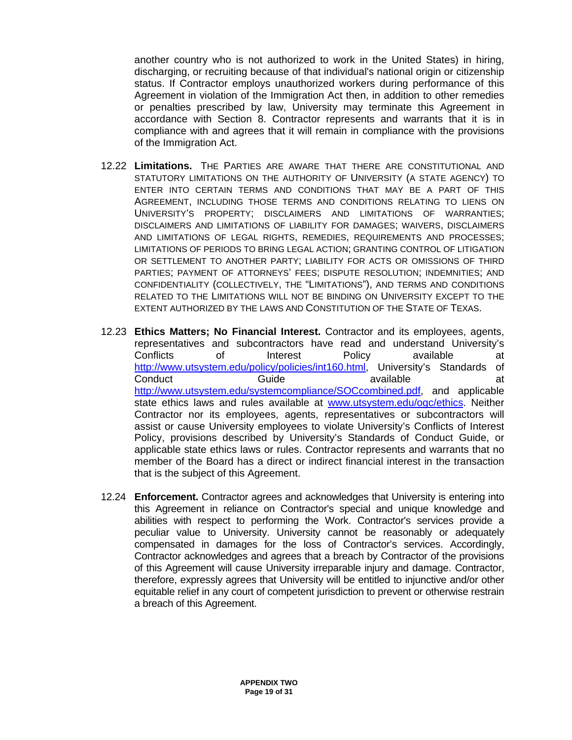another country who is not authorized to work in the United States) in hiring, discharging, or recruiting because of that individual's national origin or citizenship status. If Contractor employs unauthorized workers during performance of this Agreement in violation of the Immigration Act then, in addition to other remedies or penalties prescribed by law, University may terminate this Agreement in accordance with Section 8. Contractor represents and warrants that it is in compliance with and agrees that it will remain in compliance with the provisions of the Immigration Act.

12.22 **Limitations.** THE PARTIES ARE AWARE THAT THERE ARE CONSTITUTIONAL AND STATUTORY LIMITATIONS ON THE AUTHORITY OF UNIVERSITY (A STATE AGENCY) TO ENTER INTO CERTAIN TERMS AND CONDITIONS THAT MAY BE A PART OF THIS AGREEMENT, INCLUDING THOSE TERMS AND CONDITIONS RELATING TO LIENS ON UNIVERSITY'S PROPERTY; DISCLAIMERS AND LIMITATIONS OF WARRANTIES; DISCLAIMERS AND LIMITATIONS OF LIABILITY FOR DAMAGES; WAIVERS, DISCLAIMERS AND LIMITATIONS OF LEGAL RIGHTS, REMEDIES, REQUIREMENTS AND PROCESSES; LIMITATIONS OF PERIODS TO BRING LEGAL ACTION; GRANTING CONTROL OF LITIGATION OR SETTLEMENT TO ANOTHER PARTY; LIABILITY FOR ACTS OR OMISSIONS OF THIRD PARTIES; PAYMENT OF ATTORNEYS' FEES; DISPUTE RESOLUTION; INDEMNITIES; AND CONFIDENTIALITY (COLLECTIVELY, THE "LIMITATIONS"), AND TERMS AND CONDITIONS RELATED TO THE LIMITATIONS WILL NOT BE BINDING ON UNIVERSITY EXCEPT TO THE EXTENT AUTHORIZED BY THE LAWS AND CONSTITUTION OF THE STATE OF TEXAS.

12.23 **Ethics Matters; No Financial Interest.** Contractor and its employees, agents, representatives and subcontractors have read and understand University's Conflicts of Interest Policy available at http://www.utsystem.edu/policy/policies/int160.html, University's Standards of Conduct Guide available at http://www.utsystem.edu/systemcompliance/SOCcombined.pdf, and applicable state ethics laws and rules available at www.utsystem.edu/ogc/ethics. Neither Contractor nor its employees, agents, representatives or subcontractors will assist or cause University employees to violate University's Conflicts of Interest Policy, provisions described by University's Standards of Conduct Guide, or applicable state ethics laws or rules. Contractor represents and warrants that no member of the Board has a direct or indirect financial interest in the transaction that is the subject of this Agreement.

12.24 **Enforcement.** Contractor agrees and acknowledges that University is entering into this Agreement in reliance on Contractor's special and unique knowledge and abilities with respect to performing the Work. Contractor's services provide a peculiar value to University. University cannot be reasonably or adequately compensated in damages for the loss of Contractor's services. Accordingly, Contractor acknowledges and agrees that a breach by Contractor of the provisions of this Agreement will cause University irreparable injury and damage. Contractor, therefore, expressly agrees that University will be entitled to injunctive and/or other equitable relief in any court of competent jurisdiction to prevent or otherwise restrain a breach of this Agreement.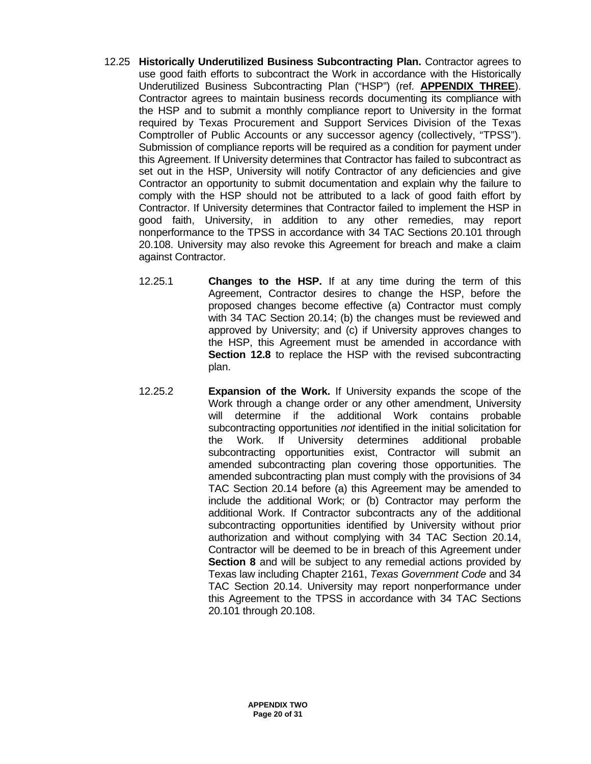12.25 **Historically Underutilized Business Subcontracting Plan.** Contractor agrees to use good faith efforts to subcontract the Work in accordance with the Historically Underutilized Business Subcontracting Plan ("HSP") (ref. **APPENDIX THREE**). Contractor agrees to maintain business records documenting its compliance with the HSP and to submit a monthly compliance report to University in the format required by Texas Procurement and Support Services Division of the Texas Comptroller of Public Accounts or any successor agency (collectively, "TPSS"). Submission of compliance reports will be required as a condition for payment under this Agreement. If University determines that Contractor has failed to subcontract as set out in the HSP, University will notify Contractor of any deficiencies and give Contractor an opportunity to submit documentation and explain why the failure to comply with the HSP should not be attributed to a lack of good faith effort by Contractor. If University determines that Contractor failed to implement the HSP in good faith, University, in addition to any other remedies, may report nonperformance to the TPSS in accordance with 34 TAC Sections 20.101 through 20.108. University may also revoke this Agreement for breach and make a claim against Contractor.

12.25.1 **Changes to the HSP.** If at any time during the term of this Agreement, Contractor desires to change the HSP, before the proposed changes become effective (a) Contractor must comply with 34 TAC Section 20.14; (b) the changes must be reviewed and approved by University; and (c) if University approves changes to the HSP, this Agreement must be amended in accordance with **Section 12.8** to replace the HSP with the revised subcontracting plan.

12.25.2 **Expansion of the Work.** If University expands the scope of the Work through a change order or any other amendment, University will determine if the additional Work contains probable subcontracting opportunities *not* identified in the initial solicitation for the Work. If University determines additional probable subcontracting opportunities exist, Contractor will submit an amended subcontracting plan covering those opportunities. The amended subcontracting plan must comply with the provisions of 34 TAC Section 20.14 before (a) this Agreement may be amended to include the additional Work; or (b) Contractor may perform the additional Work. If Contractor subcontracts any of the additional subcontracting opportunities identified by University without prior authorization and without complying with 34 TAC Section 20.14, Contractor will be deemed to be in breach of this Agreement under **Section 8** and will be subject to any remedial actions provided by Texas law including Chapter 2161, *Texas Government Code* and 34 TAC Section 20.14. University may report nonperformance under this Agreement to the TPSS in accordance with 34 TAC Sections 20.101 through 20.108.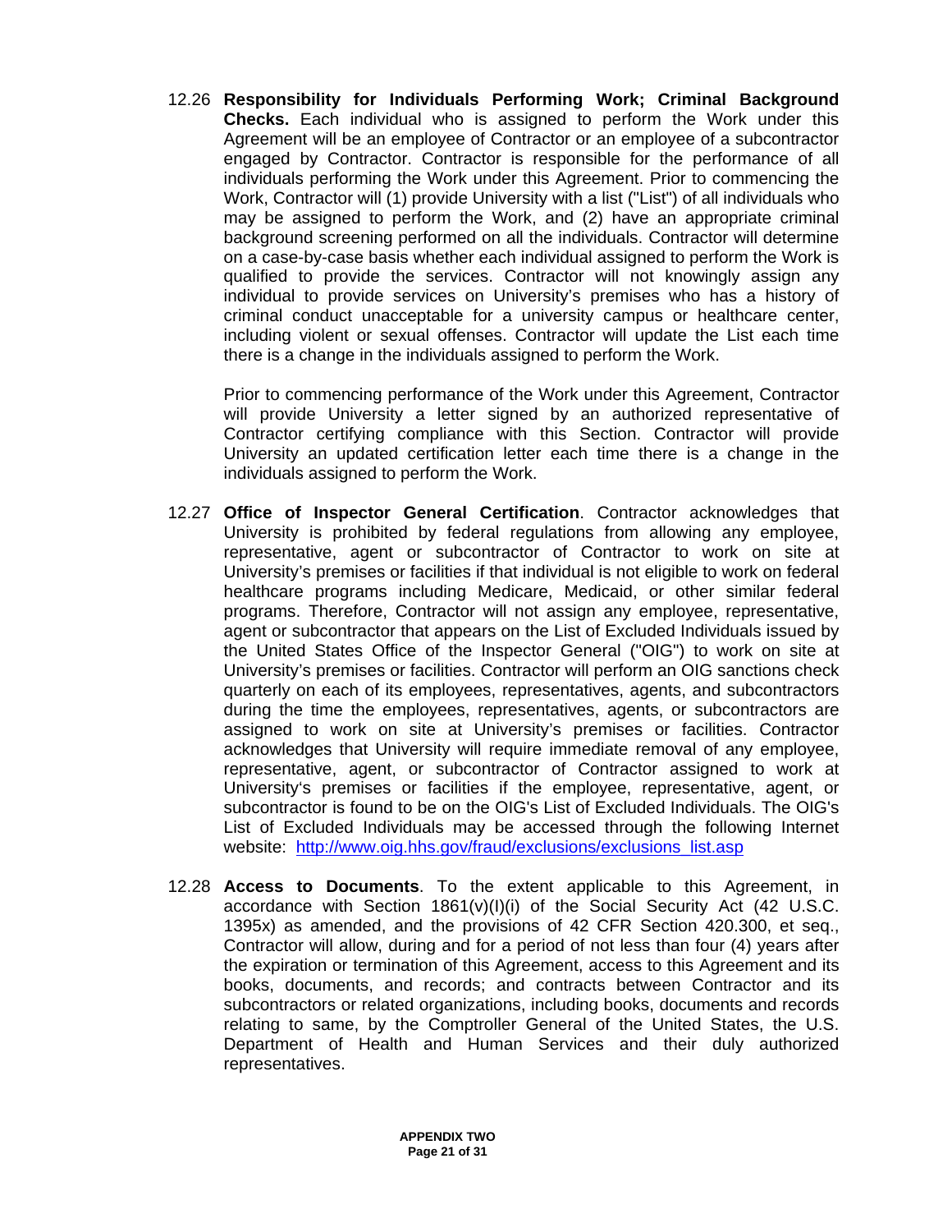12.26 **Responsibility for Individuals Performing Work; Criminal Background Checks.** Each individual who is assigned to perform the Work under this Agreement will be an employee of Contractor or an employee of a subcontractor engaged by Contractor. Contractor is responsible for the performance of all individuals performing the Work under this Agreement. Prior to commencing the Work, Contractor will (1) provide University with a list ("List") of all individuals who may be assigned to perform the Work, and (2) have an appropriate criminal background screening performed on all the individuals. Contractor will determine on a case-by-case basis whether each individual assigned to perform the Work is qualified to provide the services. Contractor will not knowingly assign any individual to provide services on University's premises who has a history of criminal conduct unacceptable for a university campus or healthcare center, including violent or sexual offenses. Contractor will update the List each time there is a change in the individuals assigned to perform the Work.

Prior to commencing performance of the Work under this Agreement, Contractor will provide University a letter signed by an authorized representative of Contractor certifying compliance with this Section. Contractor will provide University an updated certification letter each time there is a change in the individuals assigned to perform the Work.

12.27 **Office of Inspector General Certification**. Contractor acknowledges that University is prohibited by federal regulations from allowing any employee, representative, agent or subcontractor of Contractor to work on site at University's premises or facilities if that individual is not eligible to work on federal healthcare programs including Medicare, Medicaid, or other similar federal programs. Therefore, Contractor will not assign any employee, representative, agent or subcontractor that appears on the List of Excluded Individuals issued by the United States Office of the Inspector General ("OIG") to work on site at University's premises or facilities. Contractor will perform an OIG sanctions check quarterly on each of its employees, representatives, agents, and subcontractors during the time the employees, representatives, agents, or subcontractors are assigned to work on site at University's premises or facilities. Contractor acknowledges that University will require immediate removal of any employee, representative, agent, or subcontractor of Contractor assigned to work at University's premises or facilities if the employee, representative, agent, or subcontractor is found to be on the OIG's List of Excluded Individuals. The OIG's List of Excluded Individuals may be accessed through the following Internet website: http://www.oig.hhs.gov/fraud/exclusions/exclusions_list.asp

12.28 **Access to Documents**. To the extent applicable to this Agreement, in accordance with Section 1861(v)(I)(i) of the Social Security Act (42 U.S.C. 1395x) as amended, and the provisions of 42 CFR Section 420.300, et seq., Contractor will allow, during and for a period of not less than four (4) years after the expiration or termination of this Agreement, access to this Agreement and its books, documents, and records; and contracts between Contractor and its subcontractors or related organizations, including books, documents and records relating to same, by the Comptroller General of the United States, the U.S. Department of Health and Human Services and their duly authorized representatives.

**APPENDIX TWO**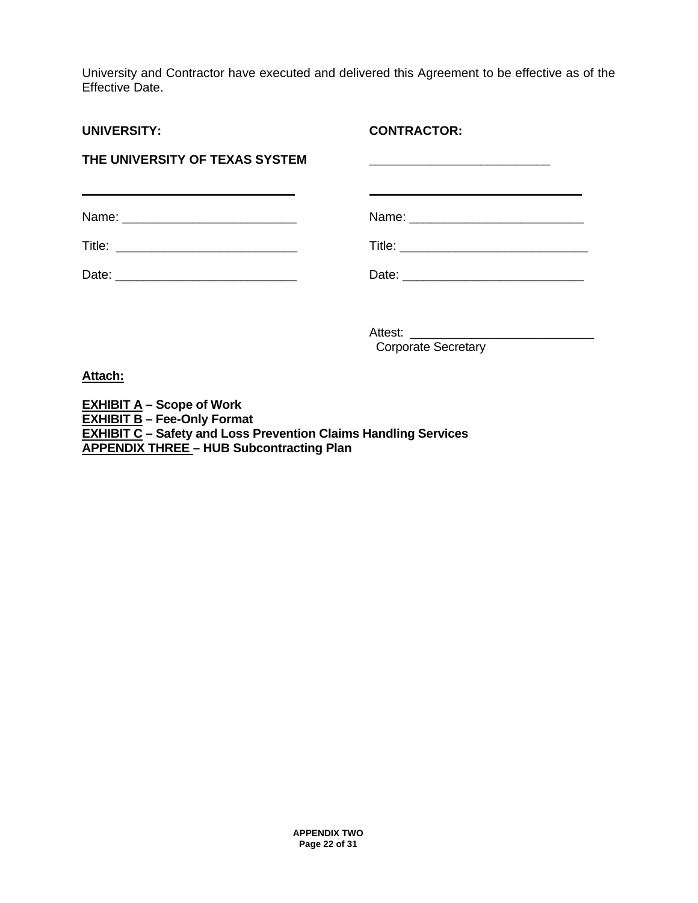University and Contractor have executed and delivered this Agreement to be effective as of the Effective Date.

| **UNIVERSITY:** | **CONTRACTOR:** |
|---|---|
| **THE UNIVERSITY OF TEXAS SYSTEM** | __________________________ |
| ______________________________ | ______________________________ |
| Name: _________________________ | Name: _________________________ |
| Title: __________________________ | Title: ___________________________ |
| Date: __________________________ | Date: __________________________ |
| | Attest: __________________________ Corporate Secretary |

**Attach:**

**EXHIBIT A – Scope of Work**
**EXHIBIT B – Fee-Only Format**
**EXHIBIT C – Safety and Loss Prevention Claims Handling Services**
**APPENDIX THREE – HUB Subcontracting Plan**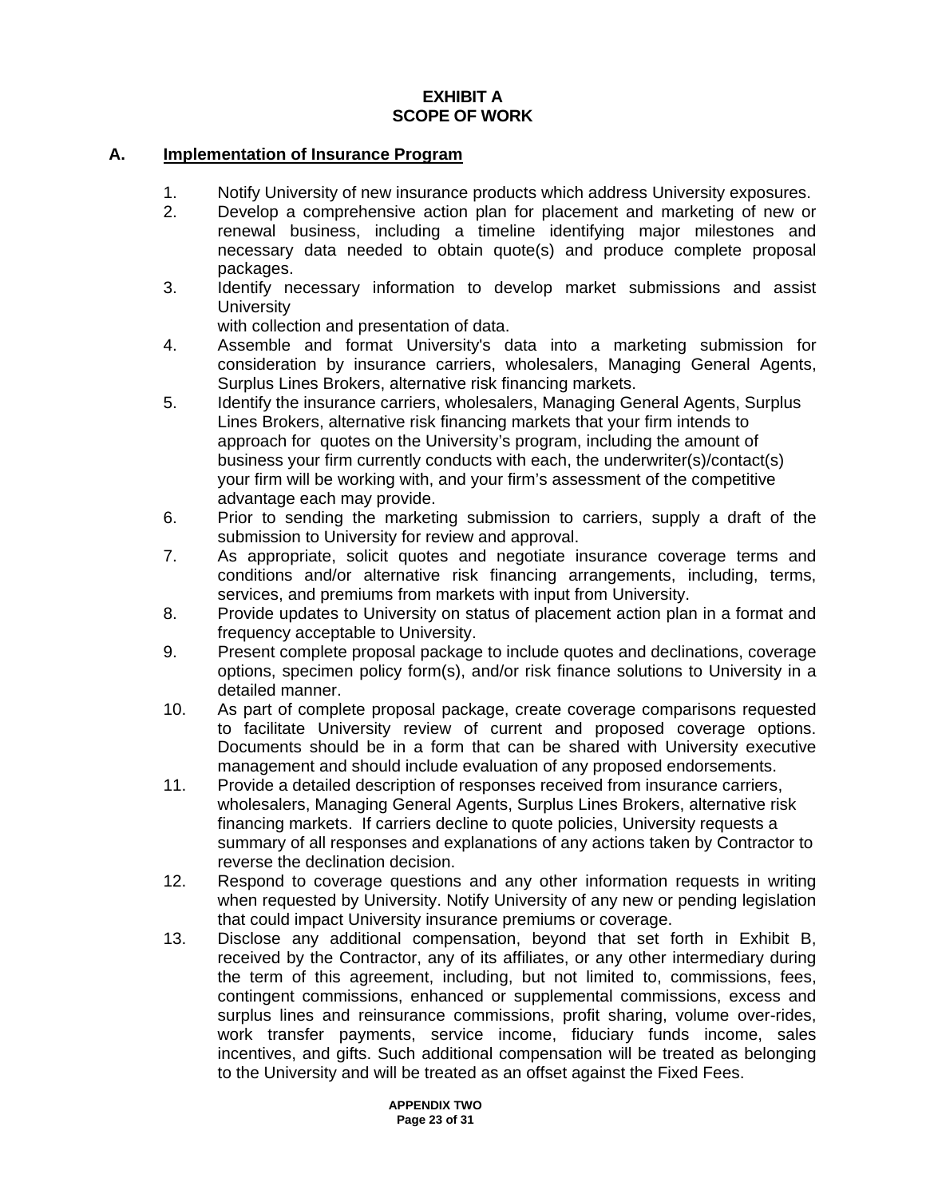# EXHIBIT A
# SCOPE OF WORK

## A. Implementation of Insurance Program

1. Notify University of new insurance products which address University exposures.
2. Develop a comprehensive action plan for placement and marketing of new or renewal business, including a timeline identifying major milestones and necessary data needed to obtain quote(s) and produce complete proposal packages.
3. Identify necessary information to develop market submissions and assist University with collection and presentation of data.
4. Assemble and format University's data into a marketing submission for consideration by insurance carriers, wholesalers, Managing General Agents, Surplus Lines Brokers, alternative risk financing markets.
5. Identify the insurance carriers, wholesalers, Managing General Agents, Surplus Lines Brokers, alternative risk financing markets that your firm intends to approach for quotes on the University's program, including the amount of business your firm currently conducts with each, the underwriter(s)/contact(s) your firm will be working with, and your firm's assessment of the competitive advantage each may provide.
6. Prior to sending the marketing submission to carriers, supply a draft of the submission to University for review and approval.
7. As appropriate, solicit quotes and negotiate insurance coverage terms and conditions and/or alternative risk financing arrangements, including, terms, services, and premiums from markets with input from University.
8. Provide updates to University on status of placement action plan in a format and frequency acceptable to University.
9. Present complete proposal package to include quotes and declinations, coverage options, specimen policy form(s), and/or risk finance solutions to University in a detailed manner.
10. As part of complete proposal package, create coverage comparisons requested to facilitate University review of current and proposed coverage options. Documents should be in a form that can be shared with University executive management and should include evaluation of any proposed endorsements.
11. Provide a detailed description of responses received from insurance carriers, wholesalers, Managing General Agents, Surplus Lines Brokers, alternative risk financing markets. If carriers decline to quote policies, University requests a summary of all responses and explanations of any actions taken by Contractor to reverse the declination decision.
12. Respond to coverage questions and any other information requests in writing when requested by University. Notify University of any new or pending legislation that could impact University insurance premiums or coverage.
13. Disclose any additional compensation, beyond that set forth in Exhibit B, received by the Contractor, any of its affiliates, or any other intermediary during the term of this agreement, including, but not limited to, commissions, fees, contingent commissions, enhanced or supplemental commissions, excess and surplus lines and reinsurance commissions, profit sharing, volume over-rides, work transfer payments, service income, fiduciary funds income, sales incentives, and gifts. Such additional compensation will be treated as belonging to the University and will be treated as an offset against the Fixed Fees.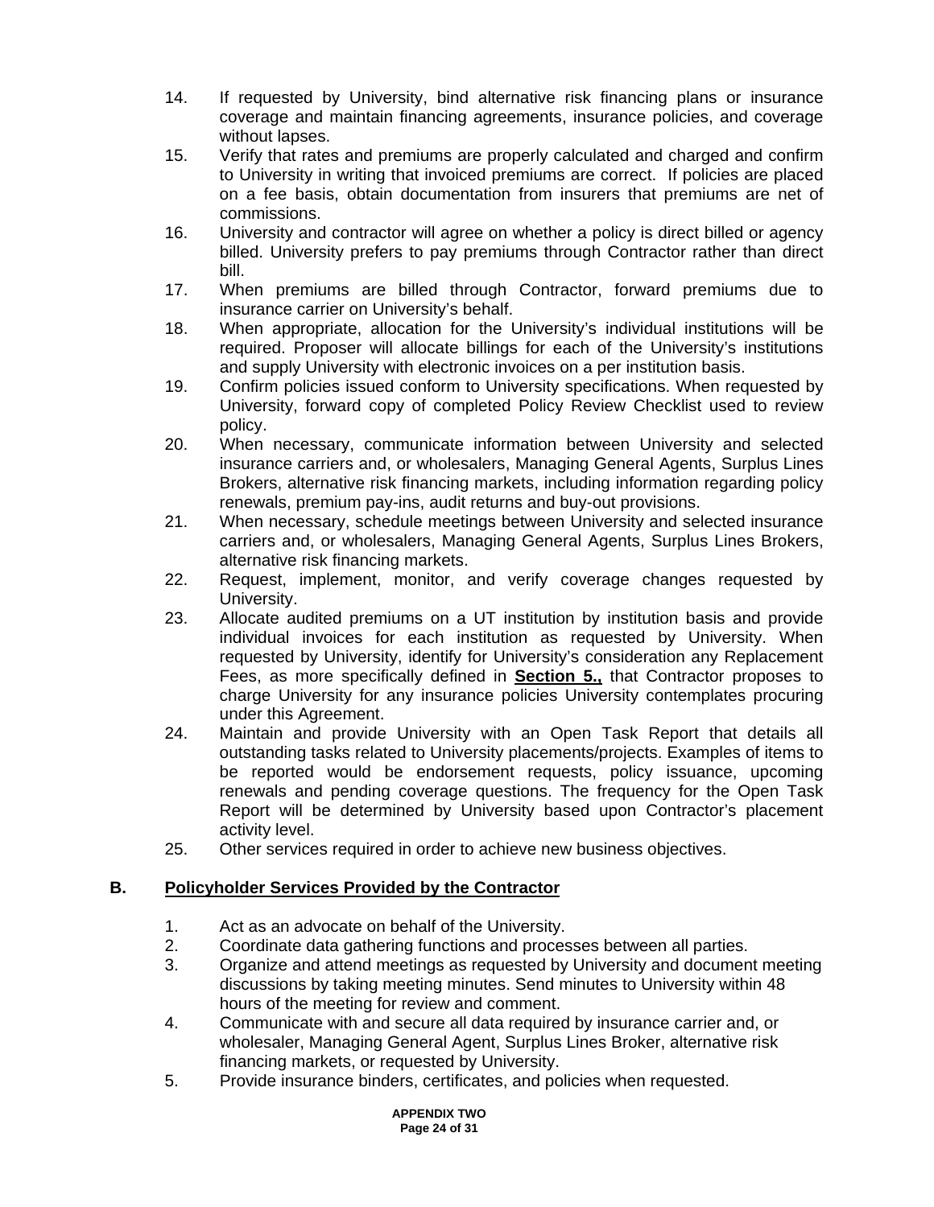14. If requested by University, bind alternative risk financing plans or insurance coverage and maintain financing agreements, insurance policies, and coverage without lapses.
15. Verify that rates and premiums are properly calculated and charged and confirm to University in writing that invoiced premiums are correct. If policies are placed on a fee basis, obtain documentation from insurers that premiums are net of commissions.
16. University and contractor will agree on whether a policy is direct billed or agency billed. University prefers to pay premiums through Contractor rather than direct bill.
17. When premiums are billed through Contractor, forward premiums due to insurance carrier on University's behalf.
18. When appropriate, allocation for the University's individual institutions will be required. Proposer will allocate billings for each of the University's institutions and supply University with electronic invoices on a per institution basis.
19. Confirm policies issued conform to University specifications. When requested by University, forward copy of completed Policy Review Checklist used to review policy.
20. When necessary, communicate information between University and selected insurance carriers and, or wholesalers, Managing General Agents, Surplus Lines Brokers, alternative risk financing markets, including information regarding policy renewals, premium pay-ins, audit returns and buy-out provisions.
21. When necessary, schedule meetings between University and selected insurance carriers and, or wholesalers, Managing General Agents, Surplus Lines Brokers, alternative risk financing markets.
22. Request, implement, monitor, and verify coverage changes requested by University.
23. Allocate audited premiums on a UT institution by institution basis and provide individual invoices for each institution as requested by University. When requested by University, identify for University's consideration any Replacement Fees, as more specifically defined in **Section 5.,** that Contractor proposes to charge University for any insurance policies University contemplates procuring under this Agreement.
24. Maintain and provide University with an Open Task Report that details all outstanding tasks related to University placements/projects. Examples of items to be reported would be endorsement requests, policy issuance, upcoming renewals and pending coverage questions. The frequency for the Open Task Report will be determined by University based upon Contractor's placement activity level.
25. Other services required in order to achieve new business objectives.

## B. Policyholder Services Provided by the Contractor

1. Act as an advocate on behalf of the University.
2. Coordinate data gathering functions and processes between all parties.
3. Organize and attend meetings as requested by University and document meeting discussions by taking meeting minutes. Send minutes to University within 48 hours of the meeting for review and comment.
4. Communicate with and secure all data required by insurance carrier and, or wholesaler, Managing General Agent, Surplus Lines Broker, alternative risk financing markets, or requested by University.
5. Provide insurance binders, certificates, and policies when requested.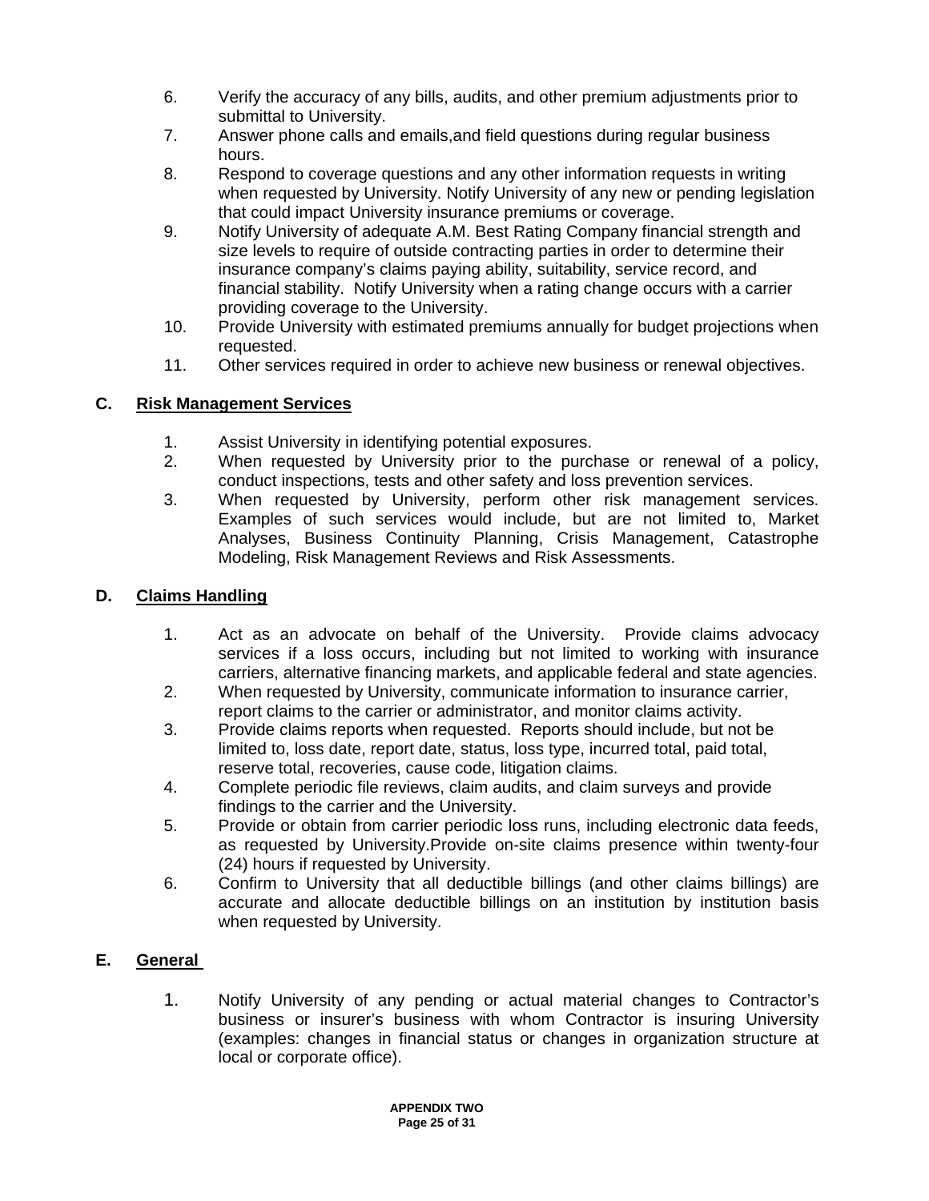6. Verify the accuracy of any bills, audits, and other premium adjustments prior to submittal to University.
7. Answer phone calls and emails,and field questions during regular business hours.
8. Respond to coverage questions and any other information requests in writing when requested by University. Notify University of any new or pending legislation that could impact University insurance premiums or coverage.
9. Notify University of adequate A.M. Best Rating Company financial strength and size levels to require of outside contracting parties in order to determine their insurance company's claims paying ability, suitability, service record, and financial stability. Notify University when a rating change occurs with a carrier providing coverage to the University.
10. Provide University with estimated premiums annually for budget projections when requested.
11. Other services required in order to achieve new business or renewal objectives.

**C. Risk Management Services**

1. Assist University in identifying potential exposures.
2. When requested by University prior to the purchase or renewal of a policy, conduct inspections, tests and other safety and loss prevention services.
3. When requested by University, perform other risk management services. Examples of such services would include, but are not limited to, Market Analyses, Business Continuity Planning, Crisis Management, Catastrophe Modeling, Risk Management Reviews and Risk Assessments.

**D. Claims Handling**

1. Act as an advocate on behalf of the University. Provide claims advocacy services if a loss occurs, including but not limited to working with insurance carriers, alternative financing markets, and applicable federal and state agencies.
2. When requested by University, communicate information to insurance carrier, report claims to the carrier or administrator, and monitor claims activity.
3. Provide claims reports when requested. Reports should include, but not be limited to, loss date, report date, status, loss type, incurred total, paid total, reserve total, recoveries, cause code, litigation claims.
4. Complete periodic file reviews, claim audits, and claim surveys and provide findings to the carrier and the University.
5. Provide or obtain from carrier periodic loss runs, including electronic data feeds, as requested by University.Provide on-site claims presence within twenty-four (24) hours if requested by University.
6. Confirm to University that all deductible billings (and other claims billings) are accurate and allocate deductible billings on an institution by institution basis when requested by University.

**E. General**

1. Notify University of any pending or actual material changes to Contractor's business or insurer's business with whom Contractor is insuring University (examples: changes in financial status or changes in organization structure at local or corporate office).

**APPENDIX TWO**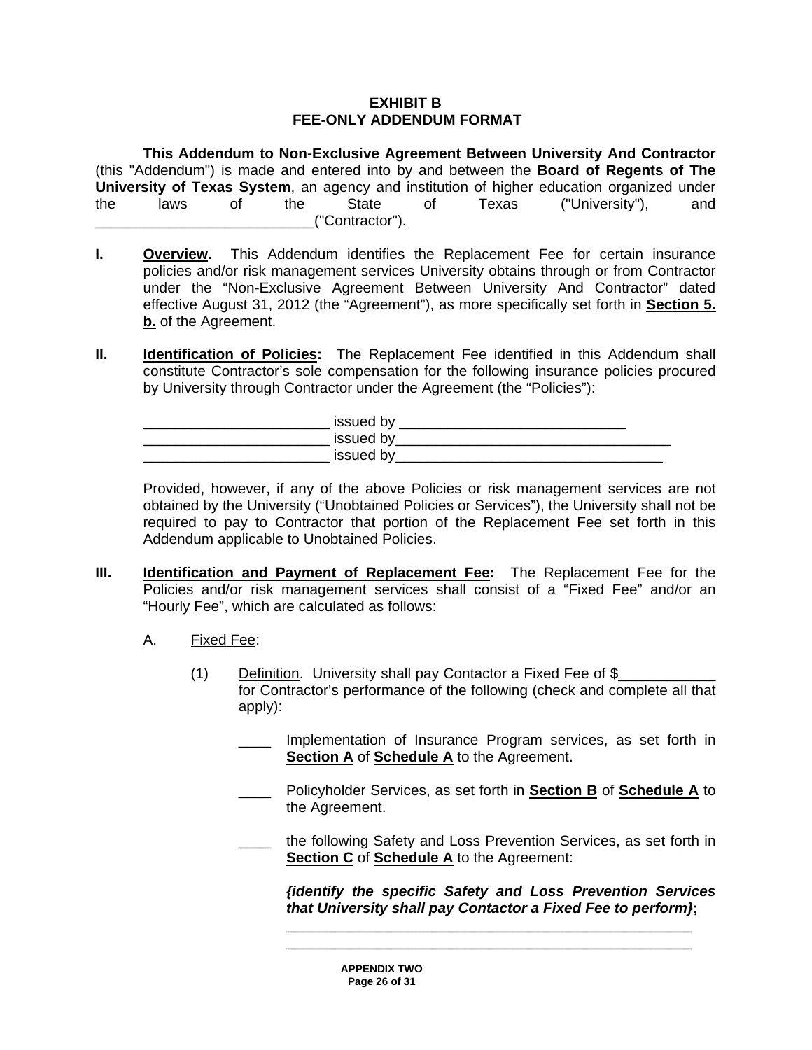**EXHIBIT B**
**FEE-ONLY ADDENDUM FORMAT**

**This Addendum to Non-Exclusive Agreement Between University And Contractor** (this "Addendum") is made and entered into by and between the **Board of Regents of The University of Texas System**, an agency and institution of higher education organized under the laws of the State of Texas ("University"), and ___________________________("Contractor").

**I.** **Overview.** This Addendum identifies the Replacement Fee for certain insurance policies and/or risk management services University obtains through or from Contractor under the "Non-Exclusive Agreement Between University And Contractor" dated effective August 31, 2012 (the "Agreement"), as more specifically set forth in **Section 5. b.** of the Agreement.

**II.** **Identification of Policies:** The Replacement Fee identified in this Addendum shall constitute Contractor's sole compensation for the following insurance policies procured by University through Contractor under the Agreement (the "Policies"):

_______________________ issued by ____________________________
_______________________ issued by___________________________________
_______________________ issued by_________________________________

Provided, however, if any of the above Policies or risk management services are not obtained by the University ("Unobtained Policies or Services"), the University shall not be required to pay to Contractor that portion of the Replacement Fee set forth in this Addendum applicable to Unobtained Policies.

**III.** **Identification and Payment of Replacement Fee:** The Replacement Fee for the Policies and/or risk management services shall consist of a "Fixed Fee" and/or an "Hourly Fee", which are calculated as follows:

A. Fixed Fee:

(1) Definition. University shall pay Contactor a Fixed Fee of $____________ for Contractor's performance of the following (check and complete all that apply):

____ Implementation of Insurance Program services, as set forth in **Section A** of **Schedule A** to the Agreement.

____ Policyholder Services, as set forth in **Section B** of **Schedule A** to the Agreement.

____ the following Safety and Loss Prevention Services, as set forth in **Section C** of **Schedule A** to the Agreement:

***{identify the specific Safety and Loss Prevention Services that University shall pay Contactor a Fixed Fee to perform}*;**

____________________________________________________
____________________________________________________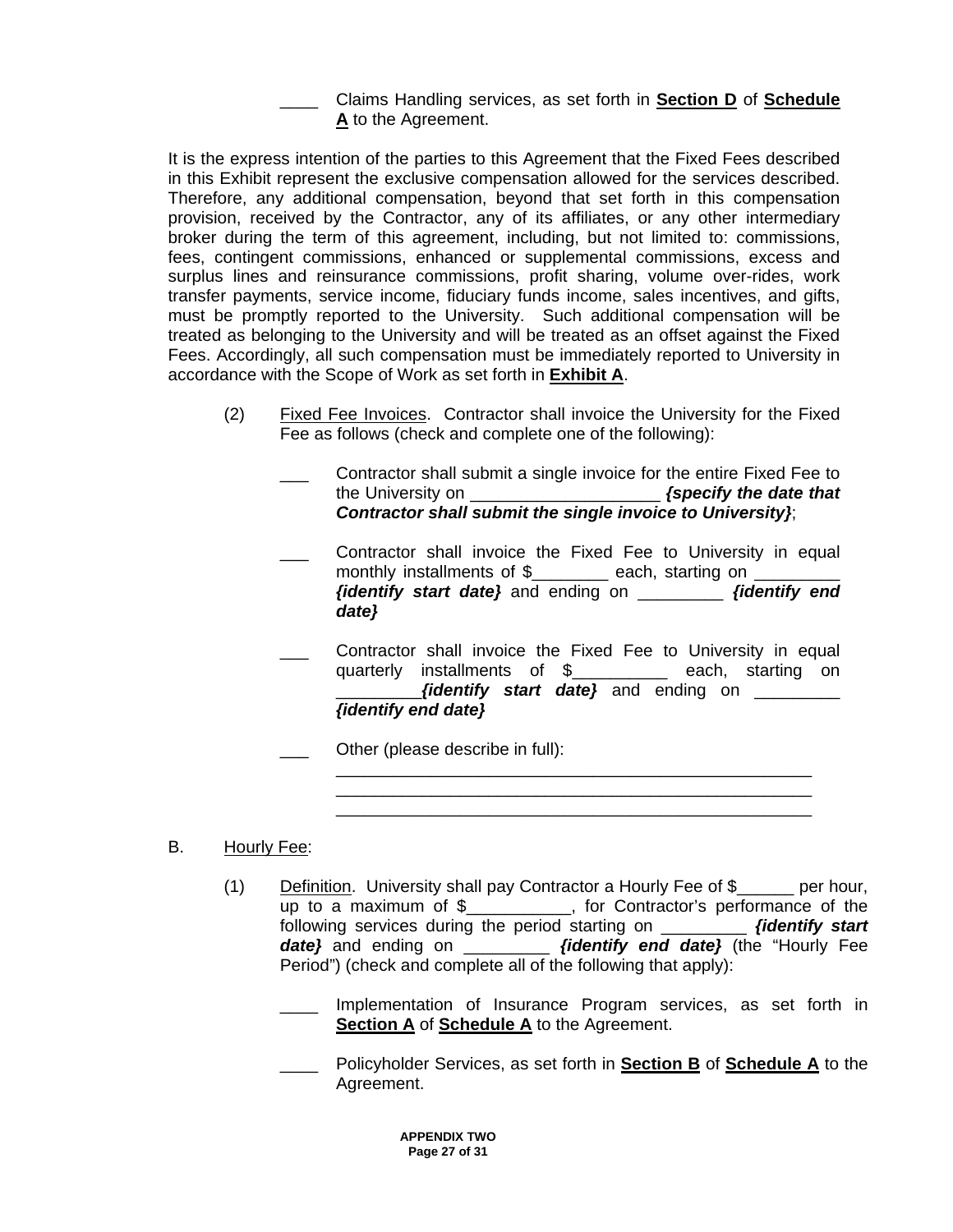____ Claims Handling services, as set forth in **Section D** of **Schedule A** to the Agreement.

It is the express intention of the parties to this Agreement that the Fixed Fees described in this Exhibit represent the exclusive compensation allowed for the services described. Therefore, any additional compensation, beyond that set forth in this compensation provision, received by the Contractor, any of its affiliates, or any other intermediary broker during the term of this agreement, including, but not limited to: commissions, fees, contingent commissions, enhanced or supplemental commissions, excess and surplus lines and reinsurance commissions, profit sharing, volume over-rides, work transfer payments, service income, fiduciary funds income, sales incentives, and gifts, must be promptly reported to the University. Such additional compensation will be treated as belonging to the University and will be treated as an offset against the Fixed Fees. Accordingly, all such compensation must be immediately reported to University in accordance with the Scope of Work as set forth in **Exhibit A**.

(2) Fixed Fee Invoices. Contractor shall invoice the University for the Fixed Fee as follows (check and complete one of the following):

___ Contractor shall submit a single invoice for the entire Fixed Fee to the University on ____________________ ***{specify the date that Contractor shall submit the single invoice to University}***;

___ Contractor shall invoice the Fixed Fee to University in equal monthly installments of $________ each, starting on _________ ***{identify start date}*** and ending on _________ ***{identify end date}***

___ Contractor shall invoice the Fixed Fee to University in equal quarterly installments of $__________ each, starting on _________***{identify start date}*** and ending on _________ ***{identify end date}***

___ Other (please describe in full):
_____________________________________________________
_____________________________________________________
_____________________________________________________

B. Hourly Fee:

(1) Definition. University shall pay Contractor a Hourly Fee of $______ per hour, up to a maximum of $___________, for Contractor's performance of the following services during the period starting on _________ ***{identify start date}*** and ending on _________ ***{identify end date}*** (the "Hourly Fee Period") (check and complete all of the following that apply):

____ Implementation of Insurance Program services, as set forth in **Section A** of **Schedule A** to the Agreement.

____ Policyholder Services, as set forth in **Section B** of **Schedule A** to the Agreement.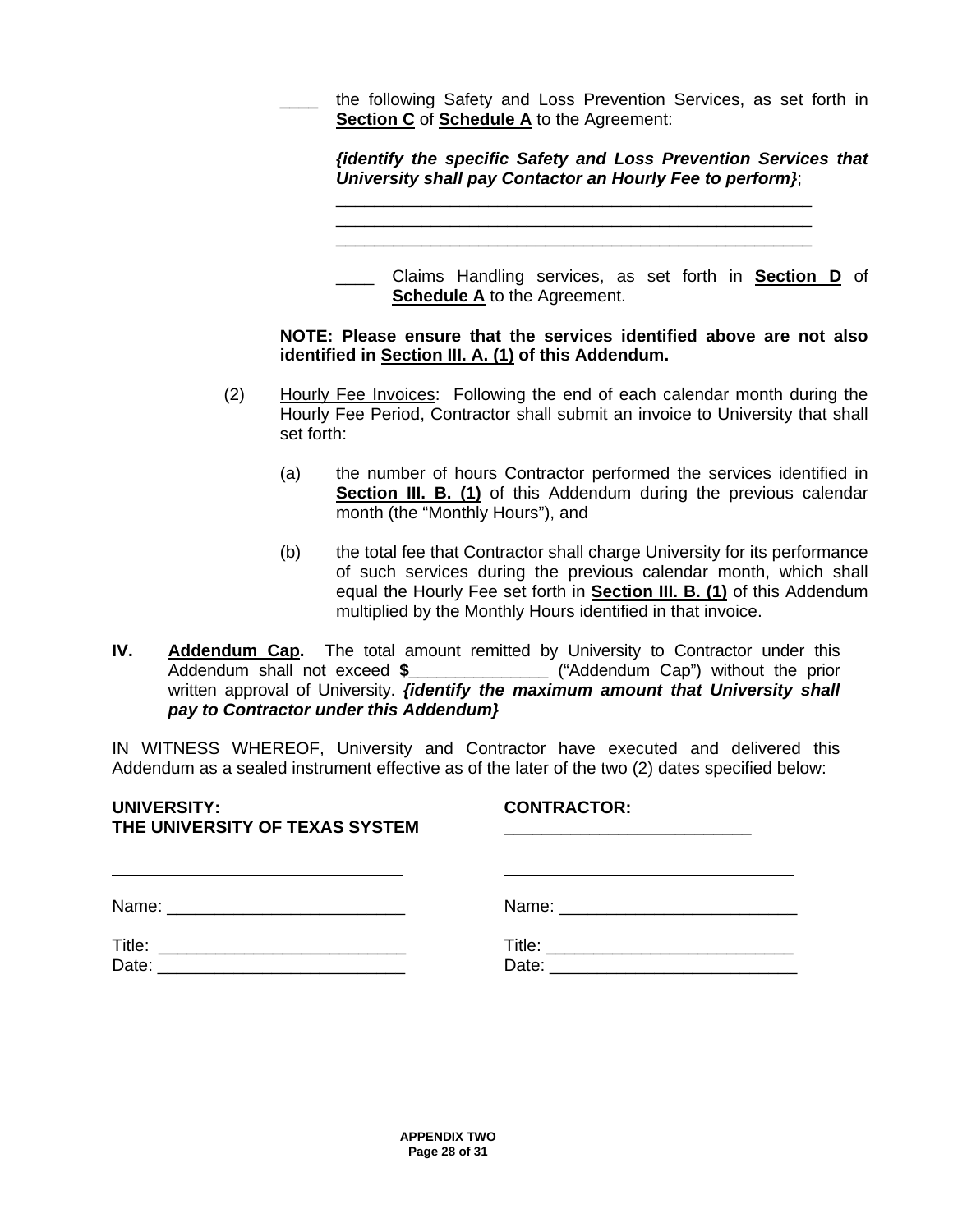____ the following Safety and Loss Prevention Services, as set forth in **Section C** of **Schedule A** to the Agreement:

***{identify the specific Safety and Loss Prevention Services that University shall pay Contactor an Hourly Fee to perform}***;

_____________________________________________________
_____________________________________________________
_____________________________________________________

____ Claims Handling services, as set forth in **Section D** of **Schedule A** to the Agreement.

**NOTE: Please ensure that the services identified above are not also identified in Section III. A. (1) of this Addendum.**

(2) Hourly Fee Invoices: Following the end of each calendar month during the Hourly Fee Period, Contractor shall submit an invoice to University that shall set forth:

(a) the number of hours Contractor performed the services identified in **Section III. B. (1)** of this Addendum during the previous calendar month (the "Monthly Hours"), and

(b) the total fee that Contractor shall charge University for its performance of such services during the previous calendar month, which shall equal the Hourly Fee set forth in **Section III. B. (1)** of this Addendum multiplied by the Monthly Hours identified in that invoice.

**IV. Addendum Cap.** The total amount remitted by University to Contractor under this Addendum shall not exceed **$**_______________ ("Addendum Cap") without the prior written approval of University. ***{identify the maximum amount that University shall pay to Contractor under this Addendum}***

IN WITNESS WHEREOF, University and Contractor have executed and delivered this Addendum as a sealed instrument effective as of the later of the two (2) dates specified below:

| **UNIVERSITY:** **THE UNIVERSITY OF TEXAS SYSTEM** | **CONTRACTOR:** ___________________________ |
| --- | --- |
| ________________________________ | ________________________________ |
| Name: _________________________ | Name: _________________________ |
| Title: _________________________ | Title: _________________________ |
| Date: _________________________ | Date: _________________________ |

**APPENDIX TWO**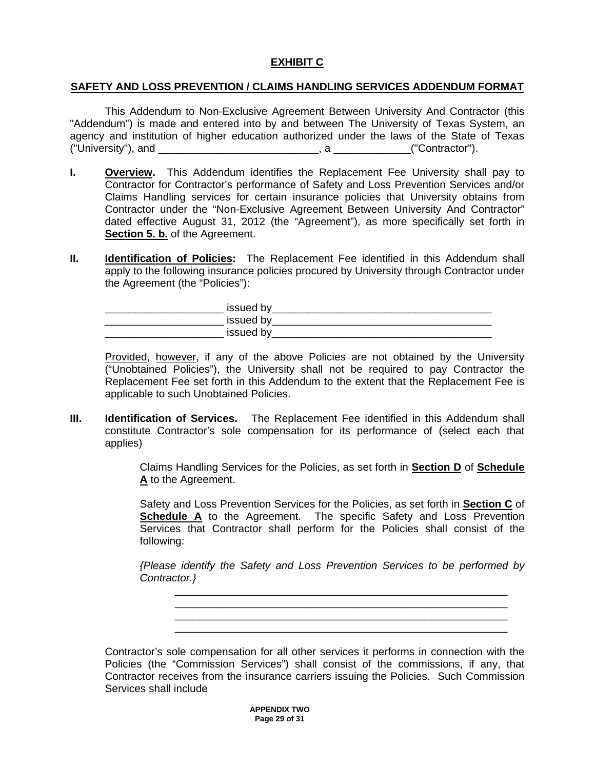# EXHIBIT C

## SAFETY AND LOSS PREVENTION / CLAIMS HANDLING SERVICES ADDENDUM FORMAT

This Addendum to Non-Exclusive Agreement Between University And Contractor (this "Addendum") is made and entered into by and between The University of Texas System, an agency and institution of higher education authorized under the laws of the State of Texas ("University"), and ___________________________, a _____________("Contractor").

**I.** **Overview.** This Addendum identifies the Replacement Fee University shall pay to Contractor for Contractor's performance of Safety and Loss Prevention Services and/or Claims Handling services for certain insurance policies that University obtains from Contractor under the "Non-Exclusive Agreement Between University And Contractor" dated effective August 31, 2012 (the "Agreement"), as more specifically set forth in **Section 5. b.** of the Agreement.

**II.** **Identification of Policies:** The Replacement Fee identified in this Addendum shall apply to the following insurance policies procured by University through Contractor under the Agreement (the "Policies"):

____________________ issued by_____________________________________
____________________ issued by_____________________________________
____________________ issued by_____________________________________

Provided, however, if any of the above Policies are not obtained by the University ("Unobtained Policies"), the University shall not be required to pay Contractor the Replacement Fee set forth in this Addendum to the extent that the Replacement Fee is applicable to such Unobtained Policies.

**III.** **Identification of Services.** The Replacement Fee identified in this Addendum shall constitute Contractor's sole compensation for its performance of (select each that applies)

Claims Handling Services for the Policies, as set forth in **Section D** of **Schedule A** to the Agreement.

Safety and Loss Prevention Services for the Policies, as set forth in **Section C** of **Schedule A** to the Agreement. The specific Safety and Loss Prevention Services that Contractor shall perform for the Policies shall consist of the following:

*{Please identify the Safety and Loss Prevention Services to be performed by Contractor.}*

_________________________________________________________
_________________________________________________________
_________________________________________________________
_________________________________________________________

Contractor's sole compensation for all other services it performs in connection with the Policies (the "Commission Services") shall consist of the commissions, if any, that Contractor receives from the insurance carriers issuing the Policies. Such Commission Services shall include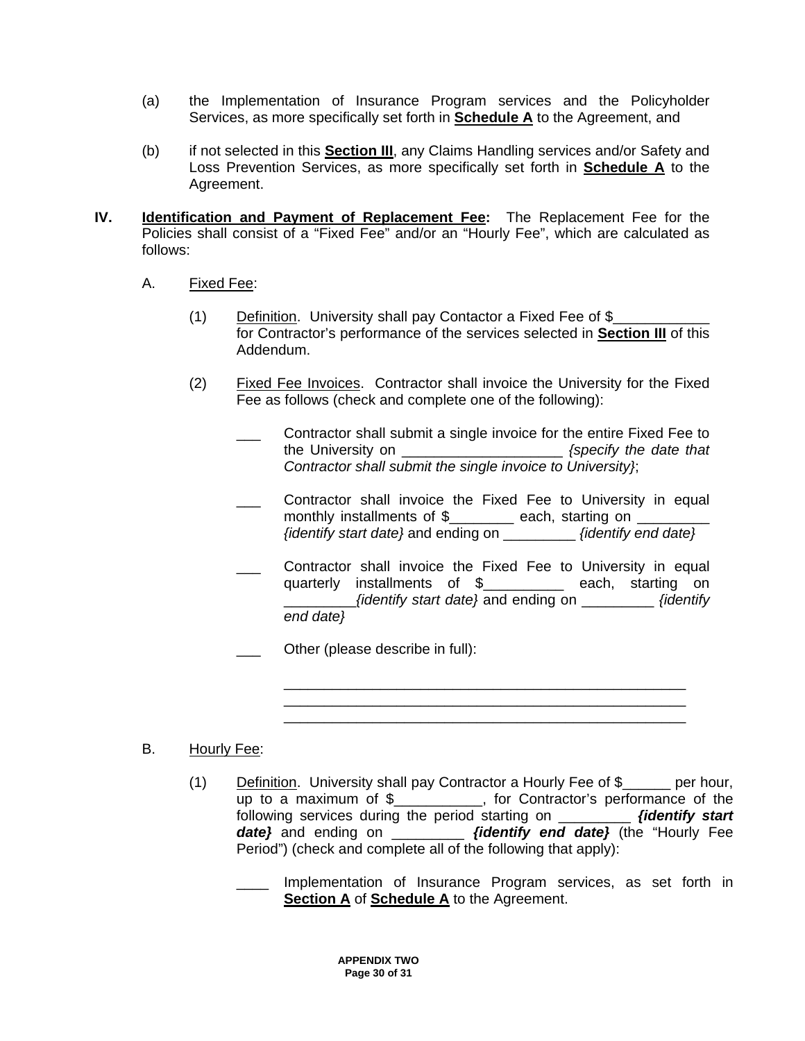(a) the Implementation of Insurance Program services and the Policyholder Services, as more specifically set forth in **Schedule A** to the Agreement, and

(b) if not selected in this **Section III**, any Claims Handling services and/or Safety and Loss Prevention Services, as more specifically set forth in **Schedule A** to the Agreement.

**IV. Identification and Payment of Replacement Fee:** The Replacement Fee for the Policies shall consist of a "Fixed Fee" and/or an "Hourly Fee", which are calculated as follows:

A. Fixed Fee:

(1) Definition. University shall pay Contactor a Fixed Fee of $____________ for Contractor's performance of the services selected in **Section III** of this Addendum.

(2) Fixed Fee Invoices. Contractor shall invoice the University for the Fixed Fee as follows (check and complete one of the following):

___ Contractor shall submit a single invoice for the entire Fixed Fee to the University on ____________________ *{specify the date that Contractor shall submit the single invoice to University}*;

___ Contractor shall invoice the Fixed Fee to University in equal monthly installments of $________ each, starting on _________ *{identify start date}* and ending on _________ *{identify end date}*

___ Contractor shall invoice the Fixed Fee to University in equal quarterly installments of $__________ each, starting on _________ *{identify start date}* and ending on _________ *{identify end date}*

___ Other (please describe in full):

____________________________________________________
____________________________________________________
____________________________________________________

B. Hourly Fee:

(1) Definition. University shall pay Contractor a Hourly Fee of $______ per hour, up to a maximum of $___________, for Contractor's performance of the following services during the period starting on _________ ***{identify start date}*** and ending on _________ ***{identify end date}*** (the "Hourly Fee Period") (check and complete all of the following that apply):

____ Implementation of Insurance Program services, as set forth in **Section A** of **Schedule A** to the Agreement.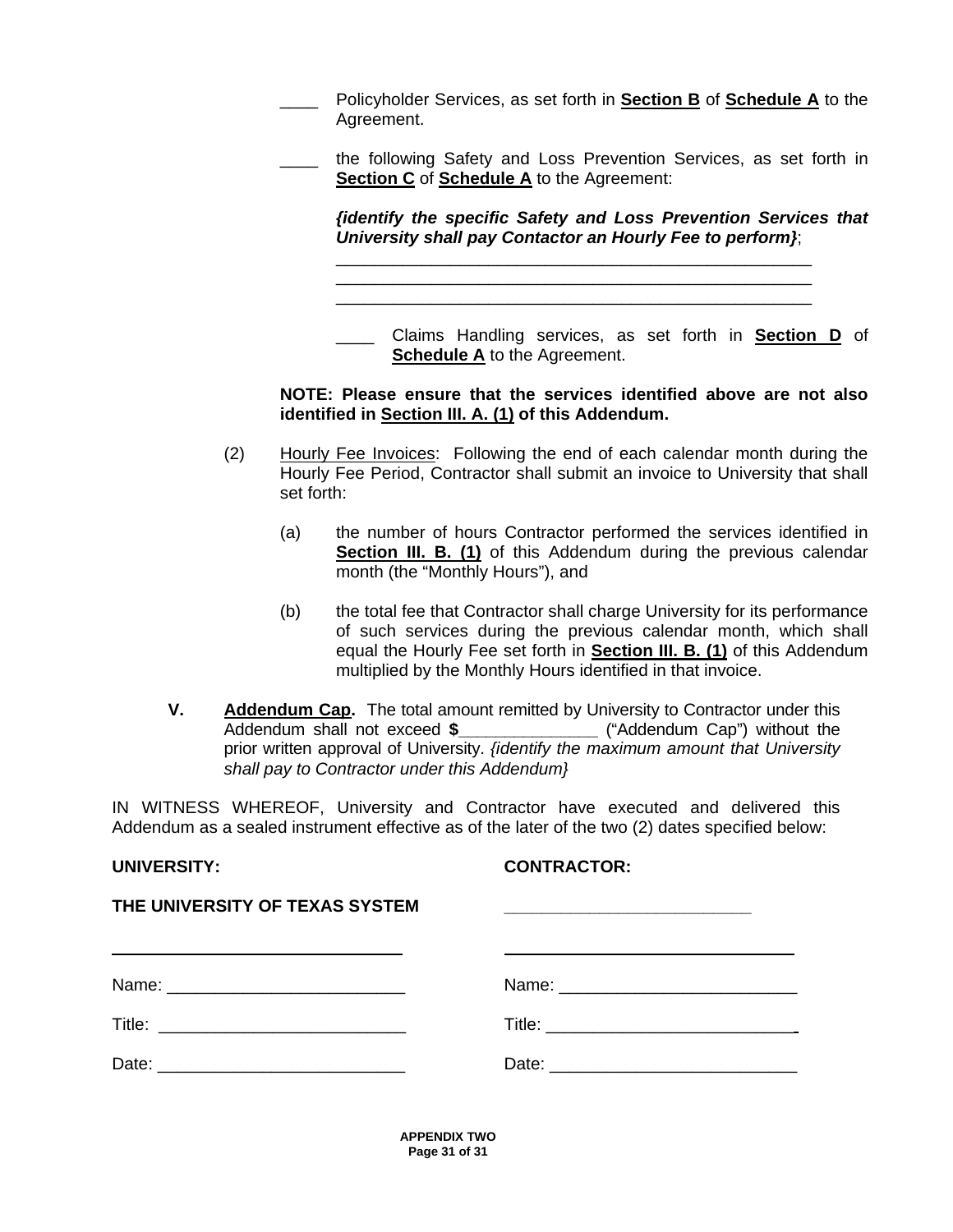____ Policyholder Services, as set forth in **Section B** of **Schedule A** to the Agreement.

____ the following Safety and Loss Prevention Services, as set forth in **Section C** of **Schedule A** to the Agreement:

***{identify the specific Safety and Loss Prevention Services that University shall pay Contactor an Hourly Fee to perform}***;

____________________________________________________
____________________________________________________
____________________________________________________

____ Claims Handling services, as set forth in **Section D** of **Schedule A** to the Agreement.

**NOTE: Please ensure that the services identified above are not also identified in Section III. A. (1) of this Addendum.**

(2) Hourly Fee Invoices: Following the end of each calendar month during the Hourly Fee Period, Contractor shall submit an invoice to University that shall set forth:

(a) the number of hours Contractor performed the services identified in **Section III. B. (1)** of this Addendum during the previous calendar month (the "Monthly Hours"), and

(b) the total fee that Contractor shall charge University for its performance of such services during the previous calendar month, which shall equal the Hourly Fee set forth in **Section III. B. (1)** of this Addendum multiplied by the Monthly Hours identified in that invoice.

**V. Addendum Cap.** The total amount remitted by University to Contractor under this Addendum shall not exceed **$**_______________ ("Addendum Cap") without the prior written approval of University. *{identify the maximum amount that University shall pay to Contractor under this Addendum}*

IN WITNESS WHEREOF, University and Contractor have executed and delivered this Addendum as a sealed instrument effective as of the later of the two (2) dates specified below:

| **UNIVERSITY:** | **CONTRACTOR:** |
|---|---|
| **THE UNIVERSITY OF TEXAS SYSTEM** | ___________________________ |
| ________________________________ | ________________________________ |
| Name: _________________________ | Name: _________________________ |
| Title: __________________________ | Title: __________________________ |
| Date: __________________________ | Date: __________________________ |

**APPENDIX TWO**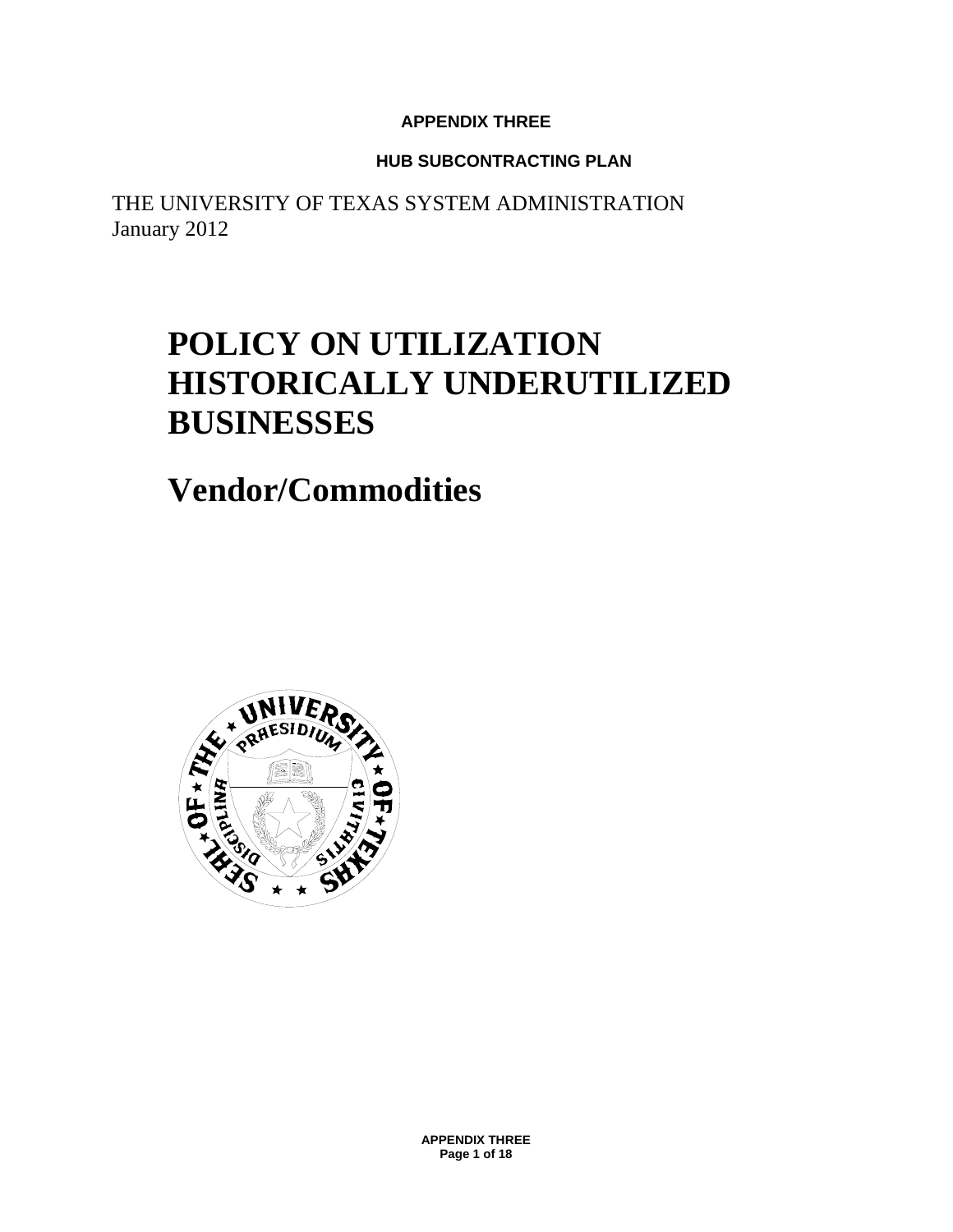**APPENDIX THREE**

**HUB SUBCONTRACTING PLAN**

THE UNIVERSITY OF TEXAS SYSTEM ADMINISTRATION
January 2012

# POLICY ON UTILIZATION HISTORICALLY UNDERUTILIZED BUSINESSES

# Vendor/Commodities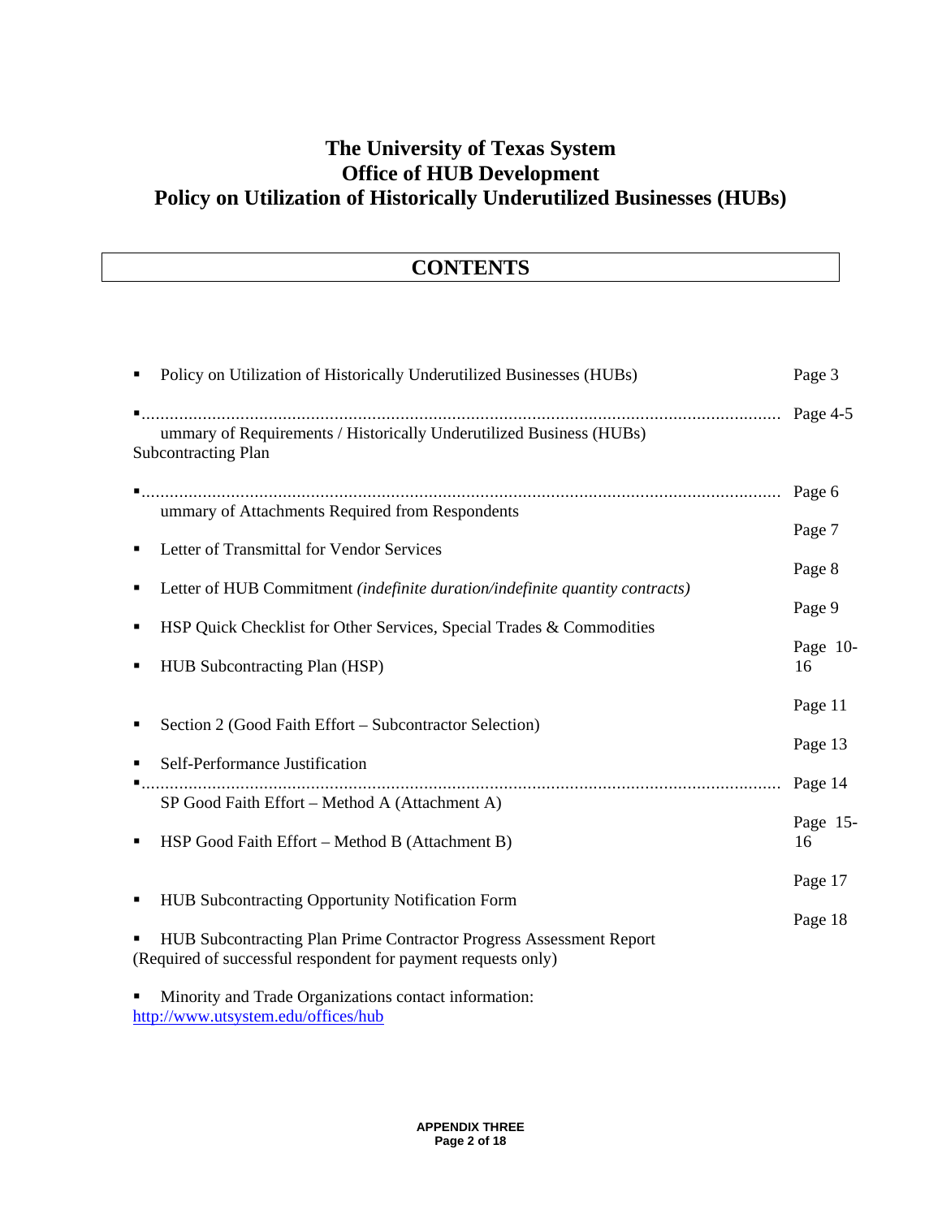# The University of Texas System
# Office of HUB Development
# Policy on Utilization of Historically Underutilized Businesses (HUBs)

## CONTENTS

| | |
|---|---|
| ▪ Policy on Utilization of Historically Underutilized Businesses (HUBs) | Page 3 |
| ▪ ummary of Requirements / Historically Underutilized Business (HUBs) Subcontracting Plan | Page 4-5 |
| ▪ ummary of Attachments Required from Respondents | Page 6 |
| ▪ Letter of Transmittal for Vendor Services | Page 7 |
| ▪ Letter of HUB Commitment *(indefinite duration/indefinite quantity contracts)* | Page 8 |
| ▪ HSP Quick Checklist for Other Services, Special Trades & Commodities | Page 9 |
| ▪ HUB Subcontracting Plan (HSP) | Page 10-16 |
| ▪ Section 2 (Good Faith Effort – Subcontractor Selection) | Page 11 |
| ▪ Self-Performance Justification | Page 13 |
| ▪ SP Good Faith Effort – Method A (Attachment A) | Page 14 |
| ▪ HSP Good Faith Effort – Method B (Attachment B) | Page 15-16 |
| ▪ HUB Subcontracting Opportunity Notification Form | Page 17 |
| ▪ HUB Subcontracting Plan Prime Contractor Progress Assessment Report (Required of successful respondent for payment requests only) | Page 18 |

▪ Minority and Trade Organizations contact information: http://www.utsystem.edu/offices/hub

APPENDIX THREE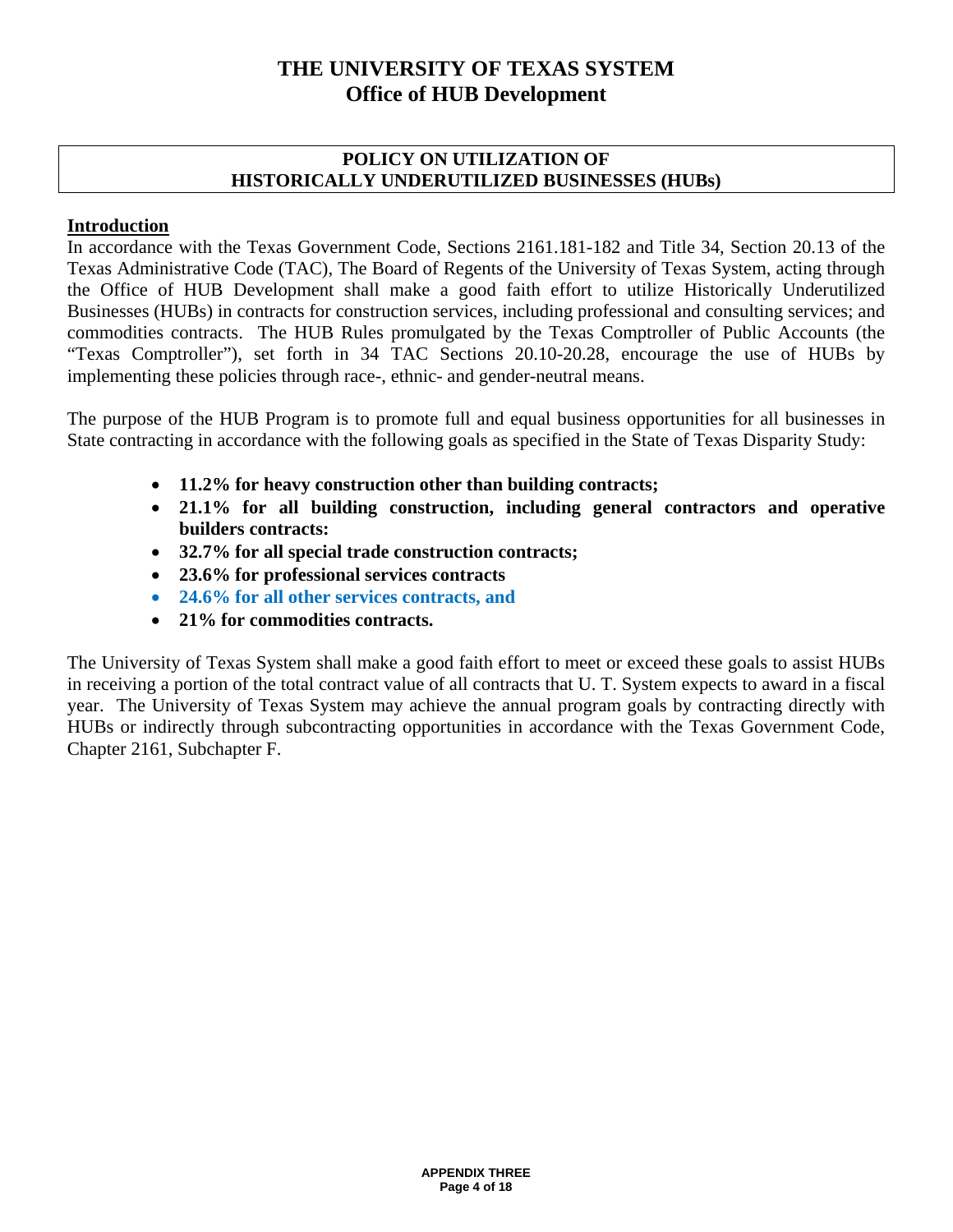# THE UNIVERSITY OF TEXAS SYSTEM
## Office of HUB Development

**POLICY ON UTILIZATION OF HISTORICALLY UNDERUTILIZED BUSINESSES (HUBs)**

**Introduction**

In accordance with the Texas Government Code, Sections 2161.181-182 and Title 34, Section 20.13 of the Texas Administrative Code (TAC), The Board of Regents of the University of Texas System, acting through the Office of HUB Development shall make a good faith effort to utilize Historically Underutilized Businesses (HUBs) in contracts for construction services, including professional and consulting services; and commodities contracts. The HUB Rules promulgated by the Texas Comptroller of Public Accounts (the "Texas Comptroller"), set forth in 34 TAC Sections 20.10-20.28, encourage the use of HUBs by implementing these policies through race-, ethnic- and gender-neutral means.

The purpose of the HUB Program is to promote full and equal business opportunities for all businesses in State contracting in accordance with the following goals as specified in the State of Texas Disparity Study:

- **11.2% for heavy construction other than building contracts;**
- **21.1% for all building construction, including general contractors and operative builders contracts:**
- **32.7% for all special trade construction contracts;**
- **23.6% for professional services contracts**
- **24.6% for all other services contracts, and**
- **21% for commodities contracts.**

The University of Texas System shall make a good faith effort to meet or exceed these goals to assist HUBs in receiving a portion of the total contract value of all contracts that U. T. System expects to award in a fiscal year. The University of Texas System may achieve the annual program goals by contracting directly with HUBs or indirectly through subcontracting opportunities in accordance with the Texas Government Code, Chapter 2161, Subchapter F.

**APPENDIX THREE**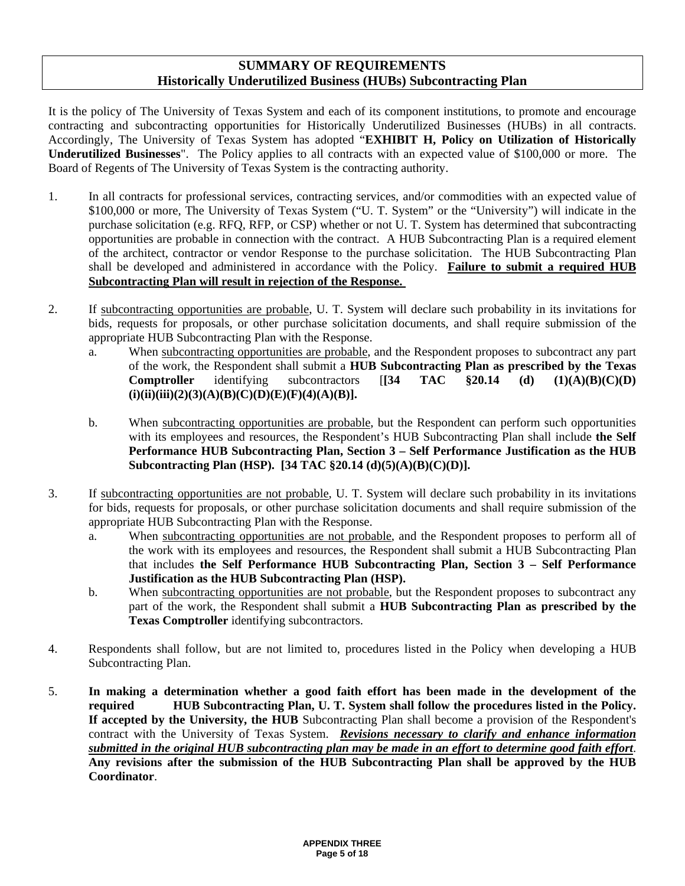## SUMMARY OF REQUIREMENTS
## Historically Underutilized Business (HUBs) Subcontracting Plan

It is the policy of The University of Texas System and each of its component institutions, to promote and encourage contracting and subcontracting opportunities for Historically Underutilized Businesses (HUBs) in all contracts. Accordingly, The University of Texas System has adopted "**EXHIBIT H, Policy on Utilization of Historically Underutilized Businesses**". The Policy applies to all contracts with an expected value of $100,000 or more. The Board of Regents of The University of Texas System is the contracting authority.

1. In all contracts for professional services, contracting services, and/or commodities with an expected value of $100,000 or more, The University of Texas System ("U. T. System" or the "University") will indicate in the purchase solicitation (e.g. RFQ, RFP, or CSP) whether or not U. T. System has determined that subcontracting opportunities are probable in connection with the contract. A HUB Subcontracting Plan is a required element of the architect, contractor or vendor Response to the purchase solicitation. The HUB Subcontracting Plan shall be developed and administered in accordance with the Policy. **<u>Failure to submit a required HUB Subcontracting Plan will result in rejection of the Response.</u>**

2. If <u>subcontracting opportunities are probable</u>, U. T. System will declare such probability in its invitations for bids, requests for proposals, or other purchase solicitation documents, and shall require submission of the appropriate HUB Subcontracting Plan with the Response.
   a. When <u>subcontracting opportunities are probable</u>, and the Respondent proposes to subcontract any part of the work, the Respondent shall submit a **HUB Subcontracting Plan as prescribed by the Texas Comptroller** identifying subcontractors [**[34 TAC §20.14 (d) (1)(A)(B)(C)(D)(i)(ii)(iii)(2)(3)(A)(B)(C)(D)(E)(F)(4)(A)(B)].**

   b. When <u>subcontracting opportunities are probable</u>, but the Respondent can perform such opportunities with its employees and resources, the Respondent's HUB Subcontracting Plan shall include **the Self Performance HUB Subcontracting Plan, Section 3 – Self Performance Justification as the HUB Subcontracting Plan (HSP). [34 TAC §20.14 (d)(5)(A)(B)(C)(D)].**

3. If <u>subcontracting opportunities are not probable</u>, U. T. System will declare such probability in its invitations for bids, requests for proposals, or other purchase solicitation documents and shall require submission of the appropriate HUB Subcontracting Plan with the Response.
   a. When <u>subcontracting opportunities are not probable</u>, and the Respondent proposes to perform all of the work with its employees and resources, the Respondent shall submit a HUB Subcontracting Plan that includes **the Self Performance HUB Subcontracting Plan, Section 3 – Self Performance Justification as the HUB Subcontracting Plan (HSP).**
   b. When <u>subcontracting opportunities are not probable</u>, but the Respondent proposes to subcontract any part of the work, the Respondent shall submit a **HUB Subcontracting Plan as prescribed by the Texas Comptroller** identifying subcontractors.

4. Respondents shall follow, but are not limited to, procedures listed in the Policy when developing a HUB Subcontracting Plan.

5. **In making a determination whether a good faith effort has been made in the development of the required HUB Subcontracting Plan, U. T. System shall follow the procedures listed in the Policy. If accepted by the University, the HUB** Subcontracting Plan shall become a provision of the Respondent's contract with the University of Texas System. ***<u>Revisions necessary to clarify and enhance information submitted in the original HUB subcontracting plan may be made in an effort to determine good faith effort</u>***. **Any revisions after the submission of the HUB Subcontracting Plan shall be approved by the HUB Coordinator**.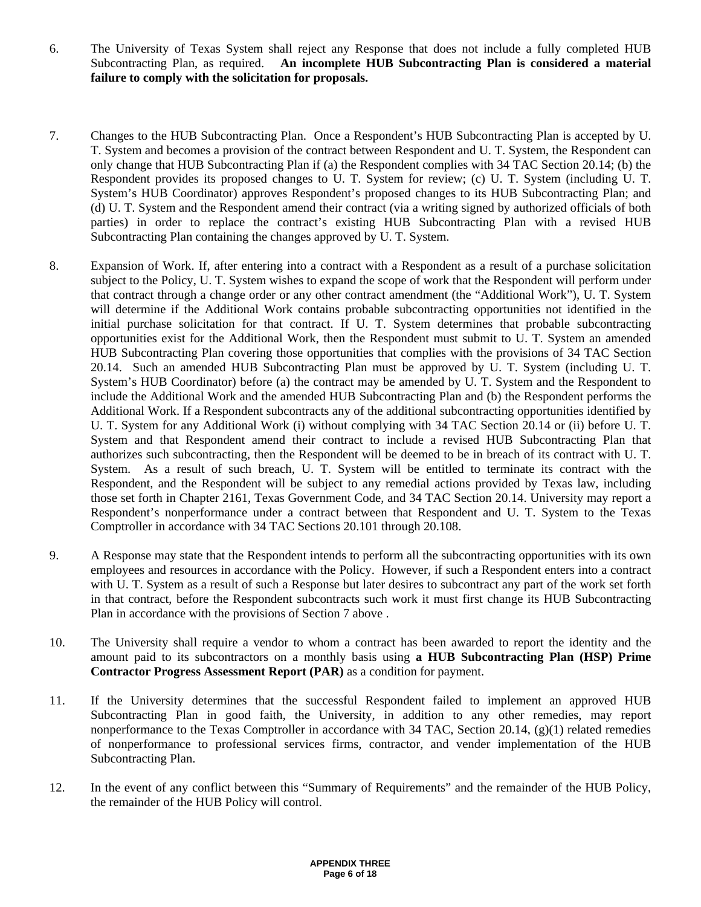6. The University of Texas System shall reject any Response that does not include a fully completed HUB Subcontracting Plan, as required. **An incomplete HUB Subcontracting Plan is considered a material failure to comply with the solicitation for proposals.**

7. Changes to the HUB Subcontracting Plan. Once a Respondent's HUB Subcontracting Plan is accepted by U. T. System and becomes a provision of the contract between Respondent and U. T. System, the Respondent can only change that HUB Subcontracting Plan if (a) the Respondent complies with 34 TAC Section 20.14; (b) the Respondent provides its proposed changes to U. T. System for review; (c) U. T. System (including U. T. System's HUB Coordinator) approves Respondent's proposed changes to its HUB Subcontracting Plan; and (d) U. T. System and the Respondent amend their contract (via a writing signed by authorized officials of both parties) in order to replace the contract's existing HUB Subcontracting Plan with a revised HUB Subcontracting Plan containing the changes approved by U. T. System.

8. Expansion of Work. If, after entering into a contract with a Respondent as a result of a purchase solicitation subject to the Policy, U. T. System wishes to expand the scope of work that the Respondent will perform under that contract through a change order or any other contract amendment (the "Additional Work"), U. T. System will determine if the Additional Work contains probable subcontracting opportunities not identified in the initial purchase solicitation for that contract. If U. T. System determines that probable subcontracting opportunities exist for the Additional Work, then the Respondent must submit to U. T. System an amended HUB Subcontracting Plan covering those opportunities that complies with the provisions of 34 TAC Section 20.14. Such an amended HUB Subcontracting Plan must be approved by U. T. System (including U. T. System's HUB Coordinator) before (a) the contract may be amended by U. T. System and the Respondent to include the Additional Work and the amended HUB Subcontracting Plan and (b) the Respondent performs the Additional Work. If a Respondent subcontracts any of the additional subcontracting opportunities identified by U. T. System for any Additional Work (i) without complying with 34 TAC Section 20.14 or (ii) before U. T. System and that Respondent amend their contract to include a revised HUB Subcontracting Plan that authorizes such subcontracting, then the Respondent will be deemed to be in breach of its contract with U. T. System. As a result of such breach, U. T. System will be entitled to terminate its contract with the Respondent, and the Respondent will be subject to any remedial actions provided by Texas law, including those set forth in Chapter 2161, Texas Government Code, and 34 TAC Section 20.14. University may report a Respondent's nonperformance under a contract between that Respondent and U. T. System to the Texas Comptroller in accordance with 34 TAC Sections 20.101 through 20.108.

9. A Response may state that the Respondent intends to perform all the subcontracting opportunities with its own employees and resources in accordance with the Policy. However, if such a Respondent enters into a contract with U. T. System as a result of such a Response but later desires to subcontract any part of the work set forth in that contract, before the Respondent subcontracts such work it must first change its HUB Subcontracting Plan in accordance with the provisions of Section 7 above .

10. The University shall require a vendor to whom a contract has been awarded to report the identity and the amount paid to its subcontractors on a monthly basis using **a HUB Subcontracting Plan (HSP) Prime Contractor Progress Assessment Report (PAR)** as a condition for payment.

11. If the University determines that the successful Respondent failed to implement an approved HUB Subcontracting Plan in good faith, the University, in addition to any other remedies, may report nonperformance to the Texas Comptroller in accordance with 34 TAC, Section 20.14, (g)(1) related remedies of nonperformance to professional services firms, contractor, and vender implementation of the HUB Subcontracting Plan.

12. In the event of any conflict between this "Summary of Requirements" and the remainder of the HUB Policy, the remainder of the HUB Policy will control.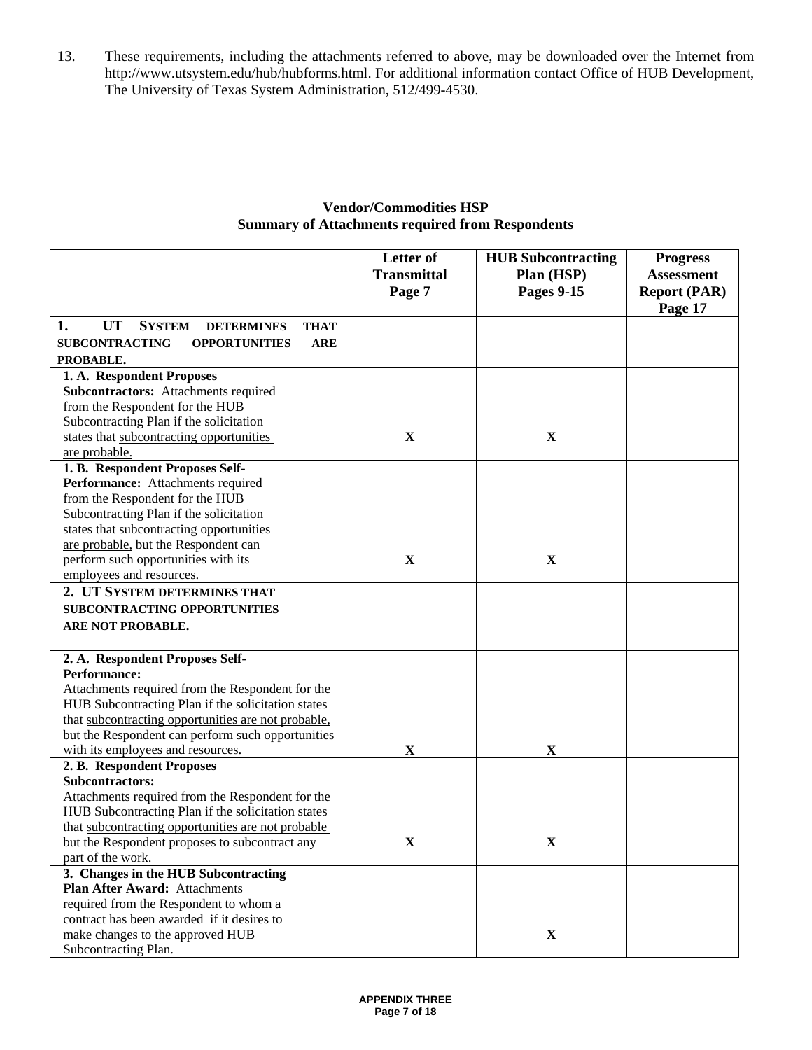13. These requirements, including the attachments referred to above, may be downloaded over the Internet from http://www.utsystem.edu/hub/hubforms.html. For additional information contact Office of HUB Development, The University of Texas System Administration, 512/499-4530.

**Vendor/Commodities HSP**
**Summary of Attachments required from Respondents**

| | Letter of Transmittal Page 7 | HUB Subcontracting Plan (HSP) Pages 9-15 | Progress Assessment Report (PAR) Page 17 |
|---|---|---|---|
| **1. UT SYSTEM DETERMINES THAT SUBCONTRACTING OPPORTUNITIES ARE PROBABLE.** | | | |
| **1. A. Respondent Proposes Subcontractors:** Attachments required from the Respondent for the HUB Subcontracting Plan if the solicitation states that subcontracting opportunities are probable. | X | X | |
| **1. B. Respondent Proposes Self-Performance:** Attachments required from the Respondent for the HUB Subcontracting Plan if the solicitation states that subcontracting opportunities are probable, but the Respondent can perform such opportunities with its employees and resources. | X | X | |
| **2. UT SYSTEM DETERMINES THAT SUBCONTRACTING OPPORTUNITIES ARE NOT PROBABLE.** | | | |
| **2. A. Respondent Proposes Self-Performance:** Attachments required from the Respondent for the HUB Subcontracting Plan if the solicitation states that subcontracting opportunities are not probable, but the Respondent can perform such opportunities with its employees and resources. | X | X | |
| **2. B. Respondent Proposes Subcontractors:** Attachments required from the Respondent for the HUB Subcontracting Plan if the solicitation states that subcontracting opportunities are not probable but the Respondent proposes to subcontract any part of the work. | X | X | |
| **3. Changes in the HUB Subcontracting Plan After Award:** Attachments required from the Respondent to whom a contract has been awarded if it desires to make changes to the approved HUB Subcontracting Plan. | | X | |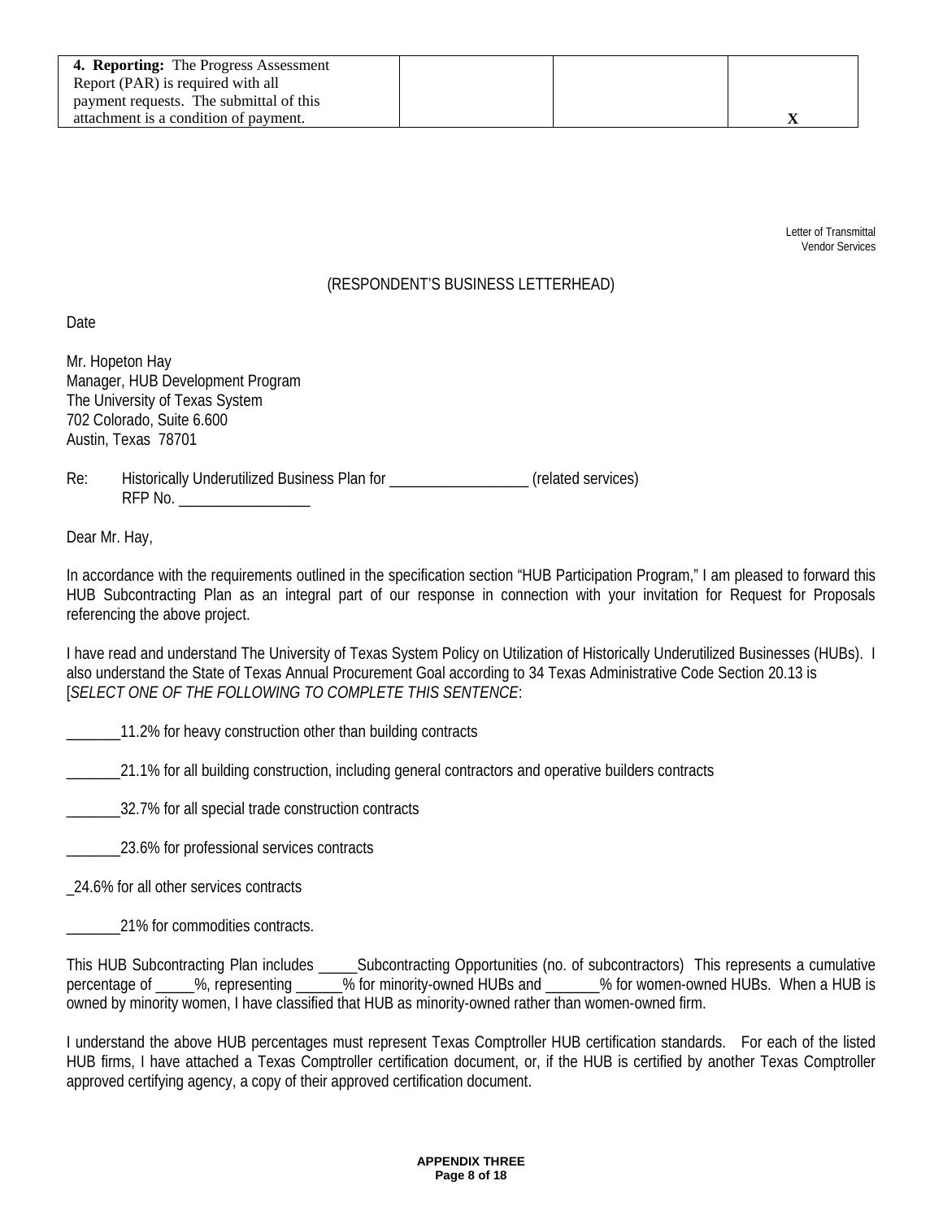| **4. Reporting:** The Progress Assessment Report (PAR) is required with all payment requests. The submittal of this attachment is a condition of payment. | | | X |
|---|---|---|---|

Letter of Transmittal
Vendor Services

(RESPONDENT'S BUSINESS LETTERHEAD)

Date

Mr. Hopeton Hay
Manager, HUB Development Program
The University of Texas System
702 Colorado, Suite 6.600
Austin, Texas 78701

Re: Historically Underutilized Business Plan for _________________ (related services)
RFP No. ________________

Dear Mr. Hay,

In accordance with the requirements outlined in the specification section "HUB Participation Program," I am pleased to forward this HUB Subcontracting Plan as an integral part of our response in connection with your invitation for Request for Proposals referencing the above project.

I have read and understand The University of Texas System Policy on Utilization of Historically Underutilized Businesses (HUBs). I also understand the State of Texas Annual Procurement Goal according to 34 Texas Administrative Code Section 20.13 is [*SELECT ONE OF THE FOLLOWING TO COMPLETE THIS SENTENCE*:

_______11.2% for heavy construction other than building contracts

_______21.1% for all building construction, including general contractors and operative builders contracts

_______32.7% for all special trade construction contracts

_______23.6% for professional services contracts

_24.6% for all other services contracts

_______21% for commodities contracts.

This HUB Subcontracting Plan includes _____Subcontracting Opportunities (no. of subcontractors) This represents a cumulative percentage of _____%, representing ______% for minority-owned HUBs and _______% for women-owned HUBs. When a HUB is owned by minority women, I have classified that HUB as minority-owned rather than women-owned firm.

I understand the above HUB percentages must represent Texas Comptroller HUB certification standards. For each of the listed HUB firms, I have attached a Texas Comptroller certification document, or, if the HUB is certified by another Texas Comptroller approved certifying agency, a copy of their approved certification document.

**APPENDIX THREE**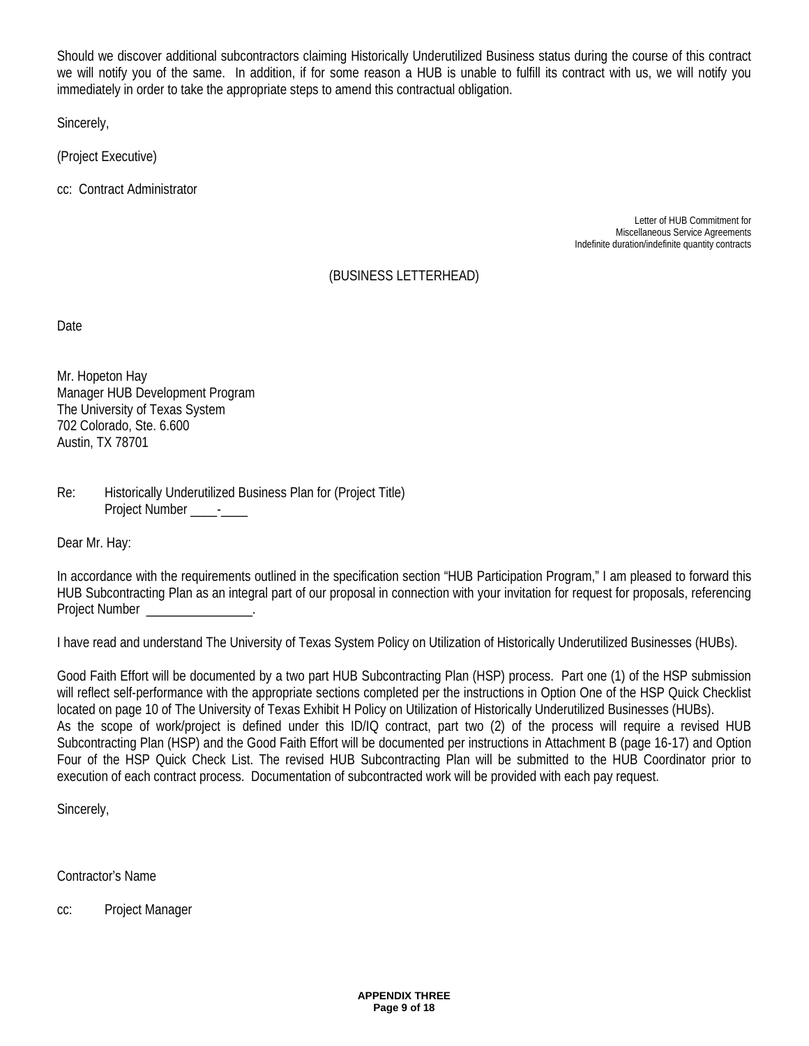Should we discover additional subcontractors claiming Historically Underutilized Business status during the course of this contract we will notify you of the same. In addition, if for some reason a HUB is unable to fulfill its contract with us, we will notify you immediately in order to take the appropriate steps to amend this contractual obligation.

Sincerely,

(Project Executive)

cc: Contract Administrator

Letter of HUB Commitment for
Miscellaneous Service Agreements
Indefinite duration/indefinite quantity contracts

(BUSINESS LETTERHEAD)

Date

Mr. Hopeton Hay
Manager HUB Development Program
The University of Texas System
702 Colorado, Ste. 6.600
Austin, TX 78701

Re: Historically Underutilized Business Plan for (Project Title)
Project Number ____-____

Dear Mr. Hay:

In accordance with the requirements outlined in the specification section "HUB Participation Program," I am pleased to forward this HUB Subcontracting Plan as an integral part of our proposal in connection with your invitation for request for proposals, referencing Project Number ________________.

I have read and understand The University of Texas System Policy on Utilization of Historically Underutilized Businesses (HUBs).

Good Faith Effort will be documented by a two part HUB Subcontracting Plan (HSP) process. Part one (1) of the HSP submission will reflect self-performance with the appropriate sections completed per the instructions in Option One of the HSP Quick Checklist located on page 10 of The University of Texas Exhibit H Policy on Utilization of Historically Underutilized Businesses (HUBs).
As the scope of work/project is defined under this ID/IQ contract, part two (2) of the process will require a revised HUB Subcontracting Plan (HSP) and the Good Faith Effort will be documented per instructions in Attachment B (page 16-17) and Option Four of the HSP Quick Check List. The revised HUB Subcontracting Plan will be submitted to the HUB Coordinator prior to execution of each contract process. Documentation of subcontracted work will be provided with each pay request.

Sincerely,

Contractor's Name

cc: Project Manager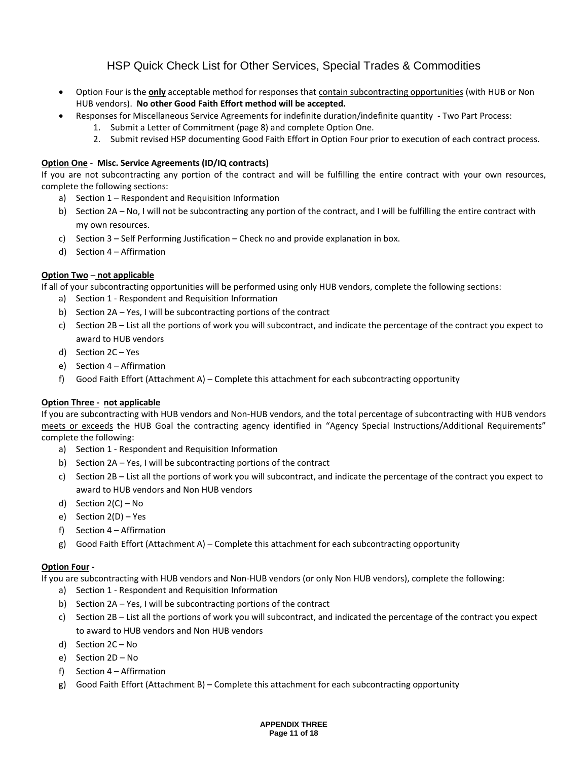# HSP Quick Check List for Other Services, Special Trades & Commodities

- Option Four is the **<u>only</u>** acceptable method for responses that <u>contain subcontracting opportunities</u> (with HUB or Non HUB vendors). **No other Good Faith Effort method will be accepted.**
- Responses for Miscellaneous Service Agreements for indefinite duration/indefinite quantity - Two Part Process:
  1. Submit a Letter of Commitment (page 8) and complete Option One.
  2. Submit revised HSP documenting Good Faith Effort in Option Four prior to execution of each contract process.

**<u>Option One</u> - Misc. Service Agreements (ID/IQ contracts)**

If you are not subcontracting any portion of the contract and will be fulfilling the entire contract with your own resources, complete the following sections:

a) Section 1 – Respondent and Requisition Information
b) Section 2A – No, I will not be subcontracting any portion of the contract, and I will be fulfilling the entire contract with my own resources.
c) Section 3 – Self Performing Justification – Check no and provide explanation in box.
d) Section 4 – Affirmation

**<u>Option Two</u> – <u>not applicable</u>**

If all of your subcontracting opportunities will be performed using only HUB vendors, complete the following sections:

a) Section 1 - Respondent and Requisition Information
b) Section 2A – Yes, I will be subcontracting portions of the contract
c) Section 2B – List all the portions of work you will subcontract, and indicate the percentage of the contract you expect to award to HUB vendors
d) Section 2C – Yes
e) Section 4 – Affirmation
f) Good Faith Effort (Attachment A) – Complete this attachment for each subcontracting opportunity

**<u>Option Three - not applicable</u>**

If you are subcontracting with HUB vendors and Non-HUB vendors, and the total percentage of subcontracting with HUB vendors <u>meets or exceeds</u> the HUB Goal the contracting agency identified in "Agency Special Instructions/Additional Requirements" complete the following:

a) Section 1 - Respondent and Requisition Information
b) Section 2A – Yes, I will be subcontracting portions of the contract
c) Section 2B – List all the portions of work you will subcontract, and indicate the percentage of the contract you expect to award to HUB vendors and Non HUB vendors
d) Section 2(C) – No
e) Section 2(D) – Yes
f) Section 4 – Affirmation
g) Good Faith Effort (Attachment A) – Complete this attachment for each subcontracting opportunity

**<u>Option Four</u> -**

If you are subcontracting with HUB vendors and Non-HUB vendors (or only Non HUB vendors), complete the following:

a) Section 1 - Respondent and Requisition Information
b) Section 2A – Yes, I will be subcontracting portions of the contract
c) Section 2B – List all the portions of work you will subcontract, and indicated the percentage of the contract you expect to award to HUB vendors and Non HUB vendors
d) Section 2C – No
e) Section 2D – No
f) Section 4 – Affirmation
g) Good Faith Effort (Attachment B) – Complete this attachment for each subcontracting opportunity

**APPENDIX THREE**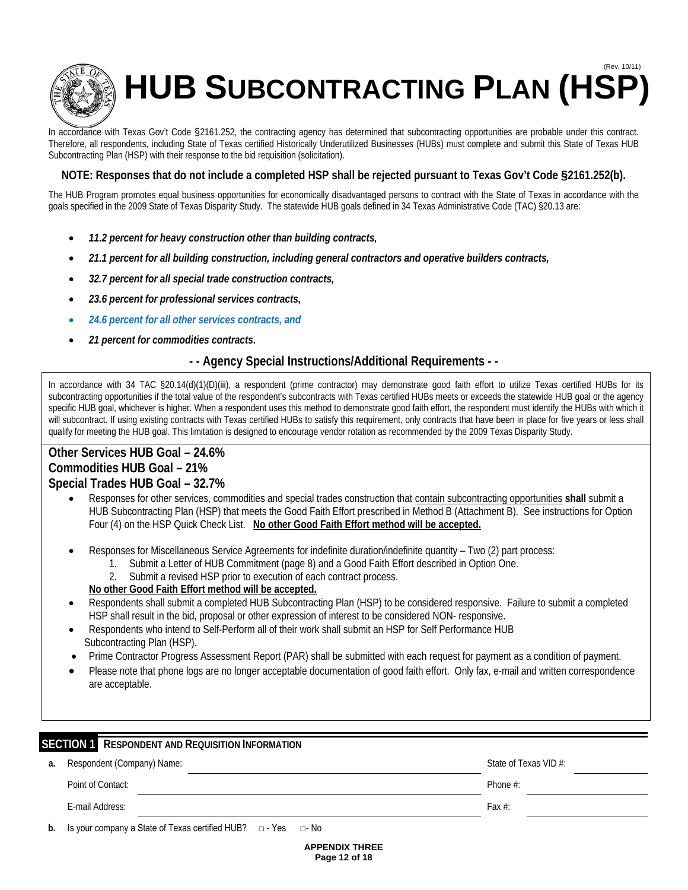(Rev. 10/11)

# HUB SUBCONTRACTING PLAN (HSP)

In accordance with Texas Gov't Code §2161.252, the contracting agency has determined that subcontracting opportunities are probable under this contract. Therefore, all respondents, including State of Texas certified Historically Underutilized Businesses (HUBs) must complete and submit this State of Texas HUB Subcontracting Plan (HSP) with their response to the bid requisition (solicitation).

**NOTE: Responses that do not include a completed HSP shall be rejected pursuant to Texas Gov't Code §2161.252(b).**

The HUB Program promotes equal business opportunities for economically disadvantaged persons to contract with the State of Texas in accordance with the goals specified in the 2009 State of Texas Disparity Study. The statewide HUB goals defined in 34 Texas Administrative Code (TAC) §20.13 are:

- ***11.2 percent for heavy construction other than building contracts,***
- ***21.1 percent for all building construction, including general contractors and operative builders contracts,***
- ***32.7 percent for all special trade construction contracts,***
- ***23.6 percent for professional services contracts,***
- ***24.6 percent for all other services contracts, and***
- ***21 percent for commodities contracts.***

**- - Agency Special Instructions/Additional Requirements - -**

In accordance with 34 TAC §20.14(d)(1)(D)(iii), a respondent (prime contractor) may demonstrate good faith effort to utilize Texas certified HUBs for its subcontracting opportunities if the total value of the respondent's subcontracts with Texas certified HUBs meets or exceeds the statewide HUB goal or the agency specific HUB goal, whichever is higher. When a respondent uses this method to demonstrate good faith effort, the respondent must identify the HUBs with which it will subcontract. If using existing contracts with Texas certified HUBs to satisfy this requirement, only contracts that have been in place for five years or less shall qualify for meeting the HUB goal. This limitation is designed to encourage vendor rotation as recommended by the 2009 Texas Disparity Study.

**Other Services HUB Goal – 24.6%**
**Commodities HUB Goal – 21%**
**Special Trades HUB Goal – 32.7%**

- Responses for other services, commodities and special trades construction that contain subcontracting opportunities **shall** submit a HUB Subcontracting Plan (HSP) that meets the Good Faith Effort prescribed in Method B (Attachment B). See instructions for Option Four (4) on the HSP Quick Check List. **No other Good Faith Effort method will be accepted.**
- Responses for Miscellaneous Service Agreements for indefinite duration/indefinite quantity – Two (2) part process:
  1. Submit a Letter of HUB Commitment (page 8) and a Good Faith Effort described in Option One.
  2. Submit a revised HSP prior to execution of each contract process.

  **No other Good Faith Effort method will be accepted.**
- Respondents shall submit a completed HUB Subcontracting Plan (HSP) to be considered responsive. Failure to submit a completed HSP shall result in the bid, proposal or other expression of interest to be considered NON- responsive.
- Respondents who intend to Self-Perform all of their work shall submit an HSP for Self Performance HUB Subcontracting Plan (HSP).
- Prime Contractor Progress Assessment Report (PAR) shall be submitted with each request for payment as a condition of payment.
- Please note that phone logs are no longer acceptable documentation of good faith effort. Only fax, e-mail and written correspondence are acceptable.

## SECTION 1 RESPONDENT AND REQUISITION INFORMATION

**a.** Respondent (Company) Name: ______________________ State of Texas VID #: ____________

Point of Contact: ______________________ Phone #: ____________

E-mail Address: ______________________ Fax #: ____________

**b.** Is your company a State of Texas certified HUB? □ - Yes □- No

**APPENDIX THREE**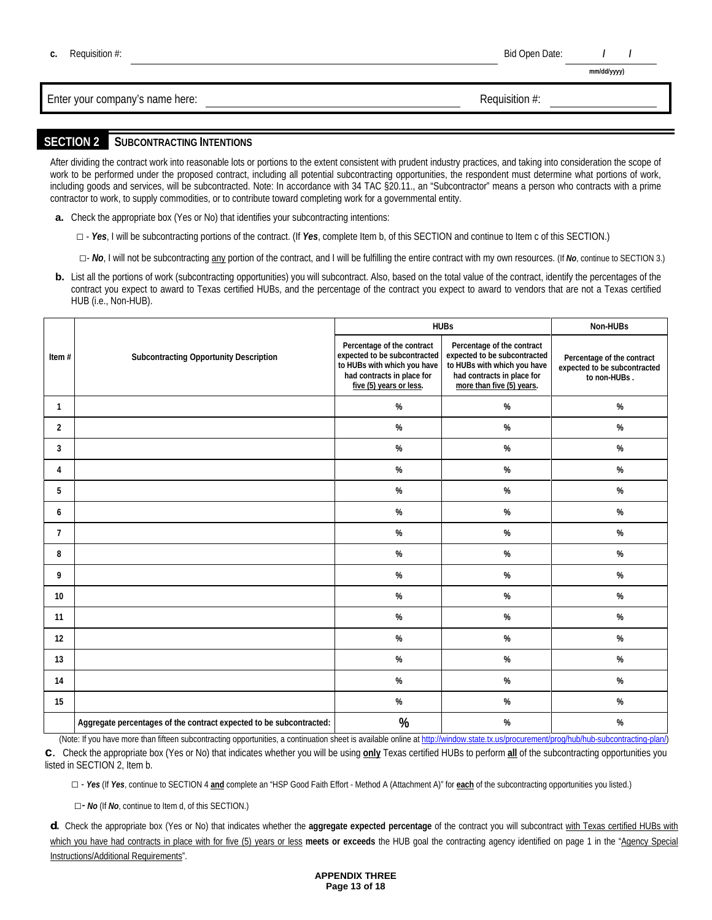**c.** Requisition #: ____________________ Bid Open Date: ___/___/___ (mm/dd/yyyy)

Enter your company's name here: ____________________ Requisition #: ____________________

## SECTION 2 SUBCONTRACTING INTENTIONS

After dividing the contract work into reasonable lots or portions to the extent consistent with prudent industry practices, and taking into consideration the scope of work to be performed under the proposed contract, including all potential subcontracting opportunities, the respondent must determine what portions of work, including goods and services, will be subcontracted. Note: In accordance with 34 TAC §20.11., an "Subcontractor" means a person who contracts with a prime contractor to work, to supply commodities, or to contribute toward completing work for a governmental entity.

**a.** Check the appropriate box (Yes or No) that identifies your subcontracting intentions:

☐ - ***Yes***, I will be subcontracting portions of the contract. (If ***Yes***, complete Item b, of this SECTION and continue to Item c of this SECTION.)

☐- ***No***, I will not be subcontracting any portion of the contract, and I will be fulfilling the entire contract with my own resources. (If ***No***, continue to SECTION 3.)

**b.** List all the portions of work (subcontracting opportunities) you will subcontract. Also, based on the total value of the contract, identify the percentages of the contract you expect to award to Texas certified HUBs, and the percentage of the contract you expect to award to vendors that are not a Texas certified HUB (i.e., Non-HUB).

| Item # | Subcontracting Opportunity Description | HUBs | | Non-HUBs |
|---|---|---|---|---|
| | | Percentage of the contract expected to be subcontracted to HUBs with which you have had contracts in place for five (5) years or less. | Percentage of the contract expected to be subcontracted to HUBs with which you have had contracts in place for more than five (5) years. | Percentage of the contract expected to be subcontracted to non-HUBs . |
| 1 | | % | % | % |
| 2 | | % | % | % |
| 3 | | % | % | % |
| 4 | | % | % | % |
| 5 | | % | % | % |
| 6 | | % | % | % |
| 7 | | % | % | % |
| 8 | | % | % | % |
| 9 | | % | % | % |
| 10 | | % | % | % |
| 11 | | % | % | % |
| 12 | | % | % | % |
| 13 | | % | % | % |
| 14 | | % | % | % |
| 15 | | % | % | % |
| | **Aggregate percentages of the contract expected to be subcontracted:** | % | % | % |

(Note: If you have more than fifteen subcontracting opportunities, a continuation sheet is available online at http://window.state.tx.us/procurement/prog/hub/hub-subcontracting-plan/)

**c.** Check the appropriate box (Yes or No) that indicates whether you will be using **only** Texas certified HUBs to perform **all** of the subcontracting opportunities you listed in SECTION 2, Item b.

☐ - ***Yes*** (If ***Yes***, continue to SECTION 4 **and** complete an "HSP Good Faith Effort - Method A (Attachment A)" for **each** of the subcontracting opportunities you listed.)

☐- ***No*** (If ***No***, continue to Item d, of this SECTION.)

**d.** Check the appropriate box (Yes or No) that indicates whether the **aggregate expected percentage** of the contract you will subcontract with Texas certified HUBs with which you have had contracts in place with for five (5) years or less **meets or exceeds** the HUB goal the contracting agency identified on page 1 in the "Agency Special Instructions/Additional Requirements".

**APPENDIX THREE**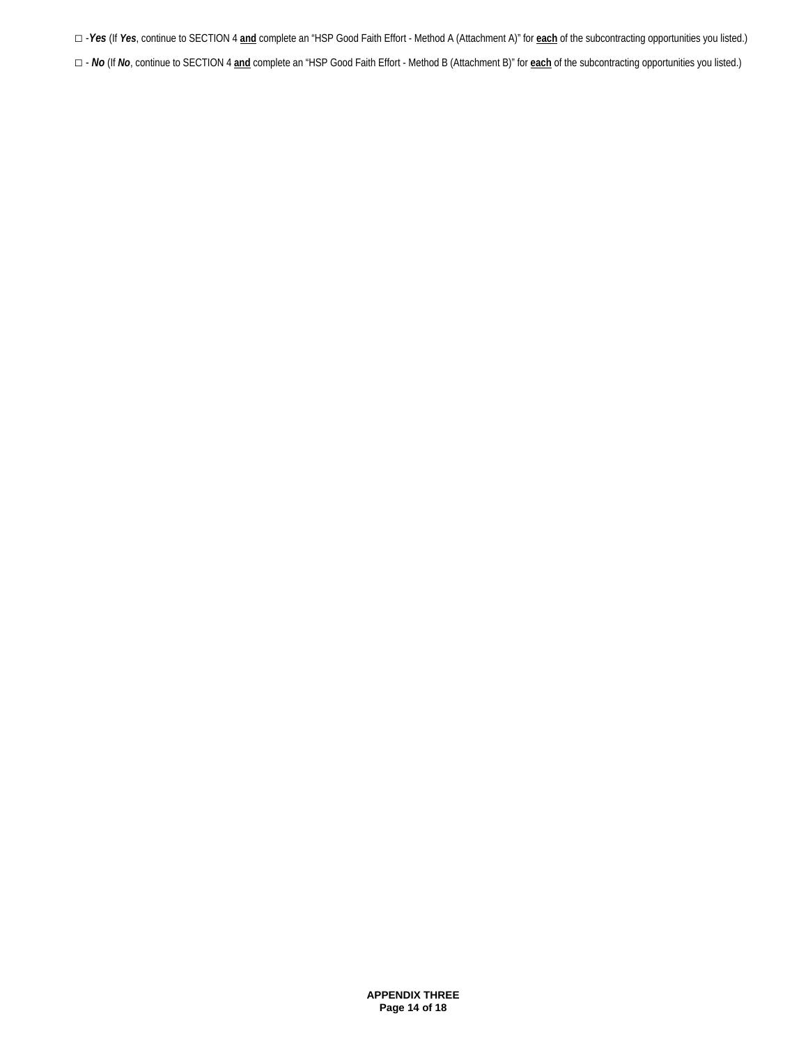□ -***Yes*** (If ***Yes***, continue to SECTION 4 **and** complete an "HSP Good Faith Effort - Method A (Attachment A)" for **each** of the subcontracting opportunities you listed.)

□ - ***No*** (If ***No***, continue to SECTION 4 **and** complete an "HSP Good Faith Effort - Method B (Attachment B)" for **each** of the subcontracting opportunities you listed.)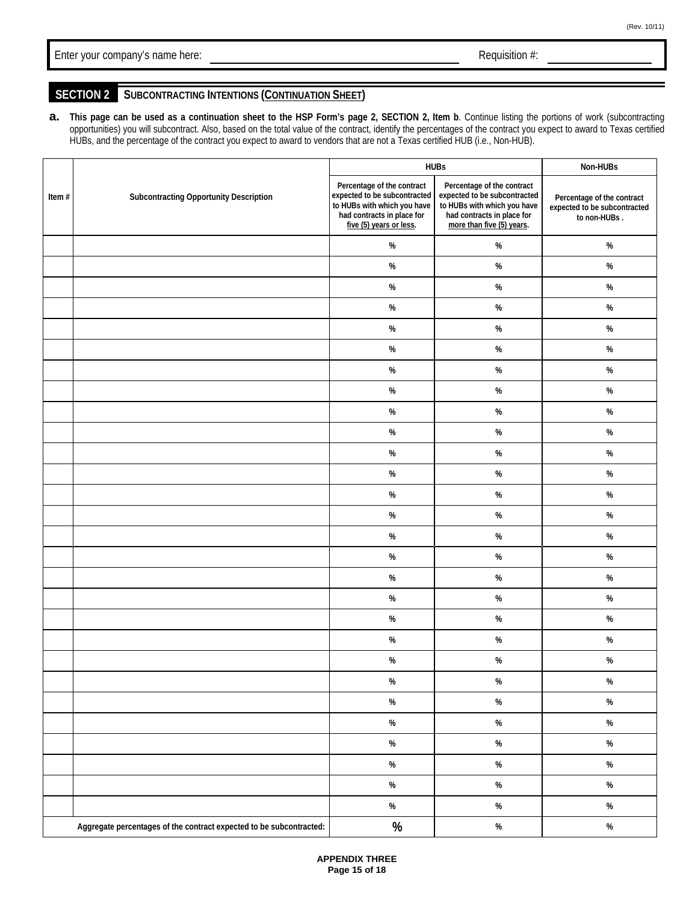Enter your company's name here: ____________________ Requisition #: ____________

## SECTION 2 SUBCONTRACTING INTENTIONS (CONTINUATION SHEET)

**a.** **This page can be used as a continuation sheet to the HSP Form's page 2, SECTION 2, Item b**. Continue listing the portions of work (subcontracting opportunities) you will subcontract. Also, based on the total value of the contract, identify the percentages of the contract you expect to award to Texas certified HUBs, and the percentage of the contract you expect to award to vendors that are not a Texas certified HUB (i.e., Non-HUB).

| Item # | Subcontracting Opportunity Description | HUBs | | Non-HUBs |
|---|---|---|---|---|
| | | Percentage of the contract expected to be subcontracted to HUBs with which you have had contracts in place for five (5) years or less. | Percentage of the contract expected to be subcontracted to HUBs with which you have had contracts in place for more than five (5) years. | Percentage of the contract expected to be subcontracted to non-HUBs . |
| | | % | % | % |
| | | % | % | % |
| | | % | % | % |
| | | % | % | % |
| | | % | % | % |
| | | % | % | % |
| | | % | % | % |
| | | % | % | % |
| | | % | % | % |
| | | % | % | % |
| | | % | % | % |
| | | % | % | % |
| | | % | % | % |
| | | % | % | % |
| | | % | % | % |
| | | % | % | % |
| | | % | % | % |
| | | % | % | % |
| | | % | % | % |
| | | % | % | % |
| | | % | % | % |
| | | % | % | % |
| | | % | % | % |
| | | % | % | % |
| | | % | % | % |
| | | % | % | % |
| | | % | % | % |
| | | % | % | % |
| Aggregate percentages of the contract expected to be subcontracted: | | % | % | % |

**APPENDIX THREE**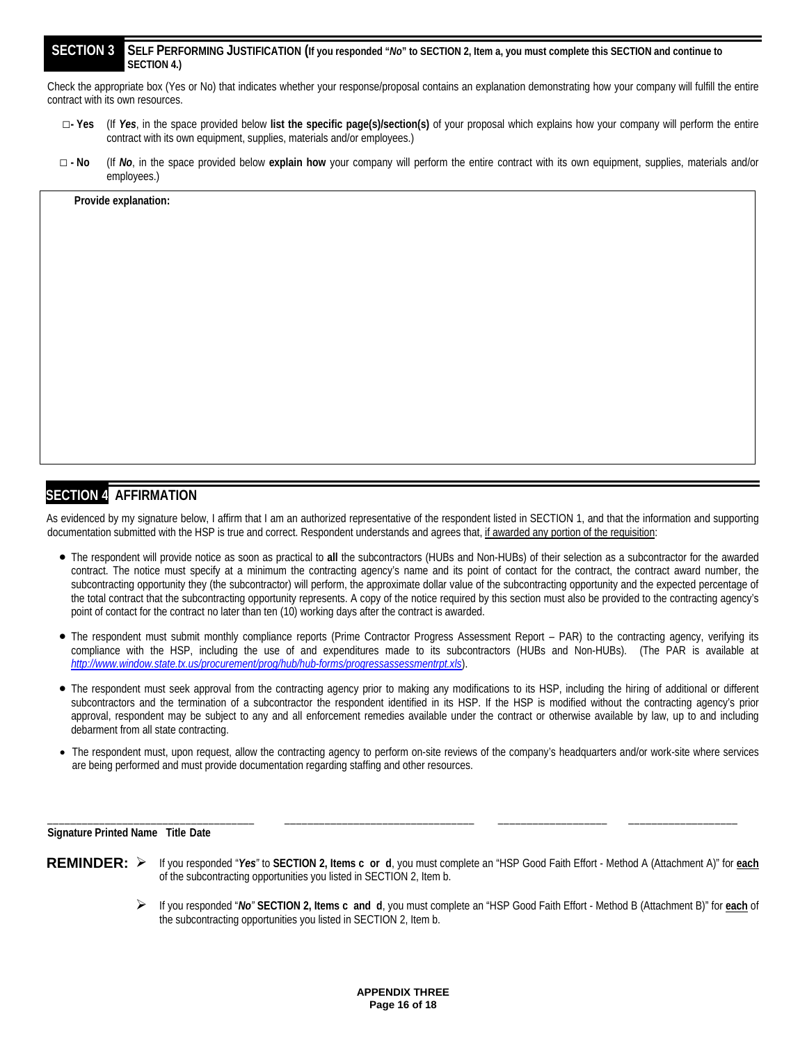## SECTION 3 SELF PERFORMING JUSTIFICATION (If you responded "*No*" to SECTION 2, Item a, you must complete this SECTION and continue to SECTION 4.)

Check the appropriate box (Yes or No) that indicates whether your response/proposal contains an explanation demonstrating how your company will fulfill the entire contract with its own resources.

□- **Yes** (If ***Yes***, in the space provided below **list the specific page(s)/section(s)** of your proposal which explains how your company will perform the entire contract with its own equipment, supplies, materials and/or employees.)

□ - **No** (If ***No***, in the space provided below **explain how** your company will perform the entire contract with its own equipment, supplies, materials and/or employees.)

**Provide explanation:**

## SECTION 4 AFFIRMATION

As evidenced by my signature below, I affirm that I am an authorized representative of the respondent listed in SECTION 1, and that the information and supporting documentation submitted with the HSP is true and correct. Respondent understands and agrees that, <u>if awarded any portion of the requisition</u>:

- The respondent will provide notice as soon as practical to **all** the subcontractors (HUBs and Non-HUBs) of their selection as a subcontractor for the awarded contract. The notice must specify at a minimum the contracting agency's name and its point of contact for the contract, the contract award number, the subcontracting opportunity they (the subcontractor) will perform, the approximate dollar value of the subcontracting opportunity and the expected percentage of the total contract that the subcontracting opportunity represents. A copy of the notice required by this section must also be provided to the contracting agency's point of contact for the contract no later than ten (10) working days after the contract is awarded.
- The respondent must submit monthly compliance reports (Prime Contractor Progress Assessment Report – PAR) to the contracting agency, verifying its compliance with the HSP, including the use of and expenditures made to its subcontractors (HUBs and Non-HUBs). (The PAR is available at *http://www.window.state.tx.us/procurement/prog/hub/hub-forms/progressassessmentrpt.xls*).
- The respondent must seek approval from the contracting agency prior to making any modifications to its HSP, including the hiring of additional or different subcontractors and the termination of a subcontractor the respondent identified in its HSP. If the HSP is modified without the contracting agency's prior approval, respondent may be subject to any and all enforcement remedies available under the contract or otherwise available by law, up to and including debarment from all state contracting.
- The respondent must, upon request, allow the contracting agency to perform on-site reviews of the company's headquarters and/or work-site where services are being performed and must provide documentation regarding staffing and other resources.

\_\_\_\_\_\_\_\_\_\_\_\_\_\_\_\_\_\_\_\_\_\_\_\_\_\_\_\_\_\_\_\_\_\_\_ \_\_\_\_\_\_\_\_\_\_\_\_\_\_\_\_\_\_\_\_\_\_\_\_\_\_\_\_\_\_\_\_\_ \_\_\_\_\_\_\_\_\_\_\_\_\_\_\_\_\_\_\_ \_\_\_\_\_\_\_\_\_\_\_\_\_\_\_\_\_\_\_

**Signature Printed Name Title Date**

**REMINDER:**

- If you responded "***Yes***" to **SECTION 2, Items c or d**, you must complete an "HSP Good Faith Effort - Method A (Attachment A)" for **<u>each</u>** of the subcontracting opportunities you listed in SECTION 2, Item b.
- If you responded "***No***" **SECTION 2, Items c and d**, you must complete an "HSP Good Faith Effort - Method B (Attachment B)" for **<u>each</u>** of the subcontracting opportunities you listed in SECTION 2, Item b.

**APPENDIX THREE**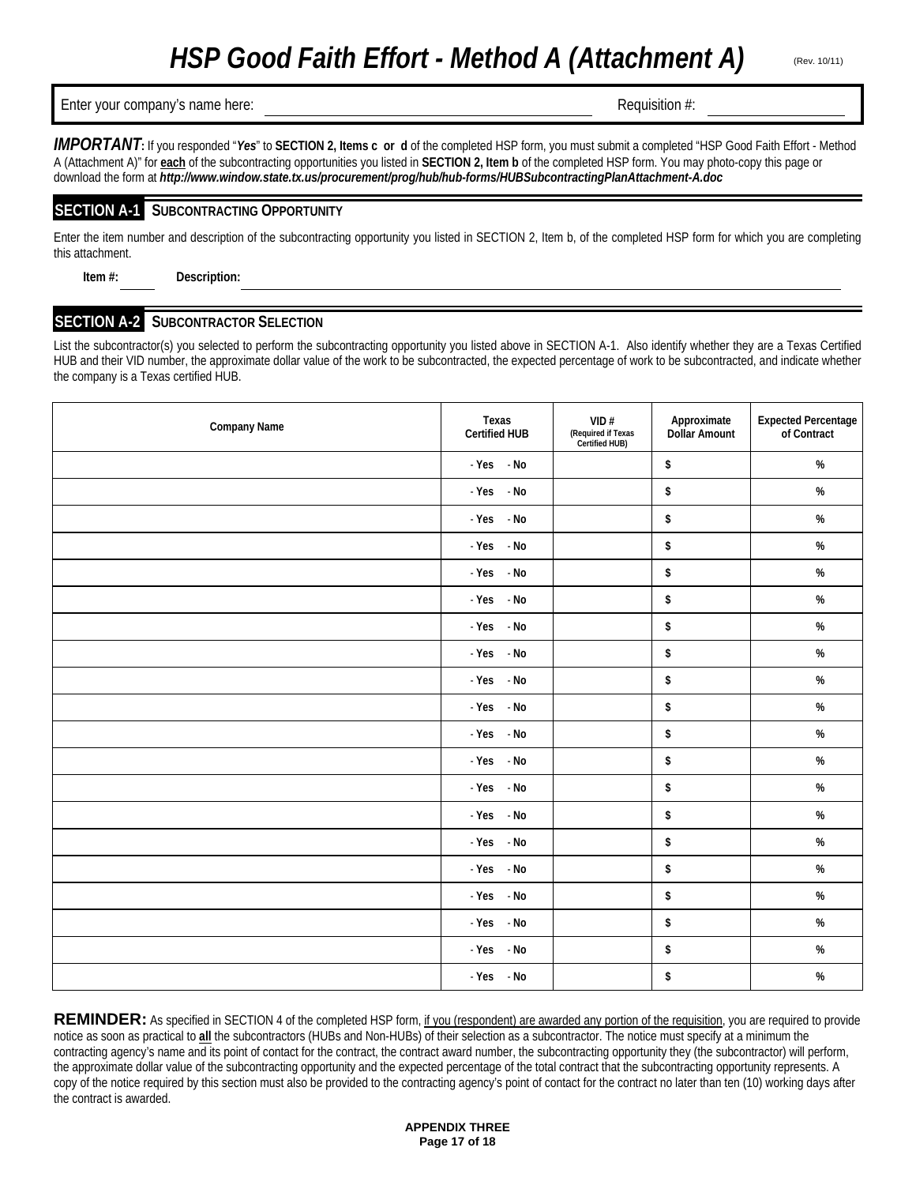# HSP Good Faith Effort - Method A (Attachment A)

(Rev. 10/11)

Enter your company's name here: \_\_\_\_\_\_\_\_\_\_\_\_\_\_\_\_\_\_\_\_ Requisition #: \_\_\_\_\_\_\_\_\_\_

***IMPORTANT*:** If you responded "*Yes*" to **SECTION 2, Items c or d** of the completed HSP form, you must submit a completed "HSP Good Faith Effort - Method A (Attachment A)" for **each** of the subcontracting opportunities you listed in **SECTION 2, Item b** of the completed HSP form. You may photo-copy this page or download the form at ***http://www.window.state.tx.us/procurement/prog/hub/hub-forms/HUBSubcontractingPlanAttachment-A.doc***

## SECTION A-1 SUBCONTRACTING OPPORTUNITY

Enter the item number and description of the subcontracting opportunity you listed in SECTION 2, Item b, of the completed HSP form for which you are completing this attachment.

**Item #:** \_\_\_\_ **Description:** \_\_\_\_\_\_\_\_\_\_\_\_\_\_\_\_\_\_\_\_

## SECTION A-2 SUBCONTRACTOR SELECTION

List the subcontractor(s) you selected to perform the subcontracting opportunity you listed above in SECTION A-1. Also identify whether they are a Texas Certified HUB and their VID number, the approximate dollar value of the work to be subcontracted, the expected percentage of work to be subcontracted, and indicate whether the company is a Texas certified HUB.

| Company Name | Texas Certified HUB | VID # (Required if Texas Certified HUB) | Approximate Dollar Amount | Expected Percentage of Contract |
|---|---|---|---|---|
| | - Yes - No | | $ | % |
| | - Yes - No | | $ | % |
| | - Yes - No | | $ | % |
| | - Yes - No | | $ | % |
| | - Yes - No | | $ | % |
| | - Yes - No | | $ | % |
| | - Yes - No | | $ | % |
| | - Yes - No | | $ | % |
| | - Yes - No | | $ | % |
| | - Yes - No | | $ | % |
| | - Yes - No | | $ | % |
| | - Yes - No | | $ | % |
| | - Yes - No | | $ | % |
| | - Yes - No | | $ | % |
| | - Yes - No | | $ | % |
| | - Yes - No | | $ | % |
| | - Yes - No | | $ | % |
| | - Yes - No | | $ | % |
| | - Yes - No | | $ | % |
| | - Yes - No | | $ | % |

**REMINDER:** As specified in SECTION 4 of the completed HSP form, if you (respondent) are awarded any portion of the requisition, you are required to provide notice as soon as practical to **all** the subcontractors (HUBs and Non-HUBs) of their selection as a subcontractor. The notice must specify at a minimum the contracting agency's name and its point of contact for the contract, the contract award number, the subcontracting opportunity they (the subcontractor) will perform, the approximate dollar value of the subcontracting opportunity and the expected percentage of the total contract that the subcontracting opportunity represents. A copy of the notice required by this section must also be provided to the contracting agency's point of contact for the contract no later than ten (10) working days after the contract is awarded.

**APPENDIX THREE**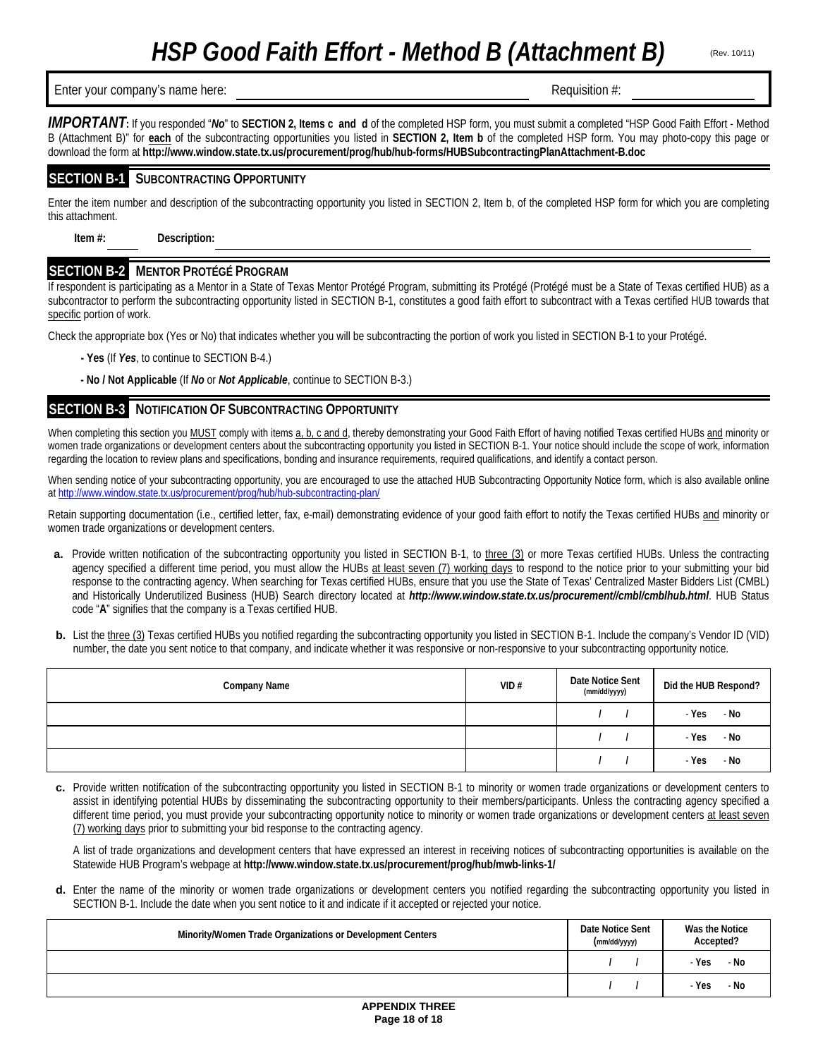# HSP Good Faith Effort - Method B (Attachment B)

(Rev. 10/11)

Enter your company's name here: \_\_\_\_\_\_\_\_\_\_\_\_\_\_\_\_\_\_\_\_ Requisition #: \_\_\_\_\_\_\_\_\_\_

***IMPORTANT***: If you responded "***No***" to **SECTION 2, Items c and d** of the completed HSP form, you must submit a completed "HSP Good Faith Effort - Method B (Attachment B)" for **each** of the subcontracting opportunities you listed in **SECTION 2, Item b** of the completed HSP form. You may photo-copy this page or download the form at **http://www.window.state.tx.us/procurement/prog/hub/hub-forms/HUBSubcontractingPlanAttachment-B.doc**

## SECTION B-1 SUBCONTRACTING OPPORTUNITY

Enter the item number and description of the subcontracting opportunity you listed in SECTION 2, Item b, of the completed HSP form for which you are completing this attachment.

**Item #:** \_\_\_\_\_ **Description:** \_\_\_\_\_\_\_\_\_\_\_\_\_\_\_\_\_\_\_\_

## SECTION B-2 MENTOR PROTÉGÉ PROGRAM

If respondent is participating as a Mentor in a State of Texas Mentor Protégé Program, submitting its Protégé (Protégé must be a State of Texas certified HUB) as a subcontractor to perform the subcontracting opportunity listed in SECTION B-1, constitutes a good faith effort to subcontract with a Texas certified HUB towards that specific portion of work.

Check the appropriate box (Yes or No) that indicates whether you will be subcontracting the portion of work you listed in SECTION B-1 to your Protégé.

- **- Yes** (If ***Yes***, to continue to SECTION B-4.)
- **- No / Not Applicable** (If ***No*** or ***Not Applicable***, continue to SECTION B-3.)

## SECTION B-3 NOTIFICATION OF SUBCONTRACTING OPPORTUNITY

When completing this section you MUST comply with items a, b, c and d, thereby demonstrating your Good Faith Effort of having notified Texas certified HUBs and minority or women trade organizations or development centers about the subcontracting opportunity you listed in SECTION B-1. Your notice should include the scope of work, information regarding the location to review plans and specifications, bonding and insurance requirements, required qualifications, and identify a contact person.

When sending notice of your subcontracting opportunity, you are encouraged to use the attached HUB Subcontracting Opportunity Notice form, which is also available online at http://www.window.state.tx.us/procurement/prog/hub/hub-subcontracting-plan/

Retain supporting documentation (i.e., certified letter, fax, e-mail) demonstrating evidence of your good faith effort to notify the Texas certified HUBs and minority or women trade organizations or development centers.

**a.** Provide written notification of the subcontracting opportunity you listed in SECTION B-1, to three (3) or more Texas certified HUBs. Unless the contracting agency specified a different time period, you must allow the HUBs at least seven (7) working days to respond to the notice prior to your submitting your bid response to the contracting agency. When searching for Texas certified HUBs, ensure that you use the State of Texas' Centralized Master Bidders List (CMBL) and Historically Underutilized Business (HUB) Search directory located at ***http://www.window.state.tx.us/procurement//cmbl/cmblhub.html***. HUB Status code "**A**" signifies that the company is a Texas certified HUB.

**b.** List the three (3) Texas certified HUBs you notified regarding the subcontracting opportunity you listed in SECTION B-1. Include the company's Vendor ID (VID) number, the date you sent notice to that company, and indicate whether it was responsive or non-responsive to your subcontracting opportunity notice.

| Company Name | VID # | Date Notice Sent (mm/dd/yyyy) | Did the HUB Respond? |
|---|---|---|---|
| | | / / | - Yes - No |
| | | / / | - Yes - No |
| | | / / | - Yes - No |

**c.** Provide written notification of the subcontracting opportunity you listed in SECTION B-1 to minority or women trade organizations or development centers to assist in identifying potential HUBs by disseminating the subcontracting opportunity to their members/participants. Unless the contracting agency specified a different time period, you must provide your subcontracting opportunity notice to minority or women trade organizations or development centers at least seven (7) working days prior to submitting your bid response to the contracting agency.

A list of trade organizations and development centers that have expressed an interest in receiving notices of subcontracting opportunities is available on the Statewide HUB Program's webpage at **http://www.window.state.tx.us/procurement/prog/hub/mwb-links-1/**

**d.** Enter the name of the minority or women trade organizations or development centers you notified regarding the subcontracting opportunity you listed in SECTION B-1. Include the date when you sent notice to it and indicate if it accepted or rejected your notice.

| Minority/Women Trade Organizations or Development Centers | Date Notice Sent (mm/dd/yyyy) | Was the Notice Accepted? |
|---|---|---|
| | / / | - Yes - No |
| | / / | - Yes - No |

**APPENDIX THREE**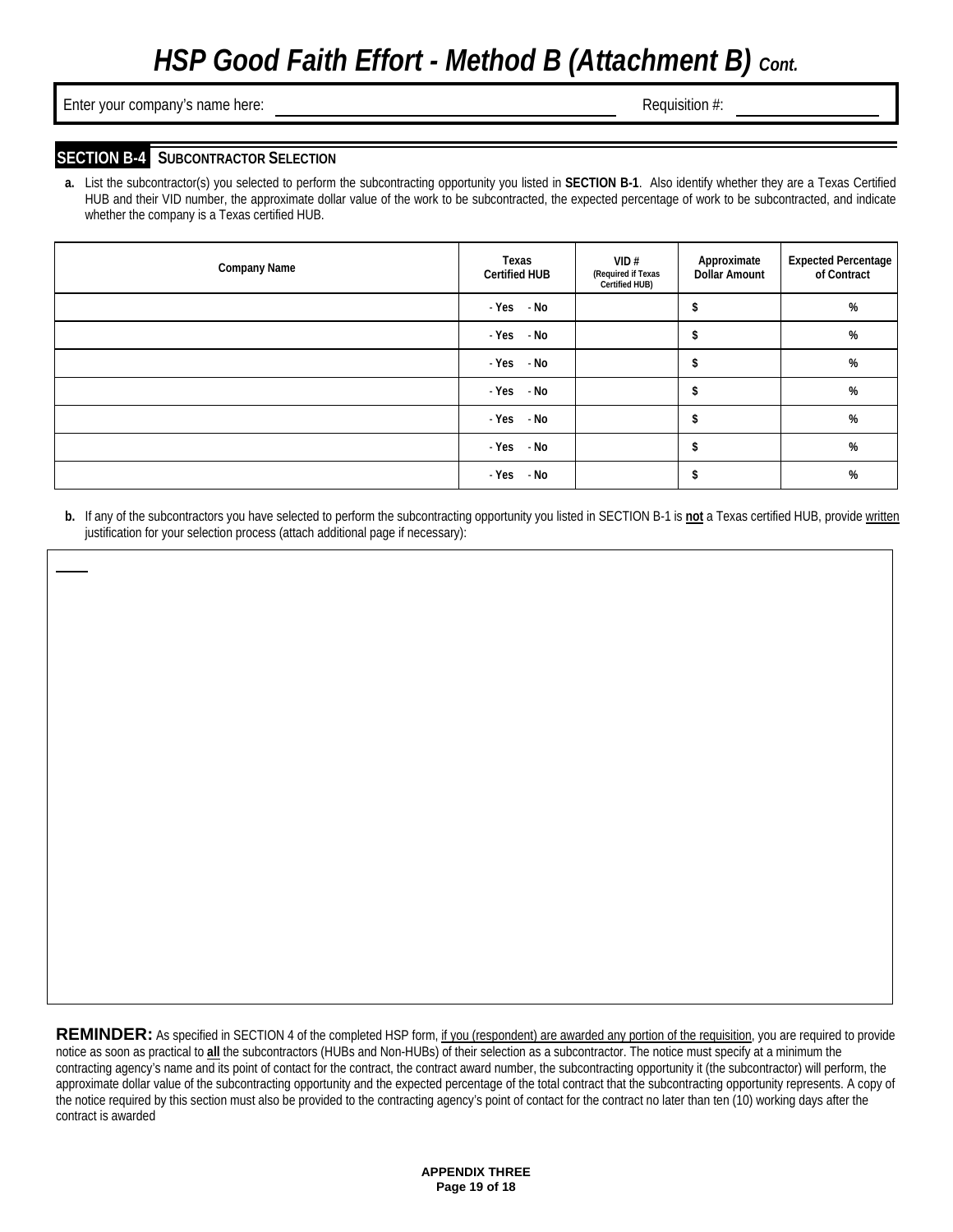# *HSP Good Faith Effort - Method B (Attachment B) Cont.*

Enter your company's name here: ______________________ Requisition #: ______________

## SECTION B-4 SUBCONTRACTOR SELECTION

**a.** List the subcontractor(s) you selected to perform the subcontracting opportunity you listed in **SECTION B-1**. Also identify whether they are a Texas Certified HUB and their VID number, the approximate dollar value of the work to be subcontracted, the expected percentage of work to be subcontracted, and indicate whether the company is a Texas certified HUB.

| Company Name | Texas Certified HUB | VID # (Required if Texas Certified HUB) | Approximate Dollar Amount | Expected Percentage of Contract |
|---|---|---|---|---|
| | - Yes - No | | $ | % |
| | - Yes - No | | $ | % |
| | - Yes - No | | $ | % |
| | - Yes - No | | $ | % |
| | - Yes - No | | $ | % |
| | - Yes - No | | $ | % |
| | - Yes - No | | $ | % |

**b.** If any of the subcontractors you have selected to perform the subcontracting opportunity you listed in SECTION B-1 is **not** a Texas certified HUB, provide written justification for your selection process (attach additional page if necessary):

**REMINDER:** As specified in SECTION 4 of the completed HSP form, if you (respondent) are awarded any portion of the requisition, you are required to provide notice as soon as practical to **all** the subcontractors (HUBs and Non-HUBs) of their selection as a subcontractor. The notice must specify at a minimum the contracting agency's name and its point of contact for the contract, the contract award number, the subcontracting opportunity it (the subcontractor) will perform, the approximate dollar value of the subcontracting opportunity and the expected percentage of the total contract that the subcontracting opportunity represents. A copy of the notice required by this section must also be provided to the contracting agency's point of contact for the contract no later than ten (10) working days after the contract is awarded

**APPENDIX THREE**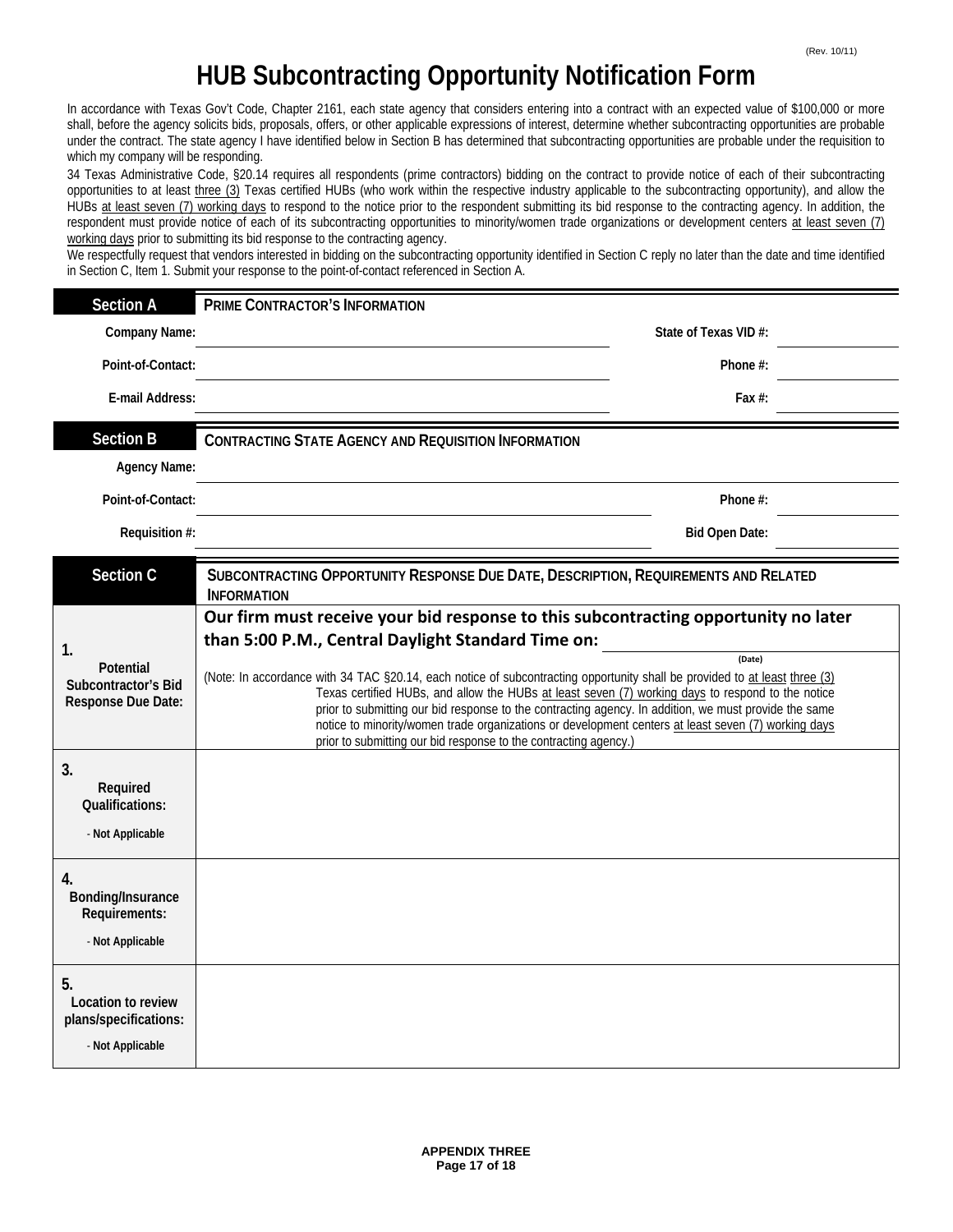(Rev. 10/11)

# HUB Subcontracting Opportunity Notification Form

In accordance with Texas Gov't Code, Chapter 2161, each state agency that considers entering into a contract with an expected value of $100,000 or more shall, before the agency solicits bids, proposals, offers, or other applicable expressions of interest, determine whether subcontracting opportunities are probable under the contract. The state agency I have identified below in Section B has determined that subcontracting opportunities are probable under the requisition to which my company will be responding.

34 Texas Administrative Code, §20.14 requires all respondents (prime contractors) bidding on the contract to provide notice of each of their subcontracting opportunities to at least three (3) Texas certified HUBs (who work within the respective industry applicable to the subcontracting opportunity), and allow the HUBs at least seven (7) working days to respond to the notice prior to the respondent submitting its bid response to the contracting agency. In addition, the respondent must provide notice of each of its subcontracting opportunities to minority/women trade organizations or development centers at least seven (7) working days prior to submitting its bid response to the contracting agency.

We respectfully request that vendors interested in bidding on the subcontracting opportunity identified in Section C reply no later than the date and time identified in Section C, Item 1. Submit your response to the point-of-contact referenced in Section A.

## Section A — PRIME CONTRACTOR'S INFORMATION

| | | | |
|---|---|---|---|
| Company Name: | | State of Texas VID #: | |
| Point-of-Contact: | | Phone #: | |
| E-mail Address: | | Fax #: | |

## Section B — CONTRACTING STATE AGENCY AND REQUISITION INFORMATION

| | | | |
|---|---|---|---|
| Agency Name: | | | |
| Point-of-Contact: | | Phone #: | |
| Requisition #: | | Bid Open Date: | |

## Section C — SUBCONTRACTING OPPORTUNITY RESPONSE DUE DATE, DESCRIPTION, REQUIREMENTS AND RELATED INFORMATION

| | |
|---|---|
| **1. Potential Subcontractor's Bid Response Due Date:** | **Our firm must receive your bid response to this subcontracting opportunity no later than 5:00 P.M., Central Daylight Standard Time on:** ______________ (Date)<br><br>(Note: In accordance with 34 TAC §20.14, each notice of subcontracting opportunity shall be provided to at least three (3) Texas certified HUBs, and allow the HUBs at least seven (7) working days to respond to the notice prior to submitting our bid response to the contracting agency. In addition, we must provide the same notice to minority/women trade organizations or development centers at least seven (7) working days prior to submitting our bid response to the contracting agency.) |
| **3. Required Qualifications:**<br><br>- Not Applicable | |
| **4. Bonding/Insurance Requirements:**<br><br>- Not Applicable | |
| **5. Location to review plans/specifications:**<br><br>- Not Applicable | |

**APPENDIX THREE**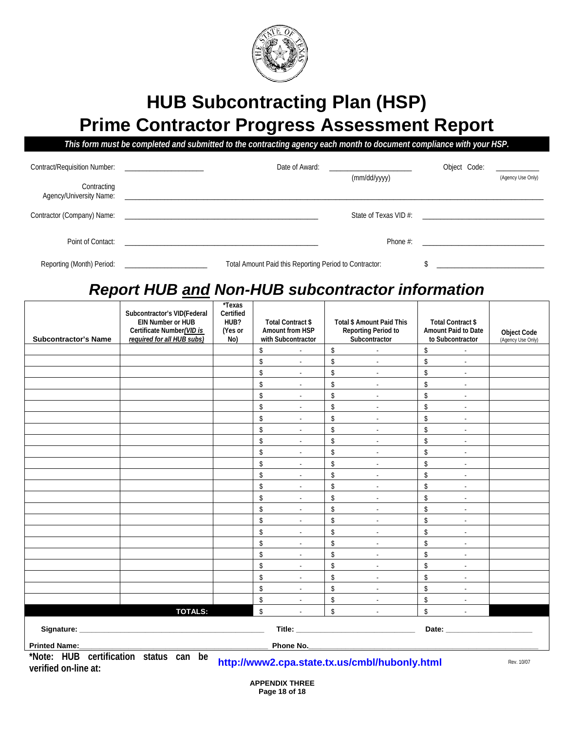# HUB Subcontracting Plan (HSP)
# Prime Contractor Progress Assessment Report

***This form must be completed and submitted to the contracting agency each month to document compliance with your HSP.***

Contract/Requisition Number: ____________________ Date of Award: ____________________ (mm/dd/yyyy) Object Code: __________ (Agency Use Only)

Contracting Agency/University Name: ________________________________________________

Contractor (Company) Name: ________________________________ State of Texas VID #: ____________________

Point of Contact: ________________________________ Phone #: ____________________

Reporting (Month) Period: ____________________ Total Amount Paid this Reporting Period to Contractor: $ ____________________

## *Report HUB and Non-HUB subcontractor information*

| Subcontractor's Name | Subcontractor's VID(Federal EIN Number or HUB Certificate Number(*VID is required for all HUB subs*) | *Texas Certified HUB? (Yes or No) | Total Contract $ Amount from HSP with Subcontractor | Total $ Amount Paid This Reporting Period to Subcontractor | Total Contract $ Amount Paid to Date to Subcontractor | Object Code (Agency Use Only) |
|---|---|---|---|---|---|---|
| | | | $ - | $ - | $ - | |
| | | | $ - | $ - | $ - | |
| | | | $ - | $ - | $ - | |
| | | | $ - | $ - | $ - | |
| | | | $ - | $ - | $ - | |
| | | | $ - | $ - | $ - | |
| | | | $ - | $ - | $ - | |
| | | | $ - | $ - | $ - | |
| | | | $ - | $ - | $ - | |
| | | | $ - | $ - | $ - | |
| | | | $ - | $ - | $ - | |
| | | | $ - | $ - | $ - | |
| | | | $ - | $ - | $ - | |
| | | | $ - | $ - | $ - | |
| | | | $ - | $ - | $ - | |
| | | | $ - | $ - | $ - | |
| | | | $ - | $ - | $ - | |
| | | | $ - | $ - | $ - | |
| | | | $ - | $ - | $ - | |
| | | | $ - | $ - | $ - | |
| | | | $ - | $ - | $ - | |
| | | | $ - | $ - | $ - | |
| | | | $ - | $ - | $ - | |
| | **TOTALS:** | | $ - | $ - | $ - | |

**Signature:** ________________________________ **Title:** ____________________ **Date:** ____________________

**Printed Name:** ________________________________ **Phone No.** ____________________

**\*Note: HUB certification status can be verified on-line at:** **http://www2.cpa.state.tx.us/cmbl/hubonly.html**

Rev. 10/07

**APPENDIX THREE**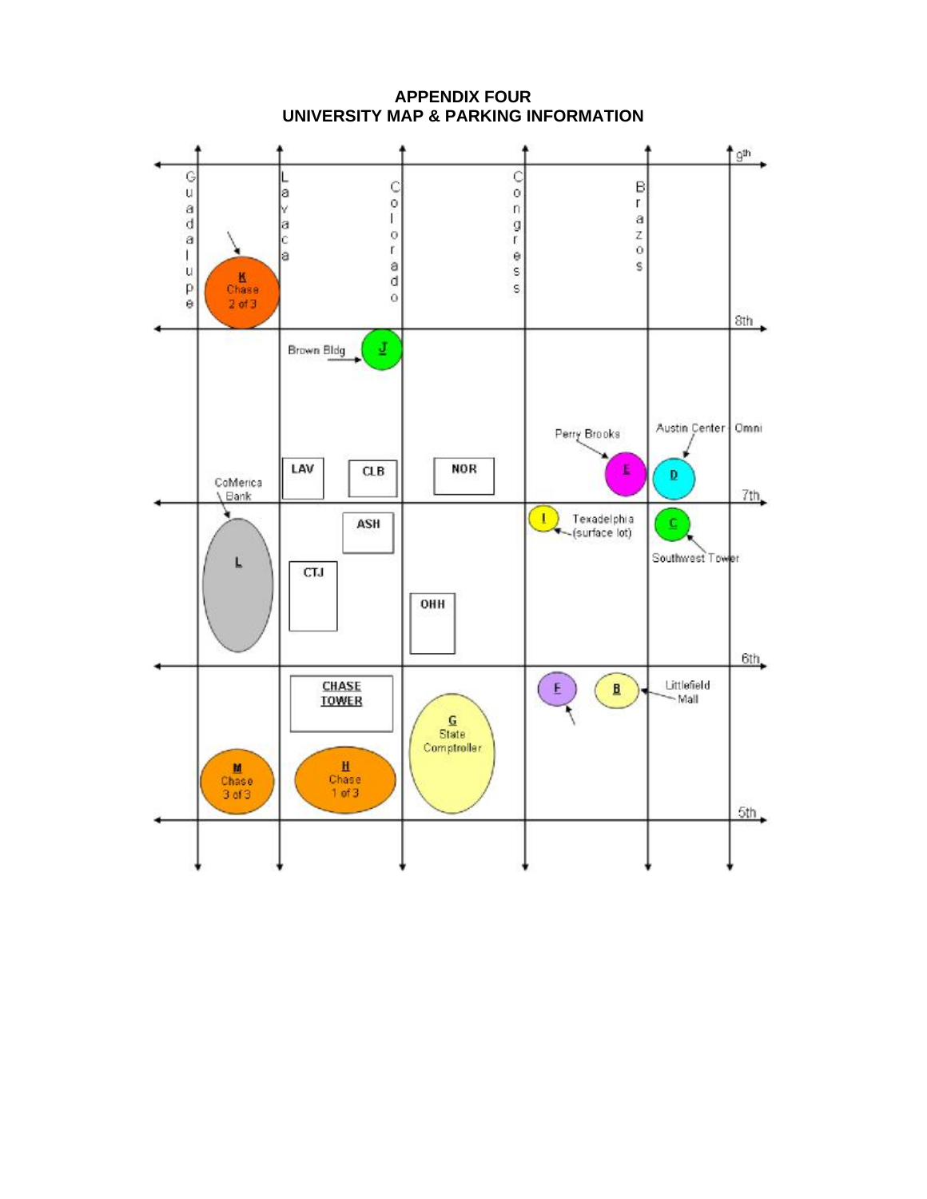# APPENDIX FOUR
# UNIVERSITY MAP & PARKING INFORMATION

9th

Guadalupe

Lavaca

Colorado

Congress

Brazos

K Chase 2 of 3

8th

Brown Bldg

J

Perry Brooks

Austin Center

Omni

E

D

LAV

CLB

NOR

CoMerica Bank

7th

I

Texadelphia (surface lot)

C

ASH

Southwest Tower

L

CTJ

OHH

6th

CHASE TOWER

F

B

Littlefield Mall

G State Comptroller

M Chase 3 of 3

H Chase 1 of 3

5th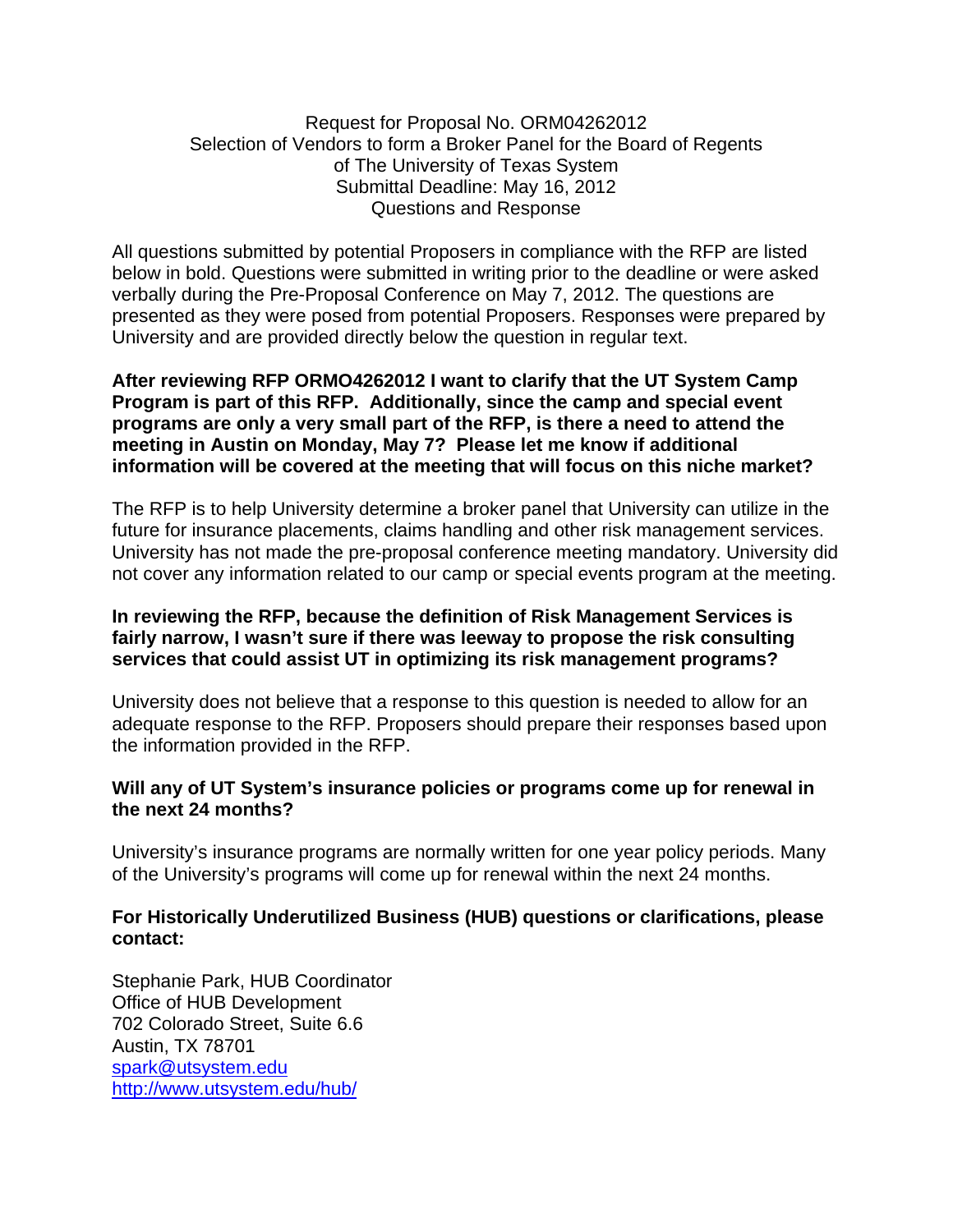Request for Proposal No. ORM04262012
Selection of Vendors to form a Broker Panel for the Board of Regents
of The University of Texas System
Submittal Deadline: May 16, 2012
Questions and Response

All questions submitted by potential Proposers in compliance with the RFP are listed below in bold. Questions were submitted in writing prior to the deadline or were asked verbally during the Pre-Proposal Conference on May 7, 2012. The questions are presented as they were posed from potential Proposers. Responses were prepared by University and are provided directly below the question in regular text.

**After reviewing RFP ORMO4262012 I want to clarify that the UT System Camp Program is part of this RFP. Additionally, since the camp and special event programs are only a very small part of the RFP, is there a need to attend the meeting in Austin on Monday, May 7? Please let me know if additional information will be covered at the meeting that will focus on this niche market?**

The RFP is to help University determine a broker panel that University can utilize in the future for insurance placements, claims handling and other risk management services. University has not made the pre-proposal conference meeting mandatory. University did not cover any information related to our camp or special events program at the meeting.

**In reviewing the RFP, because the definition of Risk Management Services is fairly narrow, I wasn't sure if there was leeway to propose the risk consulting services that could assist UT in optimizing its risk management programs?**

University does not believe that a response to this question is needed to allow for an adequate response to the RFP. Proposers should prepare their responses based upon the information provided in the RFP.

**Will any of UT System's insurance policies or programs come up for renewal in the next 24 months?**

University's insurance programs are normally written for one year policy periods. Many of the University's programs will come up for renewal within the next 24 months.

**For Historically Underutilized Business (HUB) questions or clarifications, please contact:**

Stephanie Park, HUB Coordinator
Office of HUB Development
702 Colorado Street, Suite 6.6
Austin, TX 78701
spark@utsystem.edu
http://www.utsystem.edu/hub/